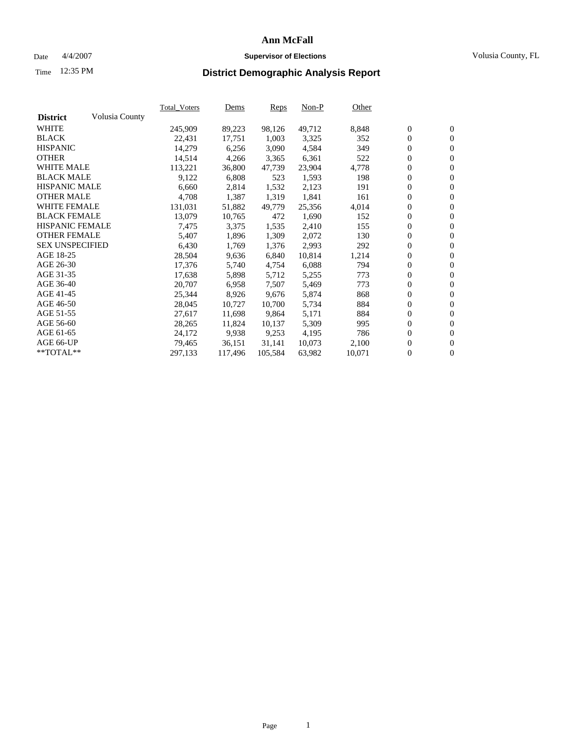# Ann McFall

Date 4/4/2007 **Supervisor of Elections** Volusia County, FL

Time 12:35 PM

## District Demographic Analysis Report

| **District** Volusia County | Total_Voters | Dems | Reps | Non-P | Other | | |
|---|---|---|---|---|---|---|---|
| WHITE | 245,909 | 89,223 | 98,126 | 49,712 | 8,848 | 0 | 0 |
| BLACK | 22,431 | 17,751 | 1,003 | 3,325 | 352 | 0 | 0 |
| HISPANIC | 14,279 | 6,256 | 3,090 | 4,584 | 349 | 0 | 0 |
| OTHER | 14,514 | 4,266 | 3,365 | 6,361 | 522 | 0 | 0 |
| WHITE MALE | 113,221 | 36,800 | 47,739 | 23,904 | 4,778 | 0 | 0 |
| BLACK MALE | 9,122 | 6,808 | 523 | 1,593 | 198 | 0 | 0 |
| HISPANIC MALE | 6,660 | 2,814 | 1,532 | 2,123 | 191 | 0 | 0 |
| OTHER MALE | 4,708 | 1,387 | 1,319 | 1,841 | 161 | 0 | 0 |
| WHITE FEMALE | 131,031 | 51,882 | 49,779 | 25,356 | 4,014 | 0 | 0 |
| BLACK FEMALE | 13,079 | 10,765 | 472 | 1,690 | 152 | 0 | 0 |
| HISPANIC FEMALE | 7,475 | 3,375 | 1,535 | 2,410 | 155 | 0 | 0 |
| OTHER FEMALE | 5,407 | 1,896 | 1,309 | 2,072 | 130 | 0 | 0 |
| SEX UNSPECIFIED | 6,430 | 1,769 | 1,376 | 2,993 | 292 | 0 | 0 |
| AGE 18-25 | 28,504 | 9,636 | 6,840 | 10,814 | 1,214 | 0 | 0 |
| AGE 26-30 | 17,376 | 5,740 | 4,754 | 6,088 | 794 | 0 | 0 |
| AGE 31-35 | 17,638 | 5,898 | 5,712 | 5,255 | 773 | 0 | 0 |
| AGE 36-40 | 20,707 | 6,958 | 7,507 | 5,469 | 773 | 0 | 0 |
| AGE 41-45 | 25,344 | 8,926 | 9,676 | 5,874 | 868 | 0 | 0 |
| AGE 46-50 | 28,045 | 10,727 | 10,700 | 5,734 | 884 | 0 | 0 |
| AGE 51-55 | 27,617 | 11,698 | 9,864 | 5,171 | 884 | 0 | 0 |
| AGE 56-60 | 28,265 | 11,824 | 10,137 | 5,309 | 995 | 0 | 0 |
| AGE 61-65 | 24,172 | 9,938 | 9,253 | 4,195 | 786 | 0 | 0 |
| AGE 66-UP | 79,465 | 36,151 | 31,141 | 10,073 | 2,100 | 0 | 0 |
| **TOTAL** | 297,133 | 117,496 | 105,584 | 63,982 | 10,071 | 0 | 0 |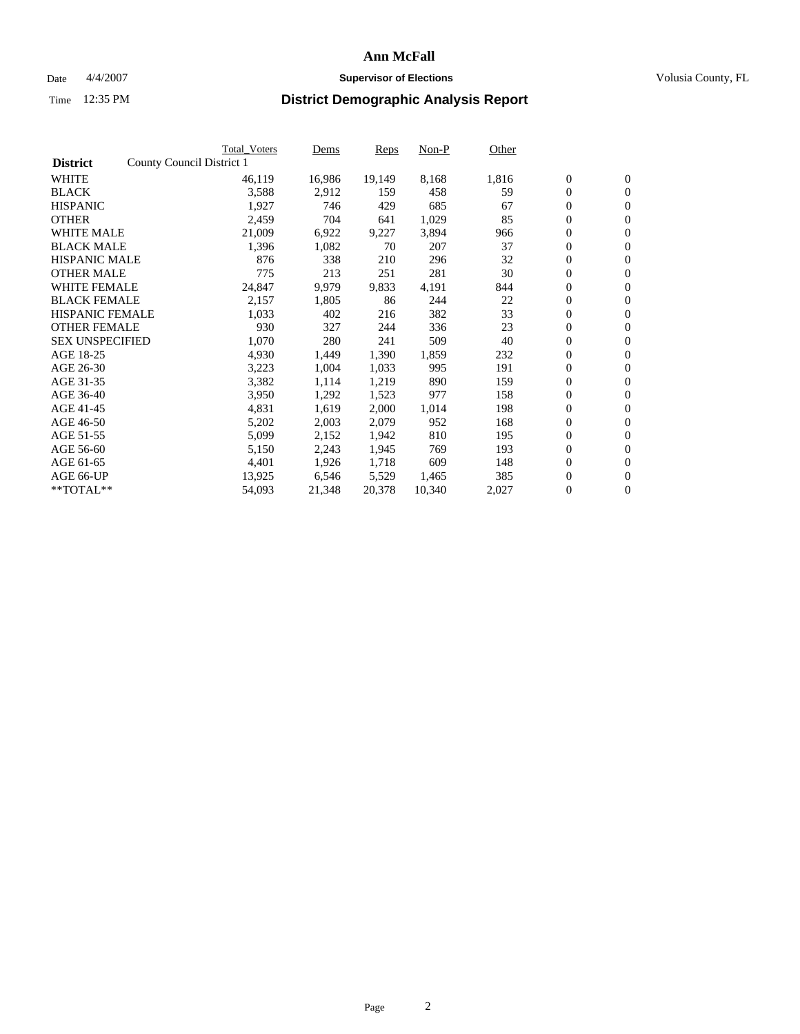# Ann McFall

Date 4/4/2007 **Supervisor of Elections** Volusia County, FL

Time 12:35 PM **District Demographic Analysis Report**

| **District** | County Council District 1 | Total_Voters | Dems | Reps | Non-P | Other | | |
|---|---|---|---|---|---|---|---|---|
| WHITE | | 46,119 | 16,986 | 19,149 | 8,168 | 1,816 | 0 | 0 |
| BLACK | | 3,588 | 2,912 | 159 | 458 | 59 | 0 | 0 |
| HISPANIC | | 1,927 | 746 | 429 | 685 | 67 | 0 | 0 |
| OTHER | | 2,459 | 704 | 641 | 1,029 | 85 | 0 | 0 |
| WHITE MALE | | 21,009 | 6,922 | 9,227 | 3,894 | 966 | 0 | 0 |
| BLACK MALE | | 1,396 | 1,082 | 70 | 207 | 37 | 0 | 0 |
| HISPANIC MALE | | 876 | 338 | 210 | 296 | 32 | 0 | 0 |
| OTHER MALE | | 775 | 213 | 251 | 281 | 30 | 0 | 0 |
| WHITE FEMALE | | 24,847 | 9,979 | 9,833 | 4,191 | 844 | 0 | 0 |
| BLACK FEMALE | | 2,157 | 1,805 | 86 | 244 | 22 | 0 | 0 |
| HISPANIC FEMALE | | 1,033 | 402 | 216 | 382 | 33 | 0 | 0 |
| OTHER FEMALE | | 930 | 327 | 244 | 336 | 23 | 0 | 0 |
| SEX UNSPECIFIED | | 1,070 | 280 | 241 | 509 | 40 | 0 | 0 |
| AGE 18-25 | | 4,930 | 1,449 | 1,390 | 1,859 | 232 | 0 | 0 |
| AGE 26-30 | | 3,223 | 1,004 | 1,033 | 995 | 191 | 0 | 0 |
| AGE 31-35 | | 3,382 | 1,114 | 1,219 | 890 | 159 | 0 | 0 |
| AGE 36-40 | | 3,950 | 1,292 | 1,523 | 977 | 158 | 0 | 0 |
| AGE 41-45 | | 4,831 | 1,619 | 2,000 | 1,014 | 198 | 0 | 0 |
| AGE 46-50 | | 5,202 | 2,003 | 2,079 | 952 | 168 | 0 | 0 |
| AGE 51-55 | | 5,099 | 2,152 | 1,942 | 810 | 195 | 0 | 0 |
| AGE 56-60 | | 5,150 | 2,243 | 1,945 | 769 | 193 | 0 | 0 |
| AGE 61-65 | | 4,401 | 1,926 | 1,718 | 609 | 148 | 0 | 0 |
| AGE 66-UP | | 13,925 | 6,546 | 5,529 | 1,465 | 385 | 0 | 0 |
| **TOTAL** | | 54,093 | 21,348 | 20,378 | 10,340 | 2,027 | 0 | 0 |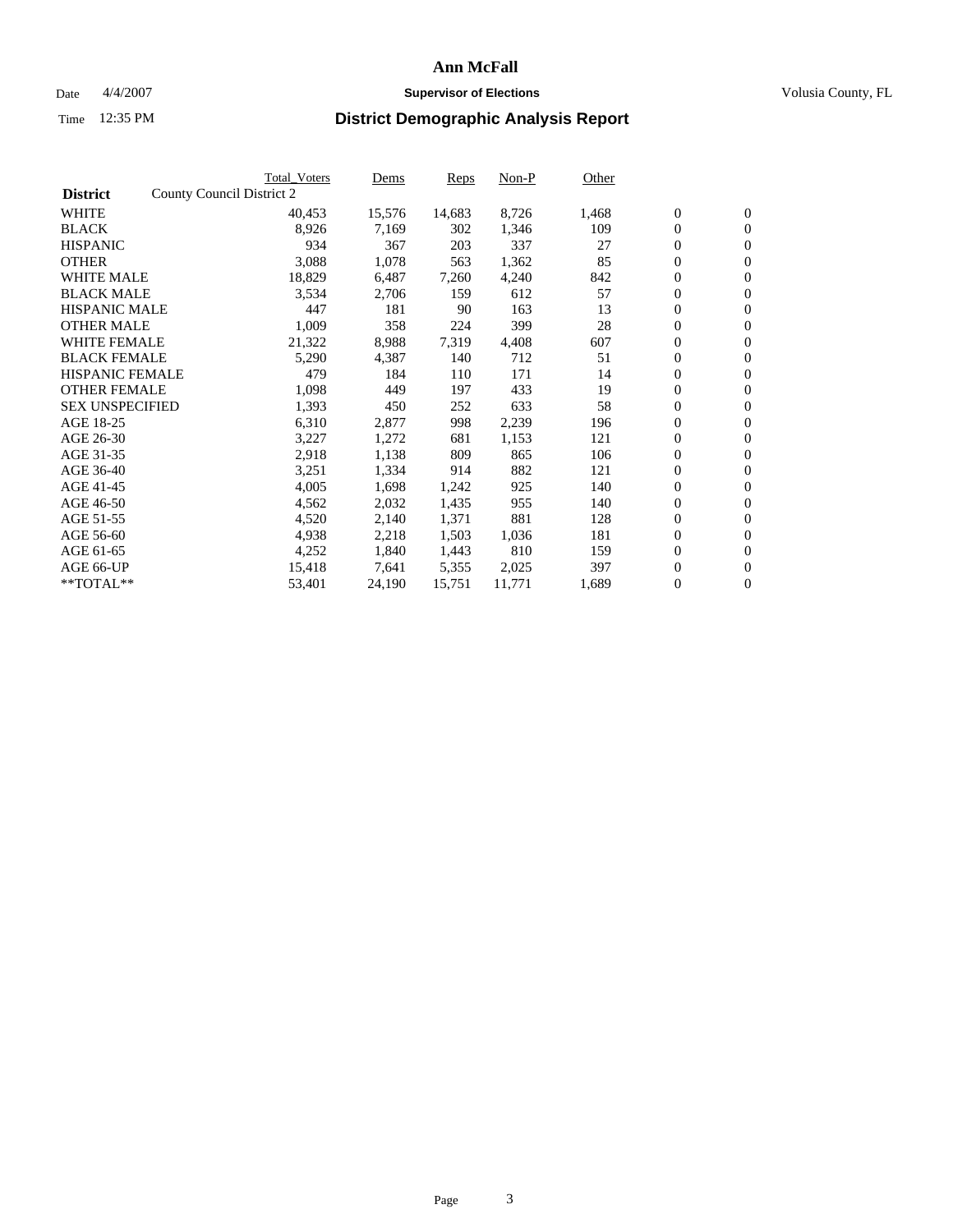# Ann McFall

Date 4/4/2007 **Supervisor of Elections** Volusia County, FL

Time 12:35 PM **District Demographic Analysis Report**

| District | County Council District 2 | Total_Voters | Dems | Reps | Non-P | Other | | |
|---|---|---|---|---|---|---|---|---|
| WHITE | | 40,453 | 15,576 | 14,683 | 8,726 | 1,468 | 0 | 0 |
| BLACK | | 8,926 | 7,169 | 302 | 1,346 | 109 | 0 | 0 |
| HISPANIC | | 934 | 367 | 203 | 337 | 27 | 0 | 0 |
| OTHER | | 3,088 | 1,078 | 563 | 1,362 | 85 | 0 | 0 |
| WHITE MALE | | 18,829 | 6,487 | 7,260 | 4,240 | 842 | 0 | 0 |
| BLACK MALE | | 3,534 | 2,706 | 159 | 612 | 57 | 0 | 0 |
| HISPANIC MALE | | 447 | 181 | 90 | 163 | 13 | 0 | 0 |
| OTHER MALE | | 1,009 | 358 | 224 | 399 | 28 | 0 | 0 |
| WHITE FEMALE | | 21,322 | 8,988 | 7,319 | 4,408 | 607 | 0 | 0 |
| BLACK FEMALE | | 5,290 | 4,387 | 140 | 712 | 51 | 0 | 0 |
| HISPANIC FEMALE | | 479 | 184 | 110 | 171 | 14 | 0 | 0 |
| OTHER FEMALE | | 1,098 | 449 | 197 | 433 | 19 | 0 | 0 |
| SEX UNSPECIFIED | | 1,393 | 450 | 252 | 633 | 58 | 0 | 0 |
| AGE 18-25 | | 6,310 | 2,877 | 998 | 2,239 | 196 | 0 | 0 |
| AGE 26-30 | | 3,227 | 1,272 | 681 | 1,153 | 121 | 0 | 0 |
| AGE 31-35 | | 2,918 | 1,138 | 809 | 865 | 106 | 0 | 0 |
| AGE 36-40 | | 3,251 | 1,334 | 914 | 882 | 121 | 0 | 0 |
| AGE 41-45 | | 4,005 | 1,698 | 1,242 | 925 | 140 | 0 | 0 |
| AGE 46-50 | | 4,562 | 2,032 | 1,435 | 955 | 140 | 0 | 0 |
| AGE 51-55 | | 4,520 | 2,140 | 1,371 | 881 | 128 | 0 | 0 |
| AGE 56-60 | | 4,938 | 2,218 | 1,503 | 1,036 | 181 | 0 | 0 |
| AGE 61-65 | | 4,252 | 1,840 | 1,443 | 810 | 159 | 0 | 0 |
| AGE 66-UP | | 15,418 | 7,641 | 5,355 | 2,025 | 397 | 0 | 0 |
| **TOTAL** | | 53,401 | 24,190 | 15,751 | 11,771 | 1,689 | 0 | 0 |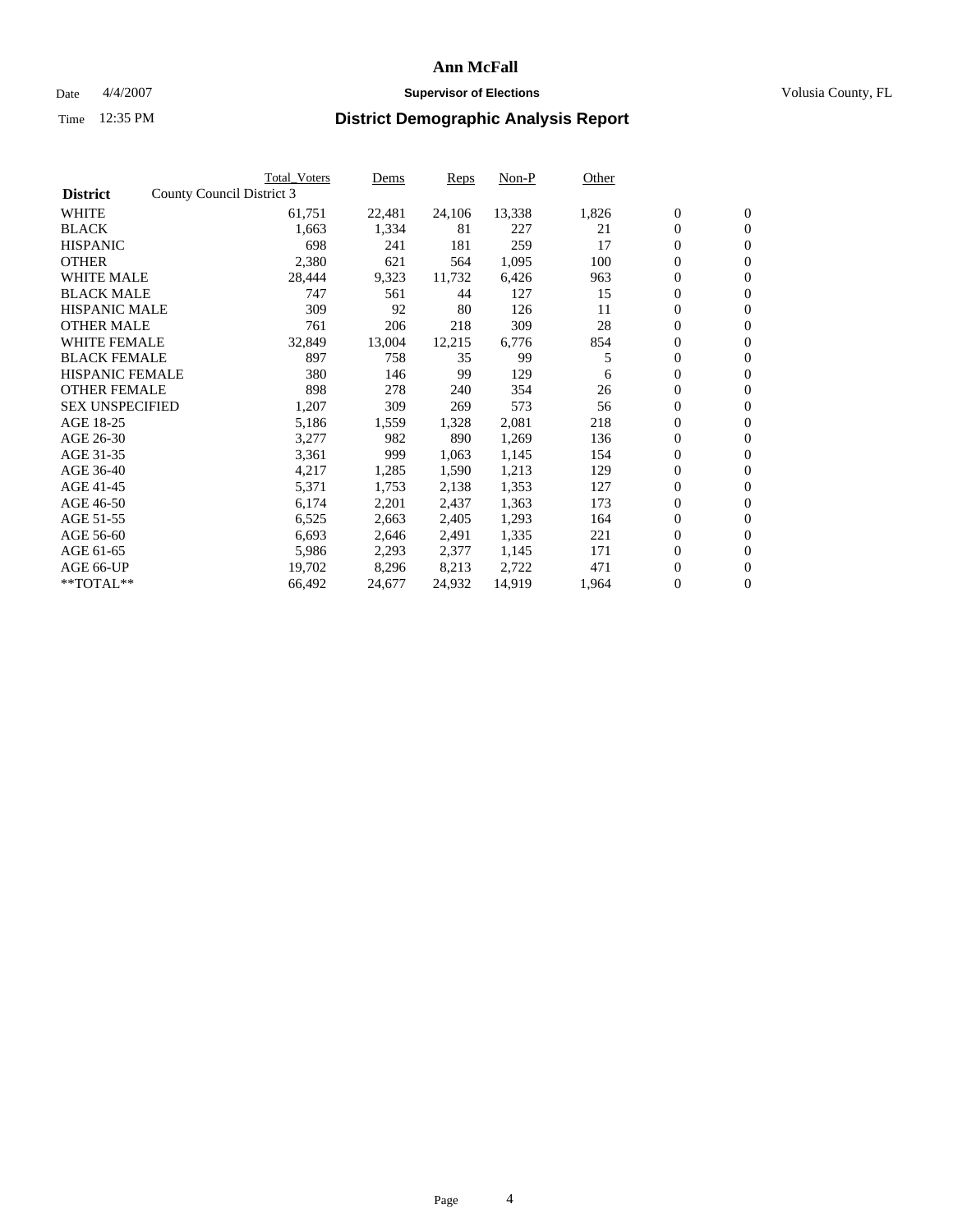# Ann McFall

Date 4/4/2007 **Supervisor of Elections** Volusia County, FL

Time 12:35 PM **District Demographic Analysis Report**

| **District** | County Council District 3 | Total_Voters | Dems | Reps | Non-P | Other | | |
|---|---|---|---|---|---|---|---|---|
| WHITE | | 61,751 | 22,481 | 24,106 | 13,338 | 1,826 | 0 | 0 |
| BLACK | | 1,663 | 1,334 | 81 | 227 | 21 | 0 | 0 |
| HISPANIC | | 698 | 241 | 181 | 259 | 17 | 0 | 0 |
| OTHER | | 2,380 | 621 | 564 | 1,095 | 100 | 0 | 0 |
| WHITE MALE | | 28,444 | 9,323 | 11,732 | 6,426 | 963 | 0 | 0 |
| BLACK MALE | | 747 | 561 | 44 | 127 | 15 | 0 | 0 |
| HISPANIC MALE | | 309 | 92 | 80 | 126 | 11 | 0 | 0 |
| OTHER MALE | | 761 | 206 | 218 | 309 | 28 | 0 | 0 |
| WHITE FEMALE | | 32,849 | 13,004 | 12,215 | 6,776 | 854 | 0 | 0 |
| BLACK FEMALE | | 897 | 758 | 35 | 99 | 5 | 0 | 0 |
| HISPANIC FEMALE | | 380 | 146 | 99 | 129 | 6 | 0 | 0 |
| OTHER FEMALE | | 898 | 278 | 240 | 354 | 26 | 0 | 0 |
| SEX UNSPECIFIED | | 1,207 | 309 | 269 | 573 | 56 | 0 | 0 |
| AGE 18-25 | | 5,186 | 1,559 | 1,328 | 2,081 | 218 | 0 | 0 |
| AGE 26-30 | | 3,277 | 982 | 890 | 1,269 | 136 | 0 | 0 |
| AGE 31-35 | | 3,361 | 999 | 1,063 | 1,145 | 154 | 0 | 0 |
| AGE 36-40 | | 4,217 | 1,285 | 1,590 | 1,213 | 129 | 0 | 0 |
| AGE 41-45 | | 5,371 | 1,753 | 2,138 | 1,353 | 127 | 0 | 0 |
| AGE 46-50 | | 6,174 | 2,201 | 2,437 | 1,363 | 173 | 0 | 0 |
| AGE 51-55 | | 6,525 | 2,663 | 2,405 | 1,293 | 164 | 0 | 0 |
| AGE 56-60 | | 6,693 | 2,646 | 2,491 | 1,335 | 221 | 0 | 0 |
| AGE 61-65 | | 5,986 | 2,293 | 2,377 | 1,145 | 171 | 0 | 0 |
| AGE 66-UP | | 19,702 | 8,296 | 8,213 | 2,722 | 471 | 0 | 0 |
| **TOTAL** | | 66,492 | 24,677 | 24,932 | 14,919 | 1,964 | 0 | 0 |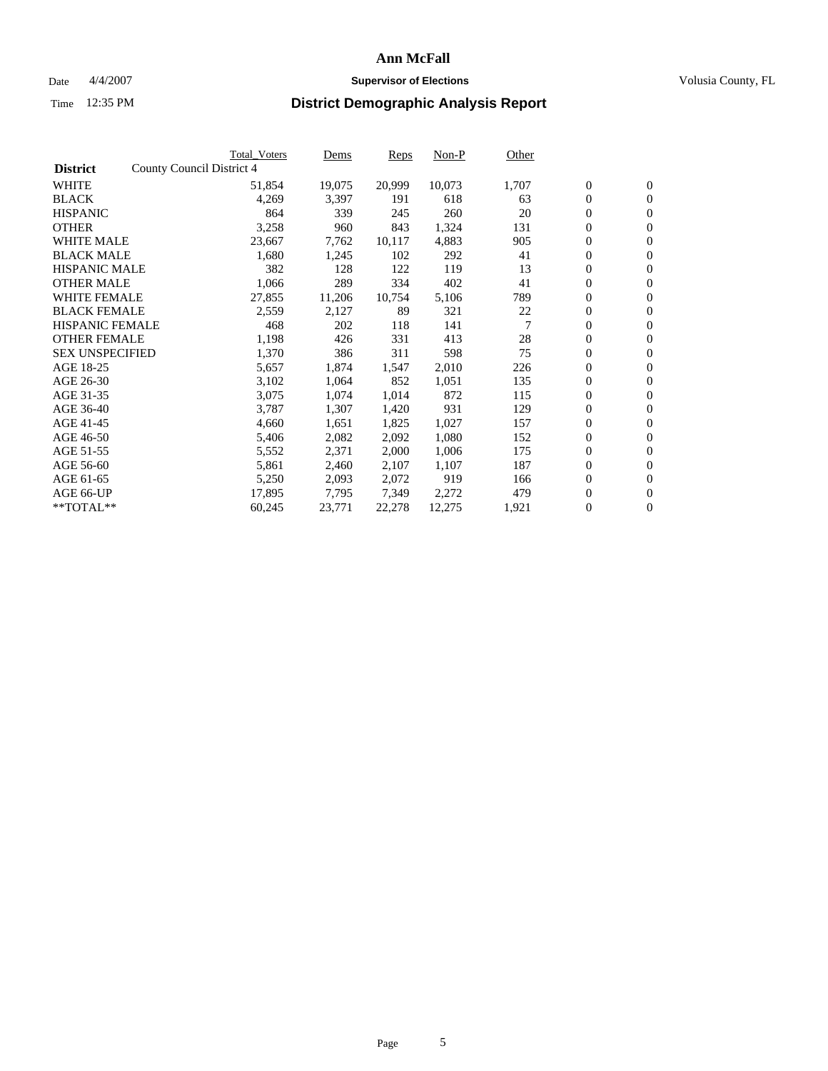# Ann McFall

Date 4/4/2007 **Supervisor of Elections** Volusia County, FL

Time 12:35 PM

## District Demographic Analysis Report

| District | County Council District 4 | Total_Voters | Dems | Reps | Non-P | Other | | |
|---|---|---|---|---|---|---|---|---|
| WHITE | | 51,854 | 19,075 | 20,999 | 10,073 | 1,707 | 0 | 0 |
| BLACK | | 4,269 | 3,397 | 191 | 618 | 63 | 0 | 0 |
| HISPANIC | | 864 | 339 | 245 | 260 | 20 | 0 | 0 |
| OTHER | | 3,258 | 960 | 843 | 1,324 | 131 | 0 | 0 |
| WHITE MALE | | 23,667 | 7,762 | 10,117 | 4,883 | 905 | 0 | 0 |
| BLACK MALE | | 1,680 | 1,245 | 102 | 292 | 41 | 0 | 0 |
| HISPANIC MALE | | 382 | 128 | 122 | 119 | 13 | 0 | 0 |
| OTHER MALE | | 1,066 | 289 | 334 | 402 | 41 | 0 | 0 |
| WHITE FEMALE | | 27,855 | 11,206 | 10,754 | 5,106 | 789 | 0 | 0 |
| BLACK FEMALE | | 2,559 | 2,127 | 89 | 321 | 22 | 0 | 0 |
| HISPANIC FEMALE | | 468 | 202 | 118 | 141 | 7 | 0 | 0 |
| OTHER FEMALE | | 1,198 | 426 | 331 | 413 | 28 | 0 | 0 |
| SEX UNSPECIFIED | | 1,370 | 386 | 311 | 598 | 75 | 0 | 0 |
| AGE 18-25 | | 5,657 | 1,874 | 1,547 | 2,010 | 226 | 0 | 0 |
| AGE 26-30 | | 3,102 | 1,064 | 852 | 1,051 | 135 | 0 | 0 |
| AGE 31-35 | | 3,075 | 1,074 | 1,014 | 872 | 115 | 0 | 0 |
| AGE 36-40 | | 3,787 | 1,307 | 1,420 | 931 | 129 | 0 | 0 |
| AGE 41-45 | | 4,660 | 1,651 | 1,825 | 1,027 | 157 | 0 | 0 |
| AGE 46-50 | | 5,406 | 2,082 | 2,092 | 1,080 | 152 | 0 | 0 |
| AGE 51-55 | | 5,552 | 2,371 | 2,000 | 1,006 | 175 | 0 | 0 |
| AGE 56-60 | | 5,861 | 2,460 | 2,107 | 1,107 | 187 | 0 | 0 |
| AGE 61-65 | | 5,250 | 2,093 | 2,072 | 919 | 166 | 0 | 0 |
| AGE 66-UP | | 17,895 | 7,795 | 7,349 | 2,272 | 479 | 0 | 0 |
| **TOTAL** | | 60,245 | 23,771 | 22,278 | 12,275 | 1,921 | 0 | 0 |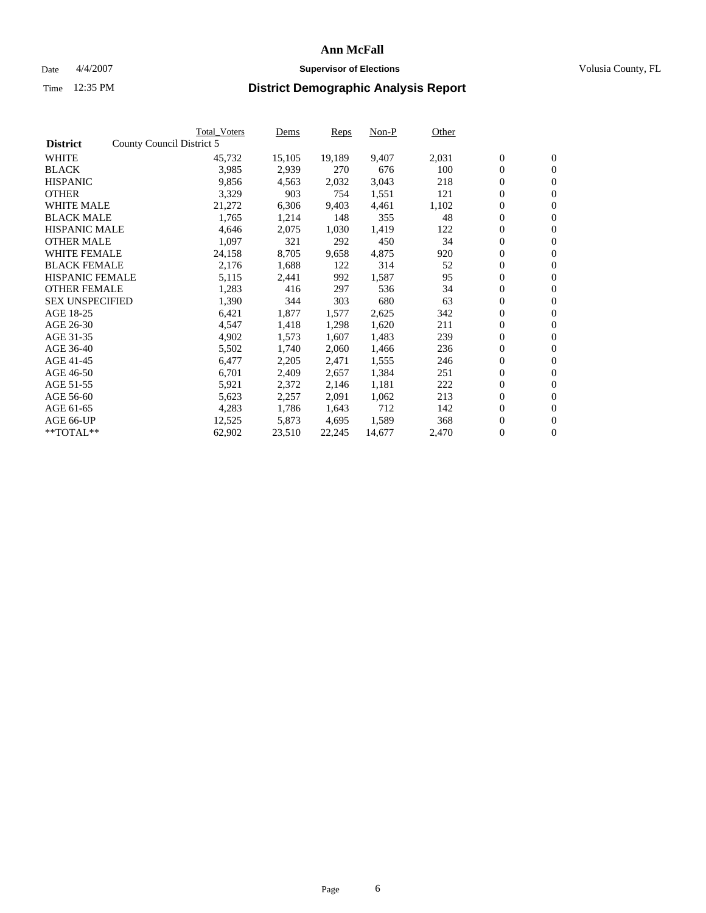# Ann McFall

Date 4/4/2007 **Supervisor of Elections** Volusia County, FL

Time 12:35 PM **District Demographic Analysis Report**

| District | County Council District 5 | Total_Voters | Dems | Reps | Non-P | Other | | |
|---|---|---|---|---|---|---|---|---|
| WHITE | | 45,732 | 15,105 | 19,189 | 9,407 | 2,031 | 0 | 0 |
| BLACK | | 3,985 | 2,939 | 270 | 676 | 100 | 0 | 0 |
| HISPANIC | | 9,856 | 4,563 | 2,032 | 3,043 | 218 | 0 | 0 |
| OTHER | | 3,329 | 903 | 754 | 1,551 | 121 | 0 | 0 |
| WHITE MALE | | 21,272 | 6,306 | 9,403 | 4,461 | 1,102 | 0 | 0 |
| BLACK MALE | | 1,765 | 1,214 | 148 | 355 | 48 | 0 | 0 |
| HISPANIC MALE | | 4,646 | 2,075 | 1,030 | 1,419 | 122 | 0 | 0 |
| OTHER MALE | | 1,097 | 321 | 292 | 450 | 34 | 0 | 0 |
| WHITE FEMALE | | 24,158 | 8,705 | 9,658 | 4,875 | 920 | 0 | 0 |
| BLACK FEMALE | | 2,176 | 1,688 | 122 | 314 | 52 | 0 | 0 |
| HISPANIC FEMALE | | 5,115 | 2,441 | 992 | 1,587 | 95 | 0 | 0 |
| OTHER FEMALE | | 1,283 | 416 | 297 | 536 | 34 | 0 | 0 |
| SEX UNSPECIFIED | | 1,390 | 344 | 303 | 680 | 63 | 0 | 0 |
| AGE 18-25 | | 6,421 | 1,877 | 1,577 | 2,625 | 342 | 0 | 0 |
| AGE 26-30 | | 4,547 | 1,418 | 1,298 | 1,620 | 211 | 0 | 0 |
| AGE 31-35 | | 4,902 | 1,573 | 1,607 | 1,483 | 239 | 0 | 0 |
| AGE 36-40 | | 5,502 | 1,740 | 2,060 | 1,466 | 236 | 0 | 0 |
| AGE 41-45 | | 6,477 | 2,205 | 2,471 | 1,555 | 246 | 0 | 0 |
| AGE 46-50 | | 6,701 | 2,409 | 2,657 | 1,384 | 251 | 0 | 0 |
| AGE 51-55 | | 5,921 | 2,372 | 2,146 | 1,181 | 222 | 0 | 0 |
| AGE 56-60 | | 5,623 | 2,257 | 2,091 | 1,062 | 213 | 0 | 0 |
| AGE 61-65 | | 4,283 | 1,786 | 1,643 | 712 | 142 | 0 | 0 |
| AGE 66-UP | | 12,525 | 5,873 | 4,695 | 1,589 | 368 | 0 | 0 |
| **TOTAL** | | 62,902 | 23,510 | 22,245 | 14,677 | 2,470 | 0 | 0 |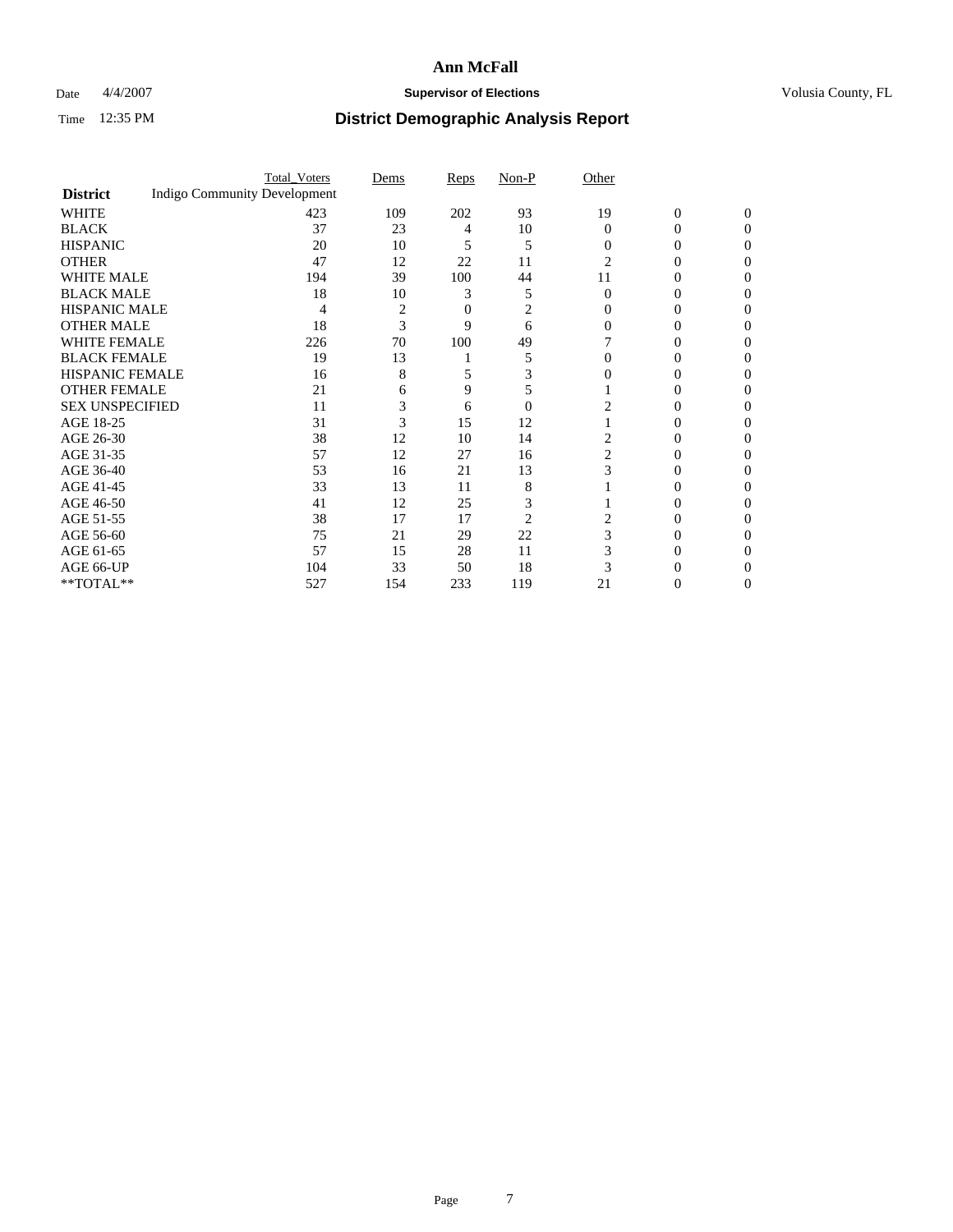# Ann McFall

Date 4/4/2007 **Supervisor of Elections** Volusia County, FL

Time 12:35 PM **District Demographic Analysis Report**

| | Total_Voters | Dems | Reps | Non-P | Other | | |
|---|---|---|---|---|---|---|---|
| **District** Indigo Community Development | | | | | | | |
| WHITE | 423 | 109 | 202 | 93 | 19 | 0 | 0 |
| BLACK | 37 | 23 | 4 | 10 | 0 | 0 | 0 |
| HISPANIC | 20 | 10 | 5 | 5 | 0 | 0 | 0 |
| OTHER | 47 | 12 | 22 | 11 | 2 | 0 | 0 |
| WHITE MALE | 194 | 39 | 100 | 44 | 11 | 0 | 0 |
| BLACK MALE | 18 | 10 | 3 | 5 | 0 | 0 | 0 |
| HISPANIC MALE | 4 | 2 | 0 | 2 | 0 | 0 | 0 |
| OTHER MALE | 18 | 3 | 9 | 6 | 0 | 0 | 0 |
| WHITE FEMALE | 226 | 70 | 100 | 49 | 7 | 0 | 0 |
| BLACK FEMALE | 19 | 13 | 1 | 5 | 0 | 0 | 0 |
| HISPANIC FEMALE | 16 | 8 | 5 | 3 | 0 | 0 | 0 |
| OTHER FEMALE | 21 | 6 | 9 | 5 | 1 | 0 | 0 |
| SEX UNSPECIFIED | 11 | 3 | 6 | 0 | 2 | 0 | 0 |
| AGE 18-25 | 31 | 3 | 15 | 12 | 1 | 0 | 0 |
| AGE 26-30 | 38 | 12 | 10 | 14 | 2 | 0 | 0 |
| AGE 31-35 | 57 | 12 | 27 | 16 | 2 | 0 | 0 |
| AGE 36-40 | 53 | 16 | 21 | 13 | 3 | 0 | 0 |
| AGE 41-45 | 33 | 13 | 11 | 8 | 1 | 0 | 0 |
| AGE 46-50 | 41 | 12 | 25 | 3 | 1 | 0 | 0 |
| AGE 51-55 | 38 | 17 | 17 | 2 | 2 | 0 | 0 |
| AGE 56-60 | 75 | 21 | 29 | 22 | 3 | 0 | 0 |
| AGE 61-65 | 57 | 15 | 28 | 11 | 3 | 0 | 0 |
| AGE 66-UP | 104 | 33 | 50 | 18 | 3 | 0 | 0 |
| **TOTAL** | 527 | 154 | 233 | 119 | 21 | 0 | 0 |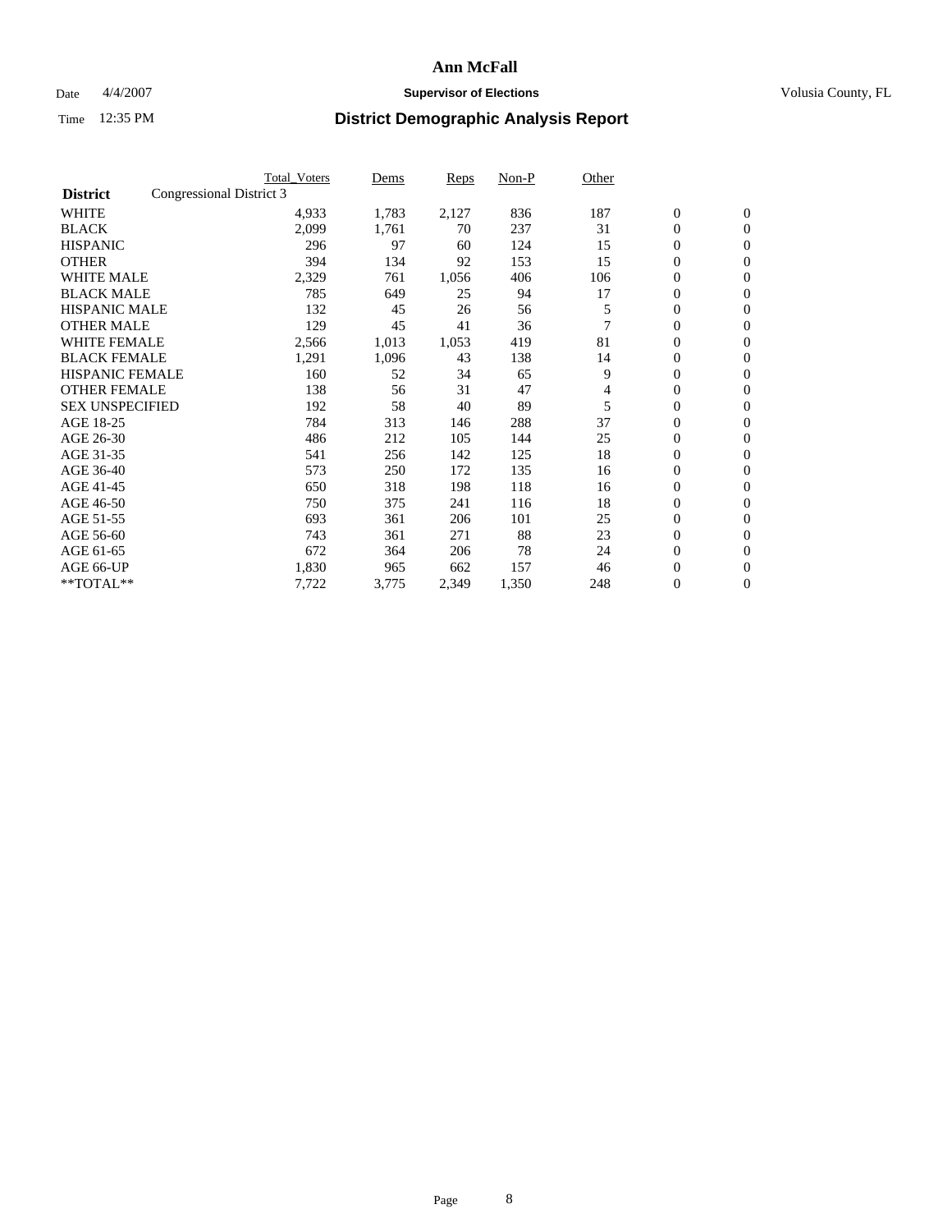# Ann McFall

Date 4/4/2007 **Supervisor of Elections** Volusia County, FL

Time 12:35 PM **District Demographic Analysis Report**

| **District** | Congressional District 3 | Total_Voters | Dems | Reps | Non-P | Other | | |
|---|---|---|---|---|---|---|---|---|
| WHITE | | 4,933 | 1,783 | 2,127 | 836 | 187 | 0 | 0 |
| BLACK | | 2,099 | 1,761 | 70 | 237 | 31 | 0 | 0 |
| HISPANIC | | 296 | 97 | 60 | 124 | 15 | 0 | 0 |
| OTHER | | 394 | 134 | 92 | 153 | 15 | 0 | 0 |
| WHITE MALE | | 2,329 | 761 | 1,056 | 406 | 106 | 0 | 0 |
| BLACK MALE | | 785 | 649 | 25 | 94 | 17 | 0 | 0 |
| HISPANIC MALE | | 132 | 45 | 26 | 56 | 5 | 0 | 0 |
| OTHER MALE | | 129 | 45 | 41 | 36 | 7 | 0 | 0 |
| WHITE FEMALE | | 2,566 | 1,013 | 1,053 | 419 | 81 | 0 | 0 |
| BLACK FEMALE | | 1,291 | 1,096 | 43 | 138 | 14 | 0 | 0 |
| HISPANIC FEMALE | | 160 | 52 | 34 | 65 | 9 | 0 | 0 |
| OTHER FEMALE | | 138 | 56 | 31 | 47 | 4 | 0 | 0 |
| SEX UNSPECIFIED | | 192 | 58 | 40 | 89 | 5 | 0 | 0 |
| AGE 18-25 | | 784 | 313 | 146 | 288 | 37 | 0 | 0 |
| AGE 26-30 | | 486 | 212 | 105 | 144 | 25 | 0 | 0 |
| AGE 31-35 | | 541 | 256 | 142 | 125 | 18 | 0 | 0 |
| AGE 36-40 | | 573 | 250 | 172 | 135 | 16 | 0 | 0 |
| AGE 41-45 | | 650 | 318 | 198 | 118 | 16 | 0 | 0 |
| AGE 46-50 | | 750 | 375 | 241 | 116 | 18 | 0 | 0 |
| AGE 51-55 | | 693 | 361 | 206 | 101 | 25 | 0 | 0 |
| AGE 56-60 | | 743 | 361 | 271 | 88 | 23 | 0 | 0 |
| AGE 61-65 | | 672 | 364 | 206 | 78 | 24 | 0 | 0 |
| AGE 66-UP | | 1,830 | 965 | 662 | 157 | 46 | 0 | 0 |
| **TOTAL** | | 7,722 | 3,775 | 2,349 | 1,350 | 248 | 0 | 0 |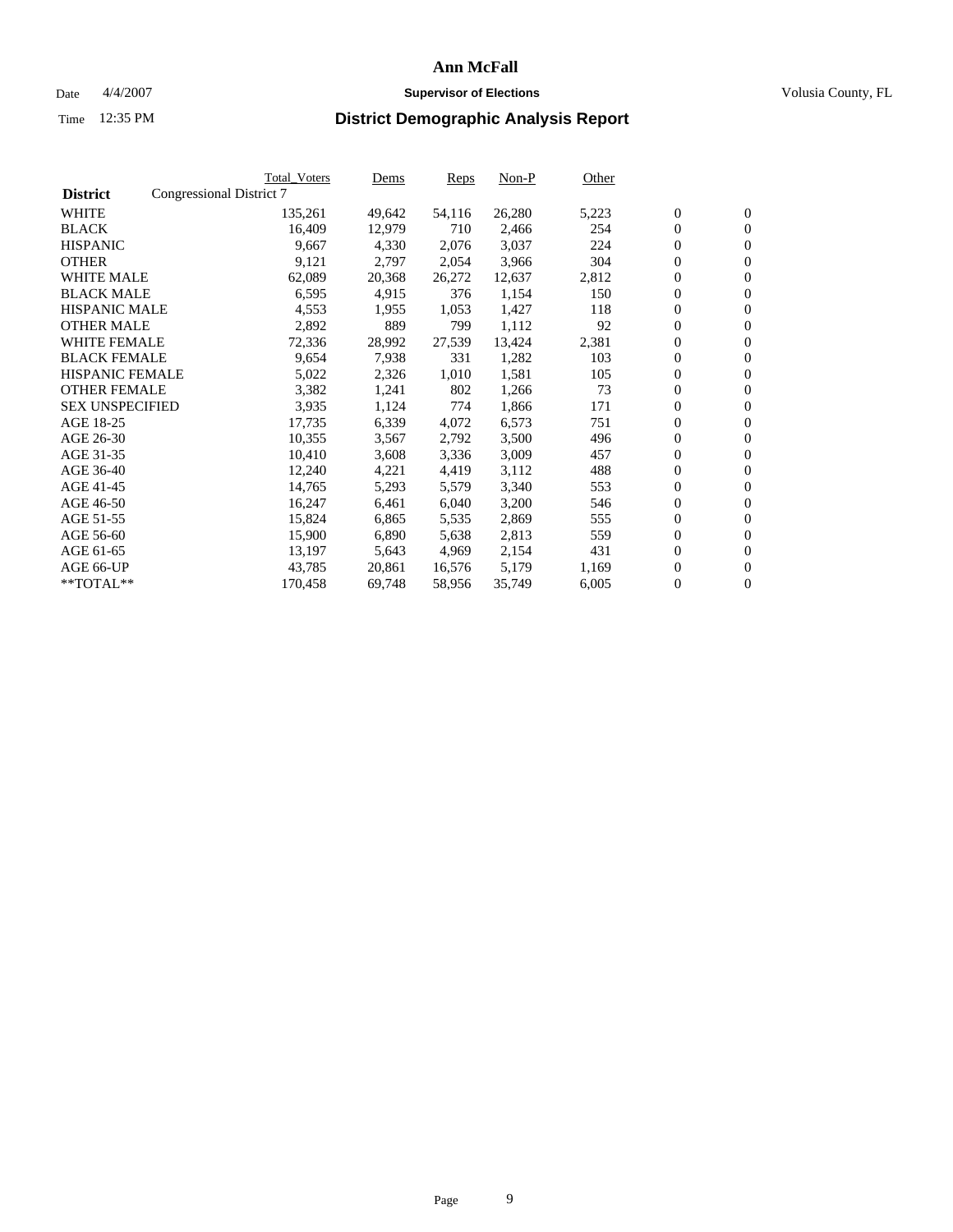**Ann McFall**

Date 4/4/2007 **Supervisor of Elections** Volusia County, FL

Time 12:35 PM

## District Demographic Analysis Report

| **District** | Congressional District 7 Total_Voters | Dems | Reps | Non-P | Other | | |
|---|---|---|---|---|---|---|---|
| WHITE | 135,261 | 49,642 | 54,116 | 26,280 | 5,223 | 0 | 0 |
| BLACK | 16,409 | 12,979 | 710 | 2,466 | 254 | 0 | 0 |
| HISPANIC | 9,667 | 4,330 | 2,076 | 3,037 | 224 | 0 | 0 |
| OTHER | 9,121 | 2,797 | 2,054 | 3,966 | 304 | 0 | 0 |
| WHITE MALE | 62,089 | 20,368 | 26,272 | 12,637 | 2,812 | 0 | 0 |
| BLACK MALE | 6,595 | 4,915 | 376 | 1,154 | 150 | 0 | 0 |
| HISPANIC MALE | 4,553 | 1,955 | 1,053 | 1,427 | 118 | 0 | 0 |
| OTHER MALE | 2,892 | 889 | 799 | 1,112 | 92 | 0 | 0 |
| WHITE FEMALE | 72,336 | 28,992 | 27,539 | 13,424 | 2,381 | 0 | 0 |
| BLACK FEMALE | 9,654 | 7,938 | 331 | 1,282 | 103 | 0 | 0 |
| HISPANIC FEMALE | 5,022 | 2,326 | 1,010 | 1,581 | 105 | 0 | 0 |
| OTHER FEMALE | 3,382 | 1,241 | 802 | 1,266 | 73 | 0 | 0 |
| SEX UNSPECIFIED | 3,935 | 1,124 | 774 | 1,866 | 171 | 0 | 0 |
| AGE 18-25 | 17,735 | 6,339 | 4,072 | 6,573 | 751 | 0 | 0 |
| AGE 26-30 | 10,355 | 3,567 | 2,792 | 3,500 | 496 | 0 | 0 |
| AGE 31-35 | 10,410 | 3,608 | 3,336 | 3,009 | 457 | 0 | 0 |
| AGE 36-40 | 12,240 | 4,221 | 4,419 | 3,112 | 488 | 0 | 0 |
| AGE 41-45 | 14,765 | 5,293 | 5,579 | 3,340 | 553 | 0 | 0 |
| AGE 46-50 | 16,247 | 6,461 | 6,040 | 3,200 | 546 | 0 | 0 |
| AGE 51-55 | 15,824 | 6,865 | 5,535 | 2,869 | 555 | 0 | 0 |
| AGE 56-60 | 15,900 | 6,890 | 5,638 | 2,813 | 559 | 0 | 0 |
| AGE 61-65 | 13,197 | 5,643 | 4,969 | 2,154 | 431 | 0 | 0 |
| AGE 66-UP | 43,785 | 20,861 | 16,576 | 5,179 | 1,169 | 0 | 0 |
| **TOTAL** | 170,458 | 69,748 | 58,956 | 35,749 | 6,005 | 0 | 0 |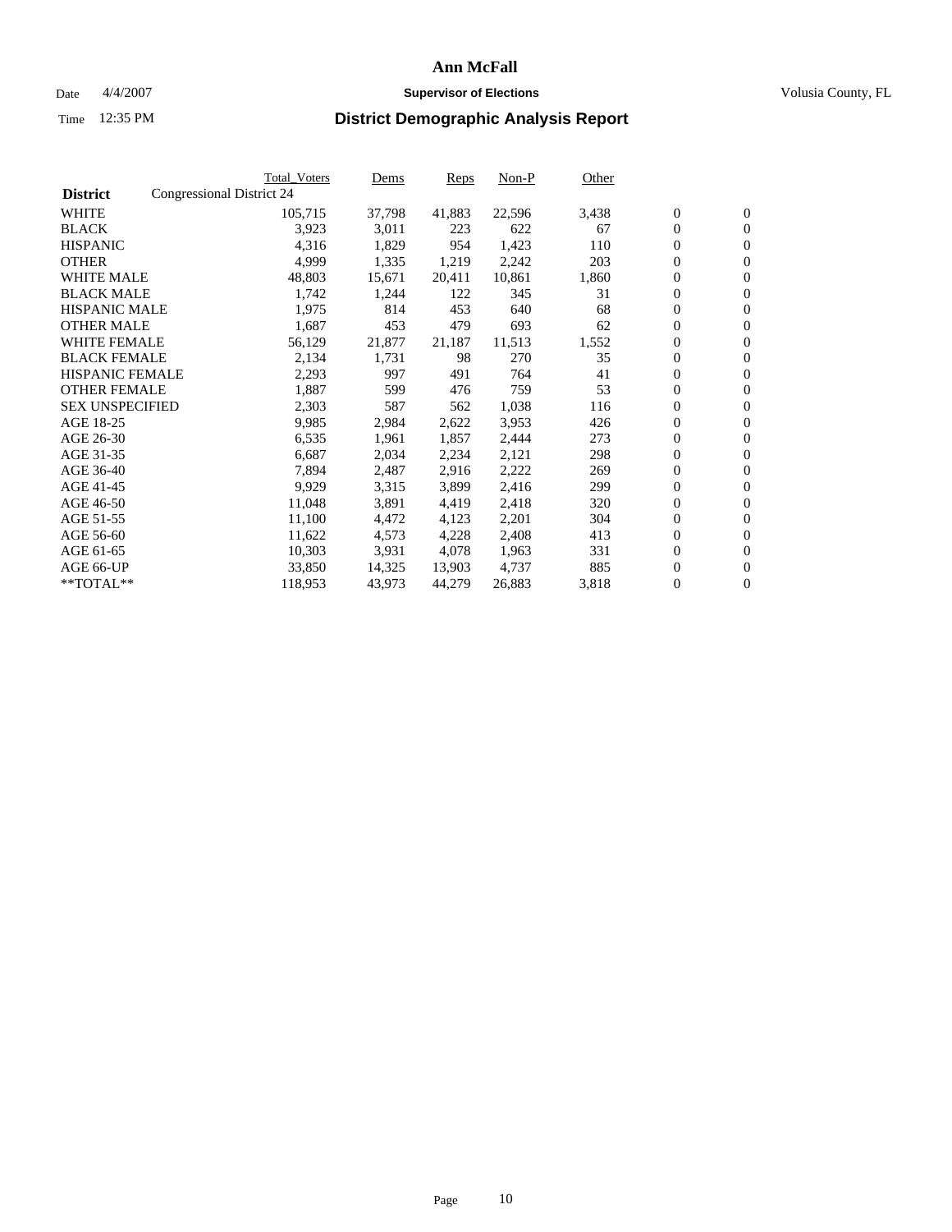# Ann McFall

Date 4/4/2007 **Supervisor of Elections** Volusia County, FL

Time 12:35 PM

## District Demographic Analysis Report

| District | Congressional District 24 Total_Voters | Dems | Reps | Non-P | Other | | |
|---|---|---|---|---|---|---|---|
| WHITE | 105,715 | 37,798 | 41,883 | 22,596 | 3,438 | 0 | 0 |
| BLACK | 3,923 | 3,011 | 223 | 622 | 67 | 0 | 0 |
| HISPANIC | 4,316 | 1,829 | 954 | 1,423 | 110 | 0 | 0 |
| OTHER | 4,999 | 1,335 | 1,219 | 2,242 | 203 | 0 | 0 |
| WHITE MALE | 48,803 | 15,671 | 20,411 | 10,861 | 1,860 | 0 | 0 |
| BLACK MALE | 1,742 | 1,244 | 122 | 345 | 31 | 0 | 0 |
| HISPANIC MALE | 1,975 | 814 | 453 | 640 | 68 | 0 | 0 |
| OTHER MALE | 1,687 | 453 | 479 | 693 | 62 | 0 | 0 |
| WHITE FEMALE | 56,129 | 21,877 | 21,187 | 11,513 | 1,552 | 0 | 0 |
| BLACK FEMALE | 2,134 | 1,731 | 98 | 270 | 35 | 0 | 0 |
| HISPANIC FEMALE | 2,293 | 997 | 491 | 764 | 41 | 0 | 0 |
| OTHER FEMALE | 1,887 | 599 | 476 | 759 | 53 | 0 | 0 |
| SEX UNSPECIFIED | 2,303 | 587 | 562 | 1,038 | 116 | 0 | 0 |
| AGE 18-25 | 9,985 | 2,984 | 2,622 | 3,953 | 426 | 0 | 0 |
| AGE 26-30 | 6,535 | 1,961 | 1,857 | 2,444 | 273 | 0 | 0 |
| AGE 31-35 | 6,687 | 2,034 | 2,234 | 2,121 | 298 | 0 | 0 |
| AGE 36-40 | 7,894 | 2,487 | 2,916 | 2,222 | 269 | 0 | 0 |
| AGE 41-45 | 9,929 | 3,315 | 3,899 | 2,416 | 299 | 0 | 0 |
| AGE 46-50 | 11,048 | 3,891 | 4,419 | 2,418 | 320 | 0 | 0 |
| AGE 51-55 | 11,100 | 4,472 | 4,123 | 2,201 | 304 | 0 | 0 |
| AGE 56-60 | 11,622 | 4,573 | 4,228 | 2,408 | 413 | 0 | 0 |
| AGE 61-65 | 10,303 | 3,931 | 4,078 | 1,963 | 331 | 0 | 0 |
| AGE 66-UP | 33,850 | 14,325 | 13,903 | 4,737 | 885 | 0 | 0 |
| **TOTAL** | 118,953 | 43,973 | 44,279 | 26,883 | 3,818 | 0 | 0 |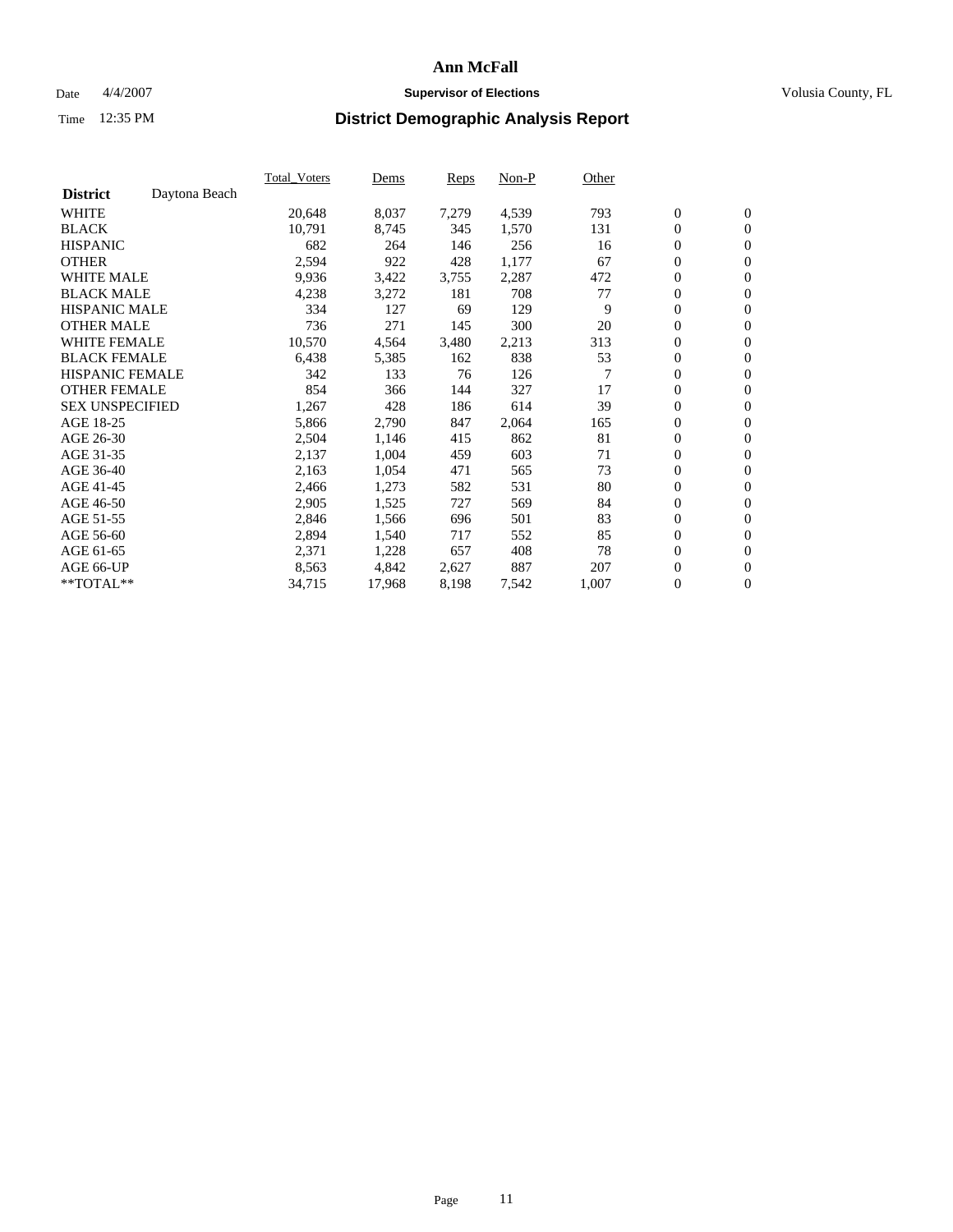# Ann McFall

Date 4/4/2007 **Supervisor of Elections** Volusia County, FL

Time 12:35 PM **District Demographic Analysis Report**

| **District** Daytona Beach | Total_Voters | Dems | Reps | Non-P | Other | | |
|---|---|---|---|---|---|---|---|
| WHITE | 20,648 | 8,037 | 7,279 | 4,539 | 793 | 0 | 0 |
| BLACK | 10,791 | 8,745 | 345 | 1,570 | 131 | 0 | 0 |
| HISPANIC | 682 | 264 | 146 | 256 | 16 | 0 | 0 |
| OTHER | 2,594 | 922 | 428 | 1,177 | 67 | 0 | 0 |
| WHITE MALE | 9,936 | 3,422 | 3,755 | 2,287 | 472 | 0 | 0 |
| BLACK MALE | 4,238 | 3,272 | 181 | 708 | 77 | 0 | 0 |
| HISPANIC MALE | 334 | 127 | 69 | 129 | 9 | 0 | 0 |
| OTHER MALE | 736 | 271 | 145 | 300 | 20 | 0 | 0 |
| WHITE FEMALE | 10,570 | 4,564 | 3,480 | 2,213 | 313 | 0 | 0 |
| BLACK FEMALE | 6,438 | 5,385 | 162 | 838 | 53 | 0 | 0 |
| HISPANIC FEMALE | 342 | 133 | 76 | 126 | 7 | 0 | 0 |
| OTHER FEMALE | 854 | 366 | 144 | 327 | 17 | 0 | 0 |
| SEX UNSPECIFIED | 1,267 | 428 | 186 | 614 | 39 | 0 | 0 |
| AGE 18-25 | 5,866 | 2,790 | 847 | 2,064 | 165 | 0 | 0 |
| AGE 26-30 | 2,504 | 1,146 | 415 | 862 | 81 | 0 | 0 |
| AGE 31-35 | 2,137 | 1,004 | 459 | 603 | 71 | 0 | 0 |
| AGE 36-40 | 2,163 | 1,054 | 471 | 565 | 73 | 0 | 0 |
| AGE 41-45 | 2,466 | 1,273 | 582 | 531 | 80 | 0 | 0 |
| AGE 46-50 | 2,905 | 1,525 | 727 | 569 | 84 | 0 | 0 |
| AGE 51-55 | 2,846 | 1,566 | 696 | 501 | 83 | 0 | 0 |
| AGE 56-60 | 2,894 | 1,540 | 717 | 552 | 85 | 0 | 0 |
| AGE 61-65 | 2,371 | 1,228 | 657 | 408 | 78 | 0 | 0 |
| AGE 66-UP | 8,563 | 4,842 | 2,627 | 887 | 207 | 0 | 0 |
| **TOTAL** | 34,715 | 17,968 | 8,198 | 7,542 | 1,007 | 0 | 0 |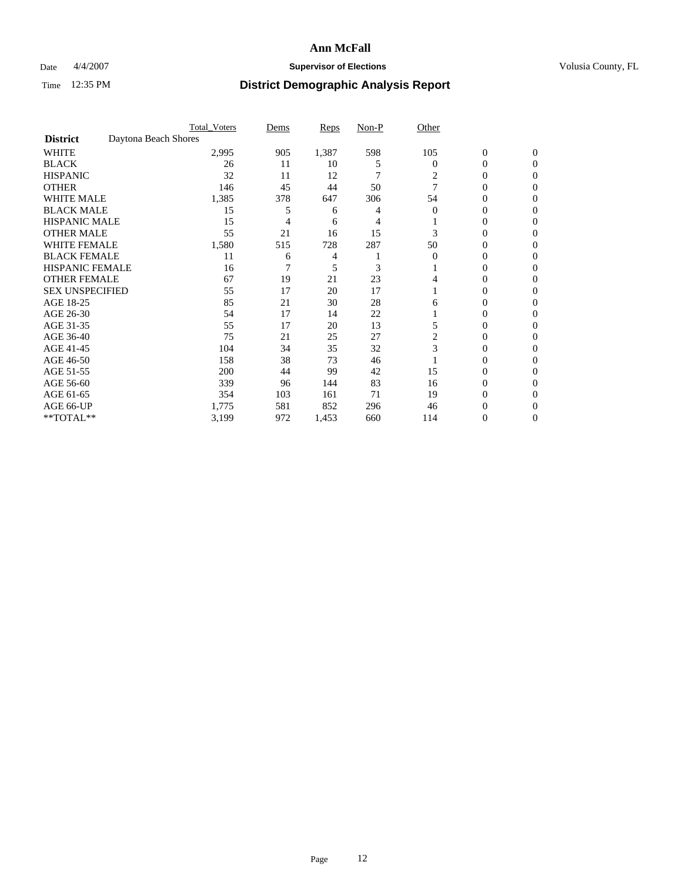# Ann McFall

Date 4/4/2007 **Supervisor of Elections** Volusia County, FL

Time 12:35 PM **District Demographic Analysis Report**

| | Total_Voters | Dems | Reps | Non-P | Other | | |
|---|---|---|---|---|---|---|---|
| **District** Daytona Beach Shores | | | | | | | |
| WHITE | 2,995 | 905 | 1,387 | 598 | 105 | 0 | 0 |
| BLACK | 26 | 11 | 10 | 5 | 0 | 0 | 0 |
| HISPANIC | 32 | 11 | 12 | 7 | 2 | 0 | 0 |
| OTHER | 146 | 45 | 44 | 50 | 7 | 0 | 0 |
| WHITE MALE | 1,385 | 378 | 647 | 306 | 54 | 0 | 0 |
| BLACK MALE | 15 | 5 | 6 | 4 | 0 | 0 | 0 |
| HISPANIC MALE | 15 | 4 | 6 | 4 | 1 | 0 | 0 |
| OTHER MALE | 55 | 21 | 16 | 15 | 3 | 0 | 0 |
| WHITE FEMALE | 1,580 | 515 | 728 | 287 | 50 | 0 | 0 |
| BLACK FEMALE | 11 | 6 | 4 | 1 | 0 | 0 | 0 |
| HISPANIC FEMALE | 16 | 7 | 5 | 3 | 1 | 0 | 0 |
| OTHER FEMALE | 67 | 19 | 21 | 23 | 4 | 0 | 0 |
| SEX UNSPECIFIED | 55 | 17 | 20 | 17 | 1 | 0 | 0 |
| AGE 18-25 | 85 | 21 | 30 | 28 | 6 | 0 | 0 |
| AGE 26-30 | 54 | 17 | 14 | 22 | 1 | 0 | 0 |
| AGE 31-35 | 55 | 17 | 20 | 13 | 5 | 0 | 0 |
| AGE 36-40 | 75 | 21 | 25 | 27 | 2 | 0 | 0 |
| AGE 41-45 | 104 | 34 | 35 | 32 | 3 | 0 | 0 |
| AGE 46-50 | 158 | 38 | 73 | 46 | 1 | 0 | 0 |
| AGE 51-55 | 200 | 44 | 99 | 42 | 15 | 0 | 0 |
| AGE 56-60 | 339 | 96 | 144 | 83 | 16 | 0 | 0 |
| AGE 61-65 | 354 | 103 | 161 | 71 | 19 | 0 | 0 |
| AGE 66-UP | 1,775 | 581 | 852 | 296 | 46 | 0 | 0 |
| **TOTAL** | 3,199 | 972 | 1,453 | 660 | 114 | 0 | 0 |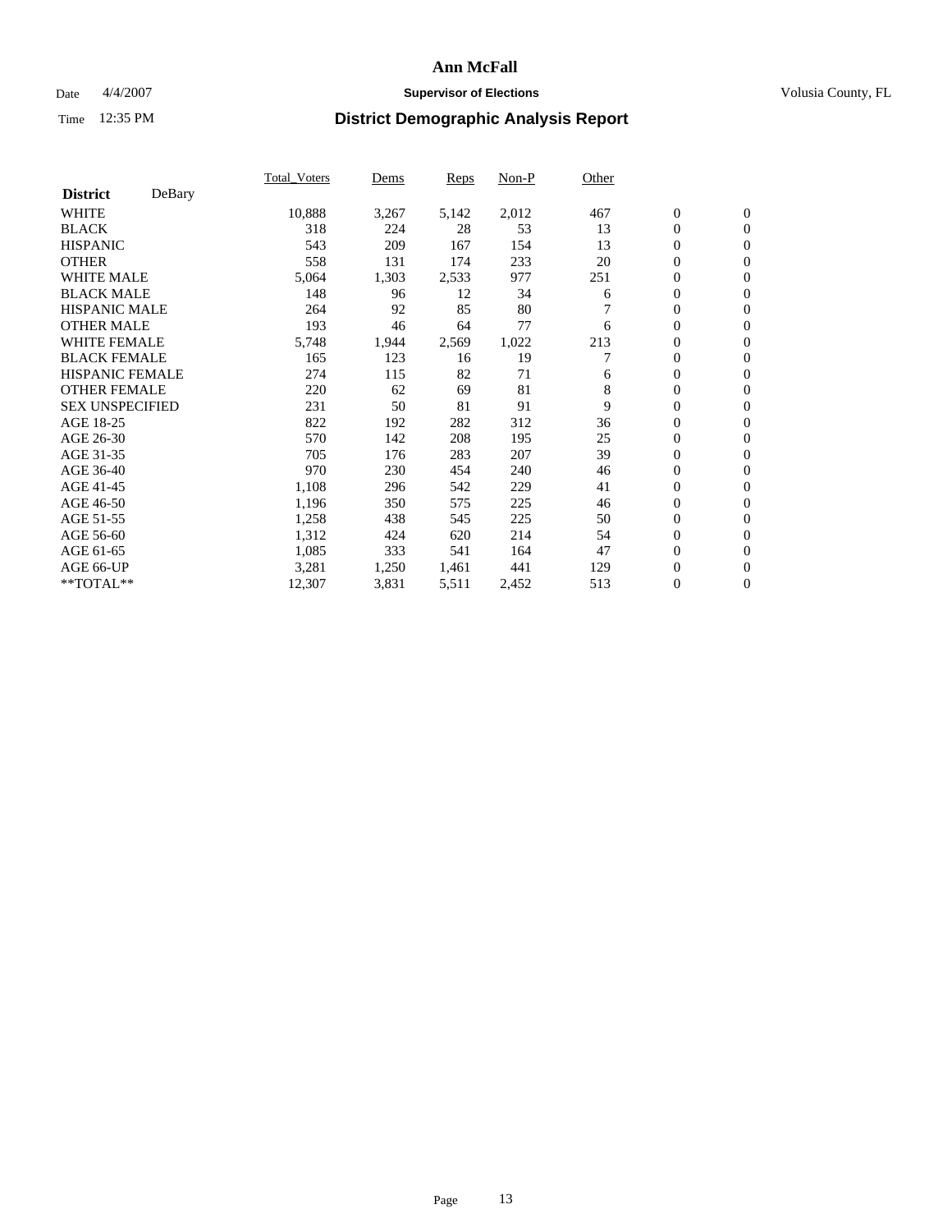# Ann McFall

Date 4/4/2007 **Supervisor of Elections** Volusia County, FL

Time 12:35 PM **District Demographic Analysis Report**

| District DeBary | Total_Voters | Dems | Reps | Non-P | Other | | |
|---|---|---|---|---|---|---|---|
| WHITE | 10,888 | 3,267 | 5,142 | 2,012 | 467 | 0 | 0 |
| BLACK | 318 | 224 | 28 | 53 | 13 | 0 | 0 |
| HISPANIC | 543 | 209 | 167 | 154 | 13 | 0 | 0 |
| OTHER | 558 | 131 | 174 | 233 | 20 | 0 | 0 |
| WHITE MALE | 5,064 | 1,303 | 2,533 | 977 | 251 | 0 | 0 |
| BLACK MALE | 148 | 96 | 12 | 34 | 6 | 0 | 0 |
| HISPANIC MALE | 264 | 92 | 85 | 80 | 7 | 0 | 0 |
| OTHER MALE | 193 | 46 | 64 | 77 | 6 | 0 | 0 |
| WHITE FEMALE | 5,748 | 1,944 | 2,569 | 1,022 | 213 | 0 | 0 |
| BLACK FEMALE | 165 | 123 | 16 | 19 | 7 | 0 | 0 |
| HISPANIC FEMALE | 274 | 115 | 82 | 71 | 6 | 0 | 0 |
| OTHER FEMALE | 220 | 62 | 69 | 81 | 8 | 0 | 0 |
| SEX UNSPECIFIED | 231 | 50 | 81 | 91 | 9 | 0 | 0 |
| AGE 18-25 | 822 | 192 | 282 | 312 | 36 | 0 | 0 |
| AGE 26-30 | 570 | 142 | 208 | 195 | 25 | 0 | 0 |
| AGE 31-35 | 705 | 176 | 283 | 207 | 39 | 0 | 0 |
| AGE 36-40 | 970 | 230 | 454 | 240 | 46 | 0 | 0 |
| AGE 41-45 | 1,108 | 296 | 542 | 229 | 41 | 0 | 0 |
| AGE 46-50 | 1,196 | 350 | 575 | 225 | 46 | 0 | 0 |
| AGE 51-55 | 1,258 | 438 | 545 | 225 | 50 | 0 | 0 |
| AGE 56-60 | 1,312 | 424 | 620 | 214 | 54 | 0 | 0 |
| AGE 61-65 | 1,085 | 333 | 541 | 164 | 47 | 0 | 0 |
| AGE 66-UP | 3,281 | 1,250 | 1,461 | 441 | 129 | 0 | 0 |
| **TOTAL** | 12,307 | 3,831 | 5,511 | 2,452 | 513 | 0 | 0 |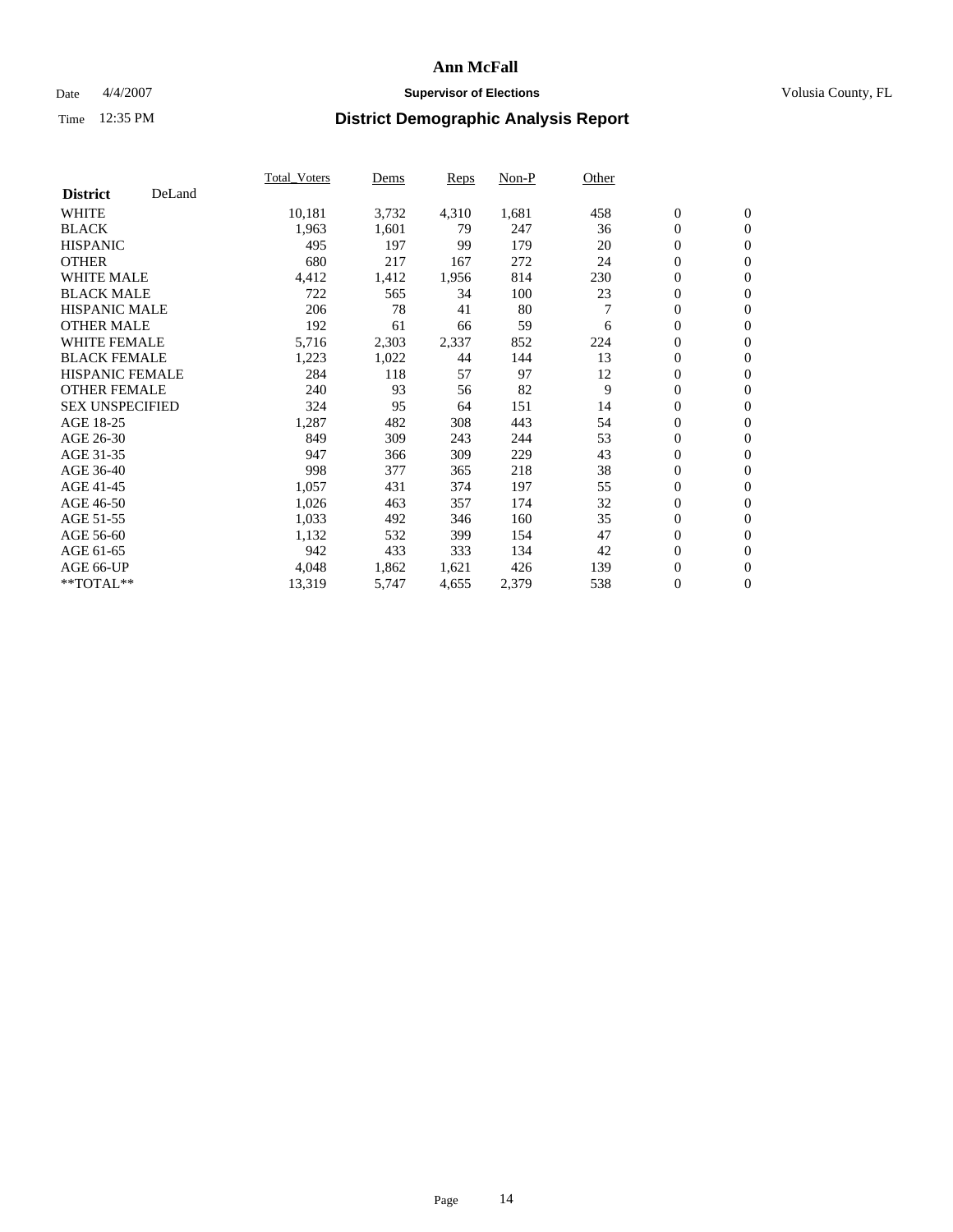# Ann McFall

Date 4/4/2007 **Supervisor of Elections** Volusia County, FL

Time 12:35 PM **District Demographic Analysis Report**

| **District** DeLand | Total_Voters | Dems | Reps | Non-P | Other | | |
|---|---|---|---|---|---|---|---|
| WHITE | 10,181 | 3,732 | 4,310 | 1,681 | 458 | 0 | 0 |
| BLACK | 1,963 | 1,601 | 79 | 247 | 36 | 0 | 0 |
| HISPANIC | 495 | 197 | 99 | 179 | 20 | 0 | 0 |
| OTHER | 680 | 217 | 167 | 272 | 24 | 0 | 0 |
| WHITE MALE | 4,412 | 1,412 | 1,956 | 814 | 230 | 0 | 0 |
| BLACK MALE | 722 | 565 | 34 | 100 | 23 | 0 | 0 |
| HISPANIC MALE | 206 | 78 | 41 | 80 | 7 | 0 | 0 |
| OTHER MALE | 192 | 61 | 66 | 59 | 6 | 0 | 0 |
| WHITE FEMALE | 5,716 | 2,303 | 2,337 | 852 | 224 | 0 | 0 |
| BLACK FEMALE | 1,223 | 1,022 | 44 | 144 | 13 | 0 | 0 |
| HISPANIC FEMALE | 284 | 118 | 57 | 97 | 12 | 0 | 0 |
| OTHER FEMALE | 240 | 93 | 56 | 82 | 9 | 0 | 0 |
| SEX UNSPECIFIED | 324 | 95 | 64 | 151 | 14 | 0 | 0 |
| AGE 18-25 | 1,287 | 482 | 308 | 443 | 54 | 0 | 0 |
| AGE 26-30 | 849 | 309 | 243 | 244 | 53 | 0 | 0 |
| AGE 31-35 | 947 | 366 | 309 | 229 | 43 | 0 | 0 |
| AGE 36-40 | 998 | 377 | 365 | 218 | 38 | 0 | 0 |
| AGE 41-45 | 1,057 | 431 | 374 | 197 | 55 | 0 | 0 |
| AGE 46-50 | 1,026 | 463 | 357 | 174 | 32 | 0 | 0 |
| AGE 51-55 | 1,033 | 492 | 346 | 160 | 35 | 0 | 0 |
| AGE 56-60 | 1,132 | 532 | 399 | 154 | 47 | 0 | 0 |
| AGE 61-65 | 942 | 433 | 333 | 134 | 42 | 0 | 0 |
| AGE 66-UP | 4,048 | 1,862 | 1,621 | 426 | 139 | 0 | 0 |
| **TOTAL** | 13,319 | 5,747 | 4,655 | 2,379 | 538 | 0 | 0 |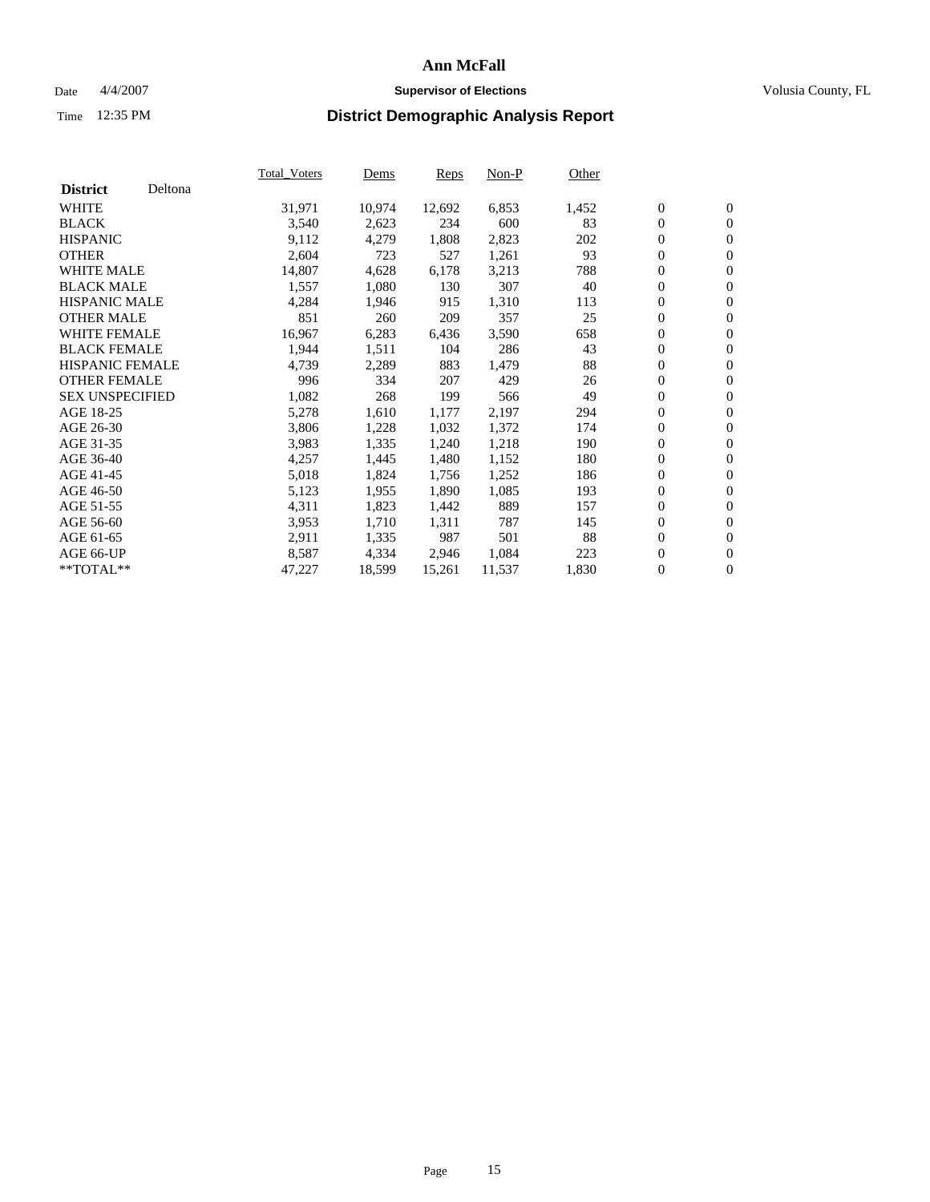# Ann McFall

Date 4/4/2007 **Supervisor of Elections** Volusia County, FL

Time 12:35 PM **District Demographic Analysis Report**

| **District** Deltona | Total_Voters | Dems | Reps | Non-P | Other | | |
|---|---|---|---|---|---|---|---|
| WHITE | 31,971 | 10,974 | 12,692 | 6,853 | 1,452 | 0 | 0 |
| BLACK | 3,540 | 2,623 | 234 | 600 | 83 | 0 | 0 |
| HISPANIC | 9,112 | 4,279 | 1,808 | 2,823 | 202 | 0 | 0 |
| OTHER | 2,604 | 723 | 527 | 1,261 | 93 | 0 | 0 |
| WHITE MALE | 14,807 | 4,628 | 6,178 | 3,213 | 788 | 0 | 0 |
| BLACK MALE | 1,557 | 1,080 | 130 | 307 | 40 | 0 | 0 |
| HISPANIC MALE | 4,284 | 1,946 | 915 | 1,310 | 113 | 0 | 0 |
| OTHER MALE | 851 | 260 | 209 | 357 | 25 | 0 | 0 |
| WHITE FEMALE | 16,967 | 6,283 | 6,436 | 3,590 | 658 | 0 | 0 |
| BLACK FEMALE | 1,944 | 1,511 | 104 | 286 | 43 | 0 | 0 |
| HISPANIC FEMALE | 4,739 | 2,289 | 883 | 1,479 | 88 | 0 | 0 |
| OTHER FEMALE | 996 | 334 | 207 | 429 | 26 | 0 | 0 |
| SEX UNSPECIFIED | 1,082 | 268 | 199 | 566 | 49 | 0 | 0 |
| AGE 18-25 | 5,278 | 1,610 | 1,177 | 2,197 | 294 | 0 | 0 |
| AGE 26-30 | 3,806 | 1,228 | 1,032 | 1,372 | 174 | 0 | 0 |
| AGE 31-35 | 3,983 | 1,335 | 1,240 | 1,218 | 190 | 0 | 0 |
| AGE 36-40 | 4,257 | 1,445 | 1,480 | 1,152 | 180 | 0 | 0 |
| AGE 41-45 | 5,018 | 1,824 | 1,756 | 1,252 | 186 | 0 | 0 |
| AGE 46-50 | 5,123 | 1,955 | 1,890 | 1,085 | 193 | 0 | 0 |
| AGE 51-55 | 4,311 | 1,823 | 1,442 | 889 | 157 | 0 | 0 |
| AGE 56-60 | 3,953 | 1,710 | 1,311 | 787 | 145 | 0 | 0 |
| AGE 61-65 | 2,911 | 1,335 | 987 | 501 | 88 | 0 | 0 |
| AGE 66-UP | 8,587 | 4,334 | 2,946 | 1,084 | 223 | 0 | 0 |
| **TOTAL** | 47,227 | 18,599 | 15,261 | 11,537 | 1,830 | 0 | 0 |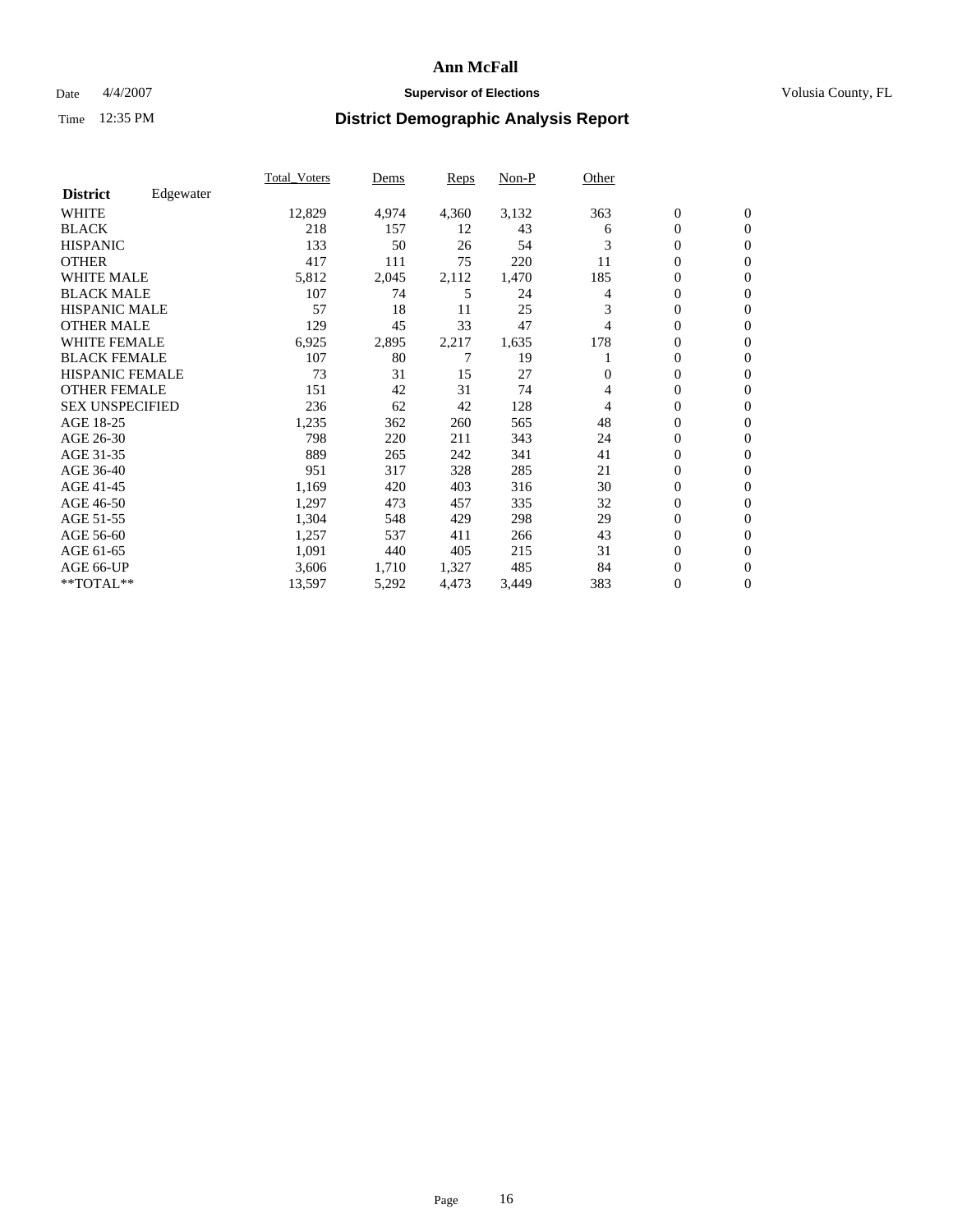# Ann McFall

Date 4/4/2007 **Supervisor of Elections** Volusia County, FL

Time 12:35 PM **District Demographic Analysis Report**

| | Total_Voters | Dems | Reps | Non-P | Other | | |
|---|---|---|---|---|---|---|---|
| **District** Edgewater | | | | | | | |
| WHITE | 12,829 | 4,974 | 4,360 | 3,132 | 363 | 0 | 0 |
| BLACK | 218 | 157 | 12 | 43 | 6 | 0 | 0 |
| HISPANIC | 133 | 50 | 26 | 54 | 3 | 0 | 0 |
| OTHER | 417 | 111 | 75 | 220 | 11 | 0 | 0 |
| WHITE MALE | 5,812 | 2,045 | 2,112 | 1,470 | 185 | 0 | 0 |
| BLACK MALE | 107 | 74 | 5 | 24 | 4 | 0 | 0 |
| HISPANIC MALE | 57 | 18 | 11 | 25 | 3 | 0 | 0 |
| OTHER MALE | 129 | 45 | 33 | 47 | 4 | 0 | 0 |
| WHITE FEMALE | 6,925 | 2,895 | 2,217 | 1,635 | 178 | 0 | 0 |
| BLACK FEMALE | 107 | 80 | 7 | 19 | 1 | 0 | 0 |
| HISPANIC FEMALE | 73 | 31 | 15 | 27 | 0 | 0 | 0 |
| OTHER FEMALE | 151 | 42 | 31 | 74 | 4 | 0 | 0 |
| SEX UNSPECIFIED | 236 | 62 | 42 | 128 | 4 | 0 | 0 |
| AGE 18-25 | 1,235 | 362 | 260 | 565 | 48 | 0 | 0 |
| AGE 26-30 | 798 | 220 | 211 | 343 | 24 | 0 | 0 |
| AGE 31-35 | 889 | 265 | 242 | 341 | 41 | 0 | 0 |
| AGE 36-40 | 951 | 317 | 328 | 285 | 21 | 0 | 0 |
| AGE 41-45 | 1,169 | 420 | 403 | 316 | 30 | 0 | 0 |
| AGE 46-50 | 1,297 | 473 | 457 | 335 | 32 | 0 | 0 |
| AGE 51-55 | 1,304 | 548 | 429 | 298 | 29 | 0 | 0 |
| AGE 56-60 | 1,257 | 537 | 411 | 266 | 43 | 0 | 0 |
| AGE 61-65 | 1,091 | 440 | 405 | 215 | 31 | 0 | 0 |
| AGE 66-UP | 3,606 | 1,710 | 1,327 | 485 | 84 | 0 | 0 |
| **TOTAL** | 13,597 | 5,292 | 4,473 | 3,449 | 383 | 0 | 0 |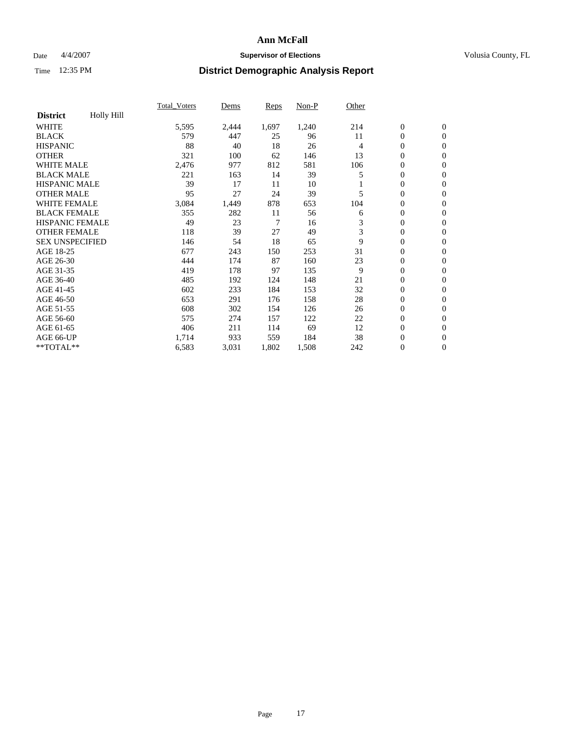# Ann McFall

Date 4/4/2007 **Supervisor of Elections** Volusia County, FL

Time 12:35 PM **District Demographic Analysis Report**

| **District** Holly Hill | Total_Voters | Dems | Reps | Non-P | Other | | |
|---|---|---|---|---|---|---|---|
| WHITE | 5,595 | 2,444 | 1,697 | 1,240 | 214 | 0 | 0 |
| BLACK | 579 | 447 | 25 | 96 | 11 | 0 | 0 |
| HISPANIC | 88 | 40 | 18 | 26 | 4 | 0 | 0 |
| OTHER | 321 | 100 | 62 | 146 | 13 | 0 | 0 |
| WHITE MALE | 2,476 | 977 | 812 | 581 | 106 | 0 | 0 |
| BLACK MALE | 221 | 163 | 14 | 39 | 5 | 0 | 0 |
| HISPANIC MALE | 39 | 17 | 11 | 10 | 1 | 0 | 0 |
| OTHER MALE | 95 | 27 | 24 | 39 | 5 | 0 | 0 |
| WHITE FEMALE | 3,084 | 1,449 | 878 | 653 | 104 | 0 | 0 |
| BLACK FEMALE | 355 | 282 | 11 | 56 | 6 | 0 | 0 |
| HISPANIC FEMALE | 49 | 23 | 7 | 16 | 3 | 0 | 0 |
| OTHER FEMALE | 118 | 39 | 27 | 49 | 3 | 0 | 0 |
| SEX UNSPECIFIED | 146 | 54 | 18 | 65 | 9 | 0 | 0 |
| AGE 18-25 | 677 | 243 | 150 | 253 | 31 | 0 | 0 |
| AGE 26-30 | 444 | 174 | 87 | 160 | 23 | 0 | 0 |
| AGE 31-35 | 419 | 178 | 97 | 135 | 9 | 0 | 0 |
| AGE 36-40 | 485 | 192 | 124 | 148 | 21 | 0 | 0 |
| AGE 41-45 | 602 | 233 | 184 | 153 | 32 | 0 | 0 |
| AGE 46-50 | 653 | 291 | 176 | 158 | 28 | 0 | 0 |
| AGE 51-55 | 608 | 302 | 154 | 126 | 26 | 0 | 0 |
| AGE 56-60 | 575 | 274 | 157 | 122 | 22 | 0 | 0 |
| AGE 61-65 | 406 | 211 | 114 | 69 | 12 | 0 | 0 |
| AGE 66-UP | 1,714 | 933 | 559 | 184 | 38 | 0 | 0 |
| **TOTAL** | 6,583 | 3,031 | 1,802 | 1,508 | 242 | 0 | 0 |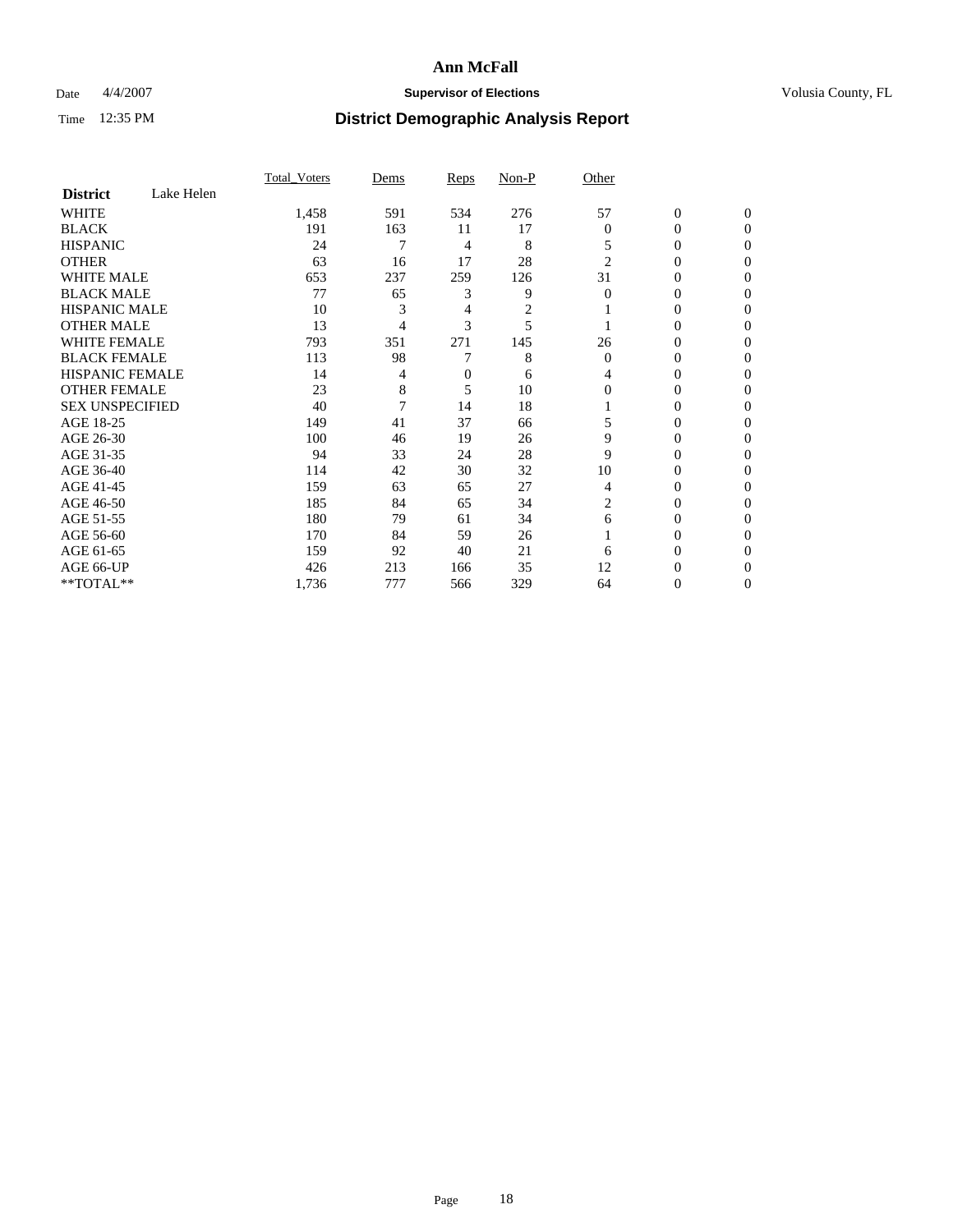# Ann McFall

Date 4/4/2007 **Supervisor of Elections** Volusia County, FL

Time 12:35 PM **District Demographic Analysis Report**

| | Total_Voters | Dems | Reps | Non-P | Other | | |
|---|---|---|---|---|---|---|---|
| **District** Lake Helen | | | | | | | |
| WHITE | 1,458 | 591 | 534 | 276 | 57 | 0 | 0 |
| BLACK | 191 | 163 | 11 | 17 | 0 | 0 | 0 |
| HISPANIC | 24 | 7 | 4 | 8 | 5 | 0 | 0 |
| OTHER | 63 | 16 | 17 | 28 | 2 | 0 | 0 |
| WHITE MALE | 653 | 237 | 259 | 126 | 31 | 0 | 0 |
| BLACK MALE | 77 | 65 | 3 | 9 | 0 | 0 | 0 |
| HISPANIC MALE | 10 | 3 | 4 | 2 | 1 | 0 | 0 |
| OTHER MALE | 13 | 4 | 3 | 5 | 1 | 0 | 0 |
| WHITE FEMALE | 793 | 351 | 271 | 145 | 26 | 0 | 0 |
| BLACK FEMALE | 113 | 98 | 7 | 8 | 0 | 0 | 0 |
| HISPANIC FEMALE | 14 | 4 | 0 | 6 | 4 | 0 | 0 |
| OTHER FEMALE | 23 | 8 | 5 | 10 | 0 | 0 | 0 |
| SEX UNSPECIFIED | 40 | 7 | 14 | 18 | 1 | 0 | 0 |
| AGE 18-25 | 149 | 41 | 37 | 66 | 5 | 0 | 0 |
| AGE 26-30 | 100 | 46 | 19 | 26 | 9 | 0 | 0 |
| AGE 31-35 | 94 | 33 | 24 | 28 | 9 | 0 | 0 |
| AGE 36-40 | 114 | 42 | 30 | 32 | 10 | 0 | 0 |
| AGE 41-45 | 159 | 63 | 65 | 27 | 4 | 0 | 0 |
| AGE 46-50 | 185 | 84 | 65 | 34 | 2 | 0 | 0 |
| AGE 51-55 | 180 | 79 | 61 | 34 | 6 | 0 | 0 |
| AGE 56-60 | 170 | 84 | 59 | 26 | 1 | 0 | 0 |
| AGE 61-65 | 159 | 92 | 40 | 21 | 6 | 0 | 0 |
| AGE 66-UP | 426 | 213 | 166 | 35 | 12 | 0 | 0 |
| **TOTAL** | 1,736 | 777 | 566 | 329 | 64 | 0 | 0 |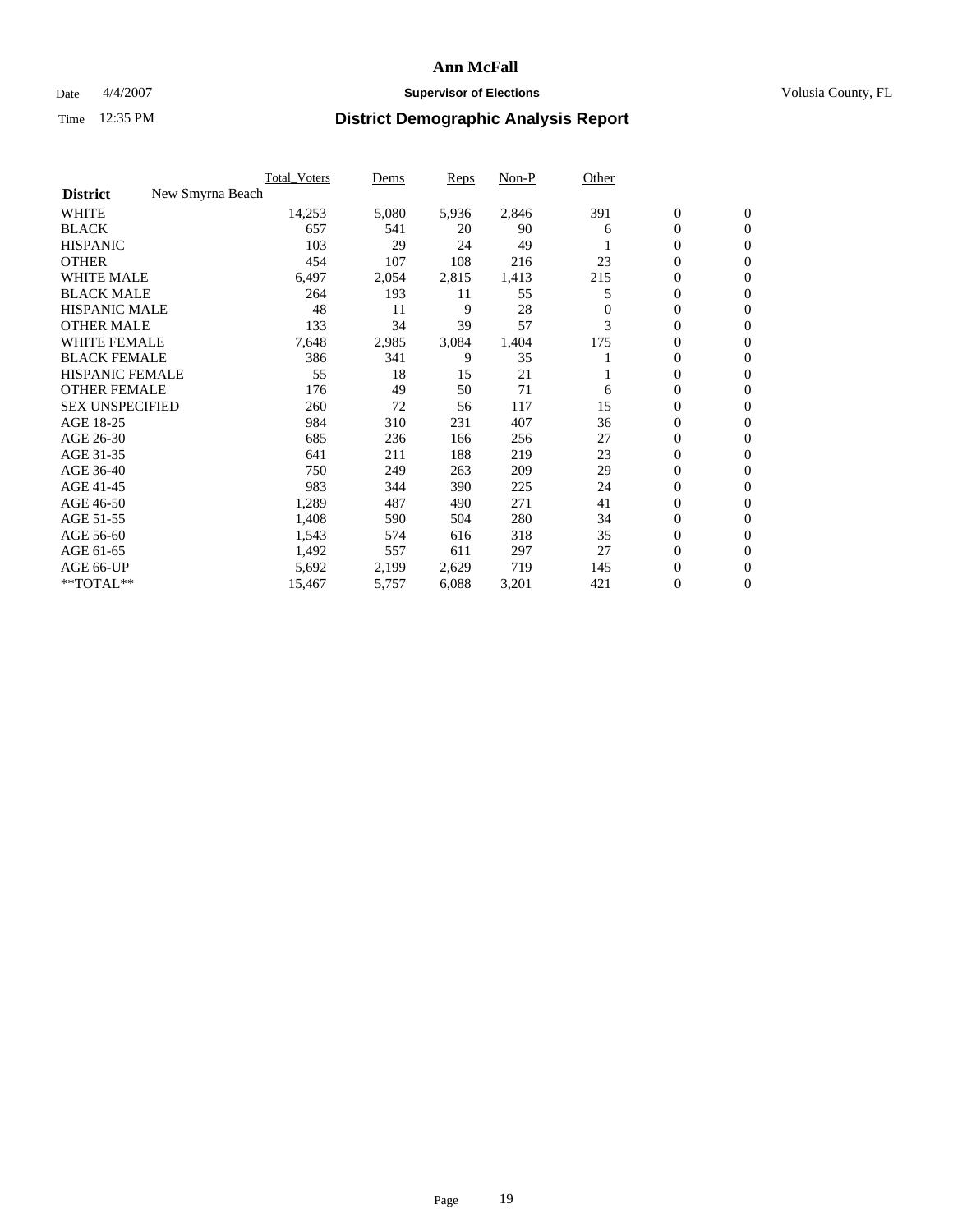# Ann McFall

Date 4/4/2007 **Supervisor of Elections** Volusia County, FL

Time 12:35 PM **District Demographic Analysis Report**

| | Total_Voters | Dems | Reps | Non-P | Other | | |
|---|---|---|---|---|---|---|---|
| **District** New Smyrna Beach | | | | | | | |
| WHITE | 14,253 | 5,080 | 5,936 | 2,846 | 391 | 0 | 0 |
| BLACK | 657 | 541 | 20 | 90 | 6 | 0 | 0 |
| HISPANIC | 103 | 29 | 24 | 49 | 1 | 0 | 0 |
| OTHER | 454 | 107 | 108 | 216 | 23 | 0 | 0 |
| WHITE MALE | 6,497 | 2,054 | 2,815 | 1,413 | 215 | 0 | 0 |
| BLACK MALE | 264 | 193 | 11 | 55 | 5 | 0 | 0 |
| HISPANIC MALE | 48 | 11 | 9 | 28 | 0 | 0 | 0 |
| OTHER MALE | 133 | 34 | 39 | 57 | 3 | 0 | 0 |
| WHITE FEMALE | 7,648 | 2,985 | 3,084 | 1,404 | 175 | 0 | 0 |
| BLACK FEMALE | 386 | 341 | 9 | 35 | 1 | 0 | 0 |
| HISPANIC FEMALE | 55 | 18 | 15 | 21 | 1 | 0 | 0 |
| OTHER FEMALE | 176 | 49 | 50 | 71 | 6 | 0 | 0 |
| SEX UNSPECIFIED | 260 | 72 | 56 | 117 | 15 | 0 | 0 |
| AGE 18-25 | 984 | 310 | 231 | 407 | 36 | 0 | 0 |
| AGE 26-30 | 685 | 236 | 166 | 256 | 27 | 0 | 0 |
| AGE 31-35 | 641 | 211 | 188 | 219 | 23 | 0 | 0 |
| AGE 36-40 | 750 | 249 | 263 | 209 | 29 | 0 | 0 |
| AGE 41-45 | 983 | 344 | 390 | 225 | 24 | 0 | 0 |
| AGE 46-50 | 1,289 | 487 | 490 | 271 | 41 | 0 | 0 |
| AGE 51-55 | 1,408 | 590 | 504 | 280 | 34 | 0 | 0 |
| AGE 56-60 | 1,543 | 574 | 616 | 318 | 35 | 0 | 0 |
| AGE 61-65 | 1,492 | 557 | 611 | 297 | 27 | 0 | 0 |
| AGE 66-UP | 5,692 | 2,199 | 2,629 | 719 | 145 | 0 | 0 |
| **TOTAL** | 15,467 | 5,757 | 6,088 | 3,201 | 421 | 0 | 0 |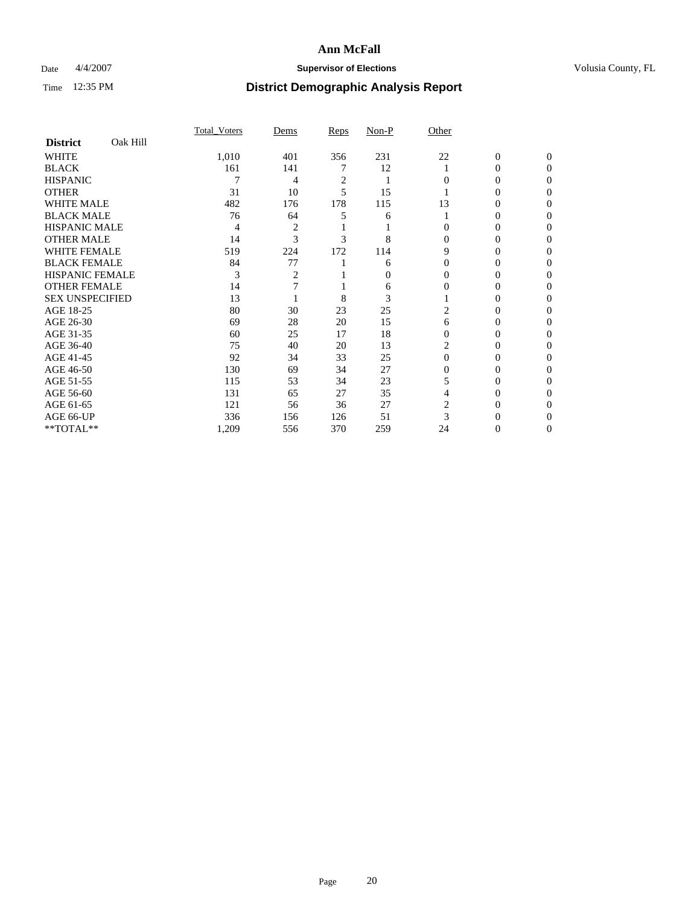# Ann McFall

Date 4/4/2007 **Supervisor of Elections** Volusia County, FL

Time 12:35 PM **District Demographic Analysis Report**

| | Total_Voters | Dems | Reps | Non-P | Other | | |
|---|---|---|---|---|---|---|---|
| **District** Oak Hill | | | | | | | |
| WHITE | 1,010 | 401 | 356 | 231 | 22 | 0 | 0 |
| BLACK | 161 | 141 | 7 | 12 | 1 | 0 | 0 |
| HISPANIC | 7 | 4 | 2 | 1 | 0 | 0 | 0 |
| OTHER | 31 | 10 | 5 | 15 | 1 | 0 | 0 |
| WHITE MALE | 482 | 176 | 178 | 115 | 13 | 0 | 0 |
| BLACK MALE | 76 | 64 | 5 | 6 | 1 | 0 | 0 |
| HISPANIC MALE | 4 | 2 | 1 | 1 | 0 | 0 | 0 |
| OTHER MALE | 14 | 3 | 3 | 8 | 0 | 0 | 0 |
| WHITE FEMALE | 519 | 224 | 172 | 114 | 9 | 0 | 0 |
| BLACK FEMALE | 84 | 77 | 1 | 6 | 0 | 0 | 0 |
| HISPANIC FEMALE | 3 | 2 | 1 | 0 | 0 | 0 | 0 |
| OTHER FEMALE | 14 | 7 | 1 | 6 | 0 | 0 | 0 |
| SEX UNSPECIFIED | 13 | 1 | 8 | 3 | 1 | 0 | 0 |
| AGE 18-25 | 80 | 30 | 23 | 25 | 2 | 0 | 0 |
| AGE 26-30 | 69 | 28 | 20 | 15 | 6 | 0 | 0 |
| AGE 31-35 | 60 | 25 | 17 | 18 | 0 | 0 | 0 |
| AGE 36-40 | 75 | 40 | 20 | 13 | 2 | 0 | 0 |
| AGE 41-45 | 92 | 34 | 33 | 25 | 0 | 0 | 0 |
| AGE 46-50 | 130 | 69 | 34 | 27 | 0 | 0 | 0 |
| AGE 51-55 | 115 | 53 | 34 | 23 | 5 | 0 | 0 |
| AGE 56-60 | 131 | 65 | 27 | 35 | 4 | 0 | 0 |
| AGE 61-65 | 121 | 56 | 36 | 27 | 2 | 0 | 0 |
| AGE 66-UP | 336 | 156 | 126 | 51 | 3 | 0 | 0 |
| **TOTAL** | 1,209 | 556 | 370 | 259 | 24 | 0 | 0 |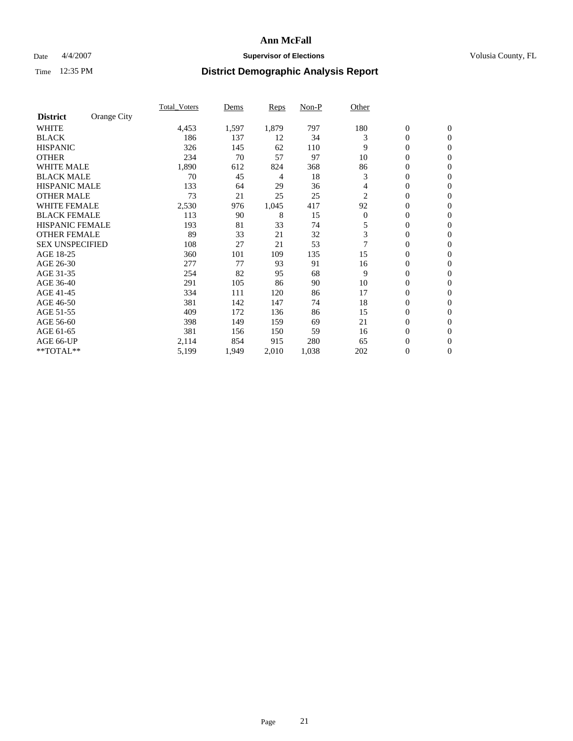# Ann McFall

Date 4/4/2007 **Supervisor of Elections** Volusia County, FL

Time 12:35 PM **District Demographic Analysis Report**

| **District** Orange City | Total_Voters | Dems | Reps | Non-P | Other | | |
|---|---|---|---|---|---|---|---|
| WHITE | 4,453 | 1,597 | 1,879 | 797 | 180 | 0 | 0 |
| BLACK | 186 | 137 | 12 | 34 | 3 | 0 | 0 |
| HISPANIC | 326 | 145 | 62 | 110 | 9 | 0 | 0 |
| OTHER | 234 | 70 | 57 | 97 | 10 | 0 | 0 |
| WHITE MALE | 1,890 | 612 | 824 | 368 | 86 | 0 | 0 |
| BLACK MALE | 70 | 45 | 4 | 18 | 3 | 0 | 0 |
| HISPANIC MALE | 133 | 64 | 29 | 36 | 4 | 0 | 0 |
| OTHER MALE | 73 | 21 | 25 | 25 | 2 | 0 | 0 |
| WHITE FEMALE | 2,530 | 976 | 1,045 | 417 | 92 | 0 | 0 |
| BLACK FEMALE | 113 | 90 | 8 | 15 | 0 | 0 | 0 |
| HISPANIC FEMALE | 193 | 81 | 33 | 74 | 5 | 0 | 0 |
| OTHER FEMALE | 89 | 33 | 21 | 32 | 3 | 0 | 0 |
| SEX UNSPECIFIED | 108 | 27 | 21 | 53 | 7 | 0 | 0 |
| AGE 18-25 | 360 | 101 | 109 | 135 | 15 | 0 | 0 |
| AGE 26-30 | 277 | 77 | 93 | 91 | 16 | 0 | 0 |
| AGE 31-35 | 254 | 82 | 95 | 68 | 9 | 0 | 0 |
| AGE 36-40 | 291 | 105 | 86 | 90 | 10 | 0 | 0 |
| AGE 41-45 | 334 | 111 | 120 | 86 | 17 | 0 | 0 |
| AGE 46-50 | 381 | 142 | 147 | 74 | 18 | 0 | 0 |
| AGE 51-55 | 409 | 172 | 136 | 86 | 15 | 0 | 0 |
| AGE 56-60 | 398 | 149 | 159 | 69 | 21 | 0 | 0 |
| AGE 61-65 | 381 | 156 | 150 | 59 | 16 | 0 | 0 |
| AGE 66-UP | 2,114 | 854 | 915 | 280 | 65 | 0 | 0 |
| **TOTAL** | 5,199 | 1,949 | 2,010 | 1,038 | 202 | 0 | 0 |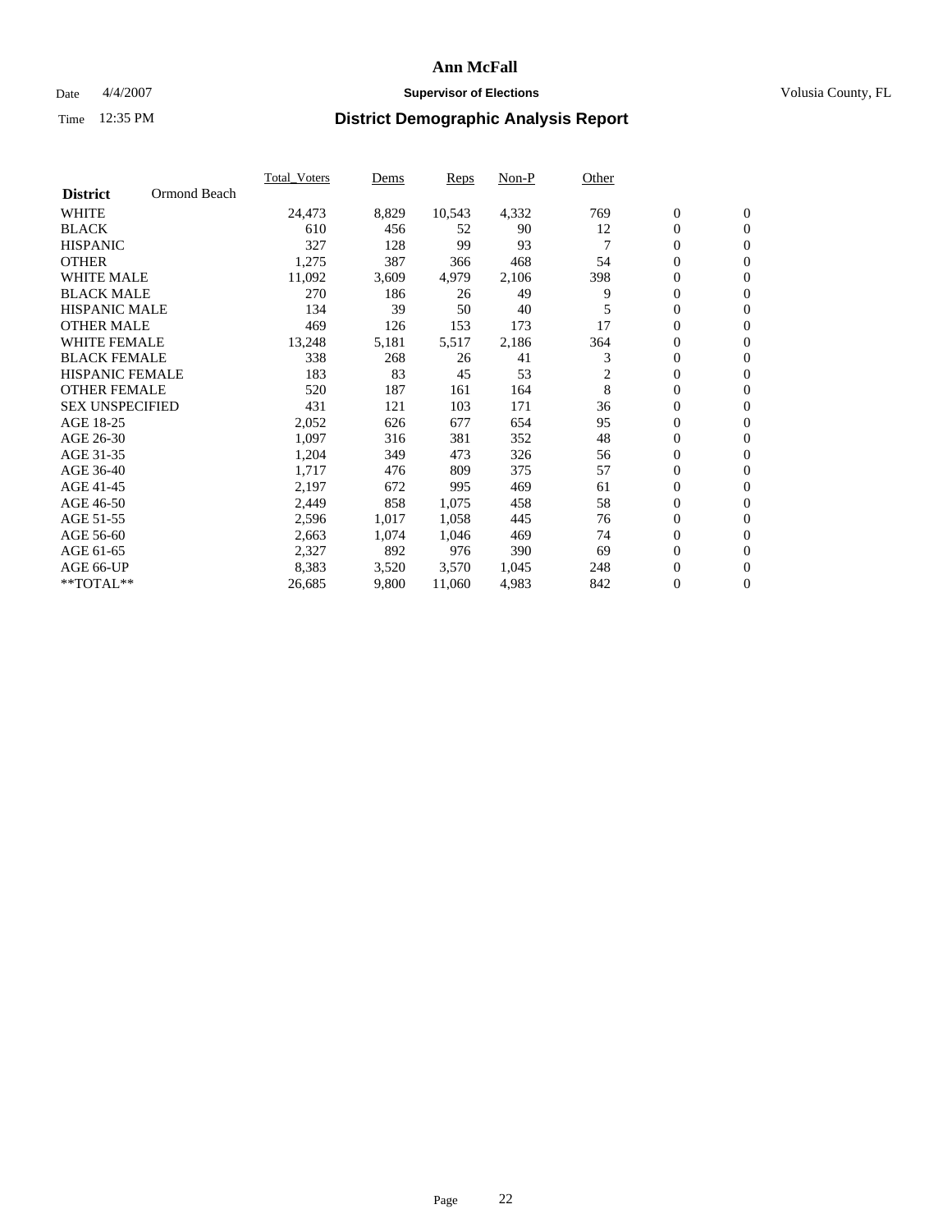# Ann McFall

Date 4/4/2007 **Supervisor of Elections** Volusia County, FL

Time 12:35 PM **District Demographic Analysis Report**

| **District** Ormond Beach | Total_Voters | Dems | Reps | Non-P | Other | | |
|---|---|---|---|---|---|---|---|
| WHITE | 24,473 | 8,829 | 10,543 | 4,332 | 769 | 0 | 0 |
| BLACK | 610 | 456 | 52 | 90 | 12 | 0 | 0 |
| HISPANIC | 327 | 128 | 99 | 93 | 7 | 0 | 0 |
| OTHER | 1,275 | 387 | 366 | 468 | 54 | 0 | 0 |
| WHITE MALE | 11,092 | 3,609 | 4,979 | 2,106 | 398 | 0 | 0 |
| BLACK MALE | 270 | 186 | 26 | 49 | 9 | 0 | 0 |
| HISPANIC MALE | 134 | 39 | 50 | 40 | 5 | 0 | 0 |
| OTHER MALE | 469 | 126 | 153 | 173 | 17 | 0 | 0 |
| WHITE FEMALE | 13,248 | 5,181 | 5,517 | 2,186 | 364 | 0 | 0 |
| BLACK FEMALE | 338 | 268 | 26 | 41 | 3 | 0 | 0 |
| HISPANIC FEMALE | 183 | 83 | 45 | 53 | 2 | 0 | 0 |
| OTHER FEMALE | 520 | 187 | 161 | 164 | 8 | 0 | 0 |
| SEX UNSPECIFIED | 431 | 121 | 103 | 171 | 36 | 0 | 0 |
| AGE 18-25 | 2,052 | 626 | 677 | 654 | 95 | 0 | 0 |
| AGE 26-30 | 1,097 | 316 | 381 | 352 | 48 | 0 | 0 |
| AGE 31-35 | 1,204 | 349 | 473 | 326 | 56 | 0 | 0 |
| AGE 36-40 | 1,717 | 476 | 809 | 375 | 57 | 0 | 0 |
| AGE 41-45 | 2,197 | 672 | 995 | 469 | 61 | 0 | 0 |
| AGE 46-50 | 2,449 | 858 | 1,075 | 458 | 58 | 0 | 0 |
| AGE 51-55 | 2,596 | 1,017 | 1,058 | 445 | 76 | 0 | 0 |
| AGE 56-60 | 2,663 | 1,074 | 1,046 | 469 | 74 | 0 | 0 |
| AGE 61-65 | 2,327 | 892 | 976 | 390 | 69 | 0 | 0 |
| AGE 66-UP | 8,383 | 3,520 | 3,570 | 1,045 | 248 | 0 | 0 |
| **TOTAL** | 26,685 | 9,800 | 11,060 | 4,983 | 842 | 0 | 0 |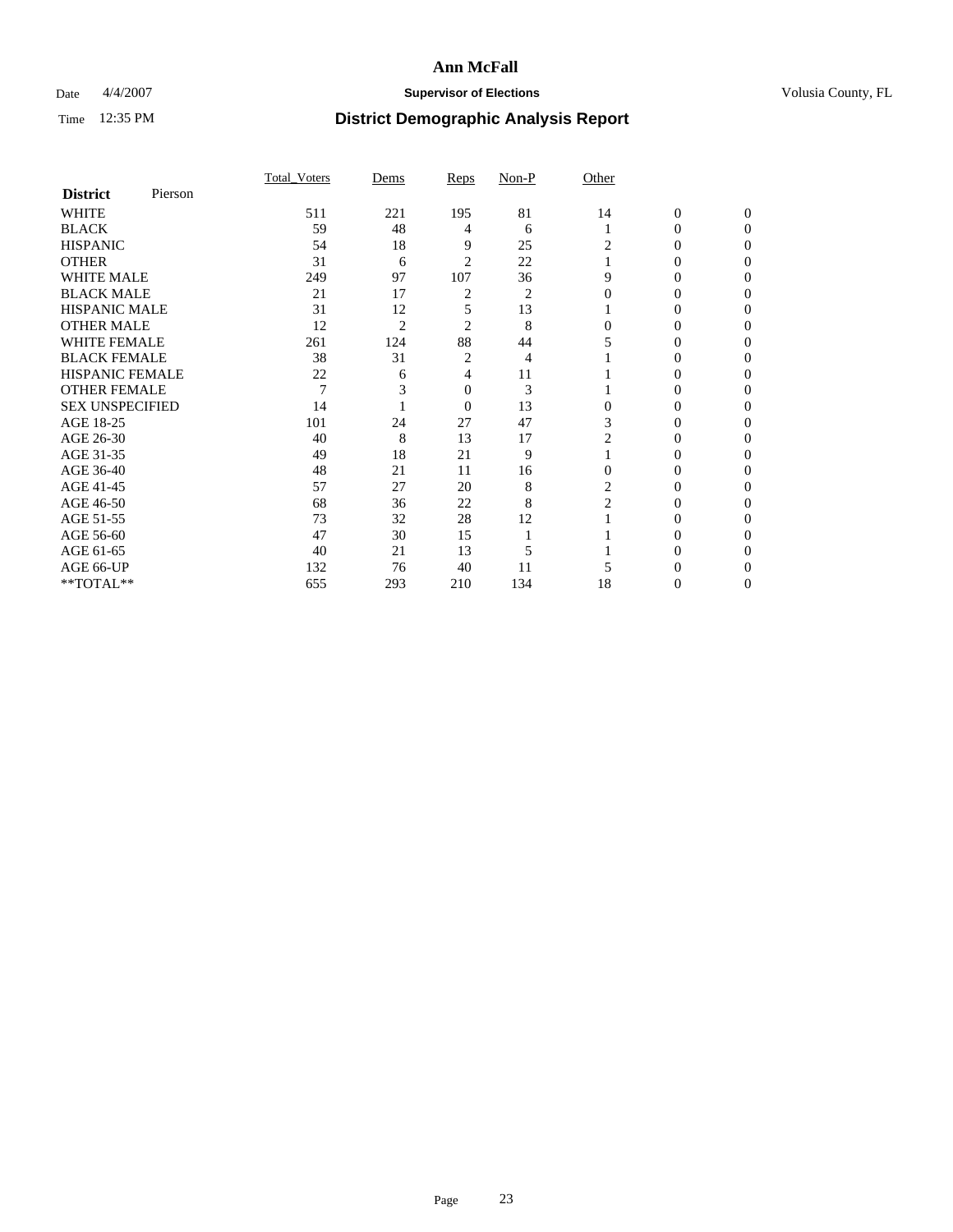# Ann McFall

Date 4/4/2007 **Supervisor of Elections** Volusia County, FL

Time 12:35 PM **District Demographic Analysis Report**

| **District** Pierson | Total_Voters | Dems | Reps | Non-P | Other | | |
|---|---|---|---|---|---|---|---|
| WHITE | 511 | 221 | 195 | 81 | 14 | 0 | 0 |
| BLACK | 59 | 48 | 4 | 6 | 1 | 0 | 0 |
| HISPANIC | 54 | 18 | 9 | 25 | 2 | 0 | 0 |
| OTHER | 31 | 6 | 2 | 22 | 1 | 0 | 0 |
| WHITE MALE | 249 | 97 | 107 | 36 | 9 | 0 | 0 |
| BLACK MALE | 21 | 17 | 2 | 2 | 0 | 0 | 0 |
| HISPANIC MALE | 31 | 12 | 5 | 13 | 1 | 0 | 0 |
| OTHER MALE | 12 | 2 | 2 | 8 | 0 | 0 | 0 |
| WHITE FEMALE | 261 | 124 | 88 | 44 | 5 | 0 | 0 |
| BLACK FEMALE | 38 | 31 | 2 | 4 | 1 | 0 | 0 |
| HISPANIC FEMALE | 22 | 6 | 4 | 11 | 1 | 0 | 0 |
| OTHER FEMALE | 7 | 3 | 0 | 3 | 1 | 0 | 0 |
| SEX UNSPECIFIED | 14 | 1 | 0 | 13 | 0 | 0 | 0 |
| AGE 18-25 | 101 | 24 | 27 | 47 | 3 | 0 | 0 |
| AGE 26-30 | 40 | 8 | 13 | 17 | 2 | 0 | 0 |
| AGE 31-35 | 49 | 18 | 21 | 9 | 1 | 0 | 0 |
| AGE 36-40 | 48 | 21 | 11 | 16 | 0 | 0 | 0 |
| AGE 41-45 | 57 | 27 | 20 | 8 | 2 | 0 | 0 |
| AGE 46-50 | 68 | 36 | 22 | 8 | 2 | 0 | 0 |
| AGE 51-55 | 73 | 32 | 28 | 12 | 1 | 0 | 0 |
| AGE 56-60 | 47 | 30 | 15 | 1 | 1 | 0 | 0 |
| AGE 61-65 | 40 | 21 | 13 | 5 | 1 | 0 | 0 |
| AGE 66-UP | 132 | 76 | 40 | 11 | 5 | 0 | 0 |
| **TOTAL** | 655 | 293 | 210 | 134 | 18 | 0 | 0 |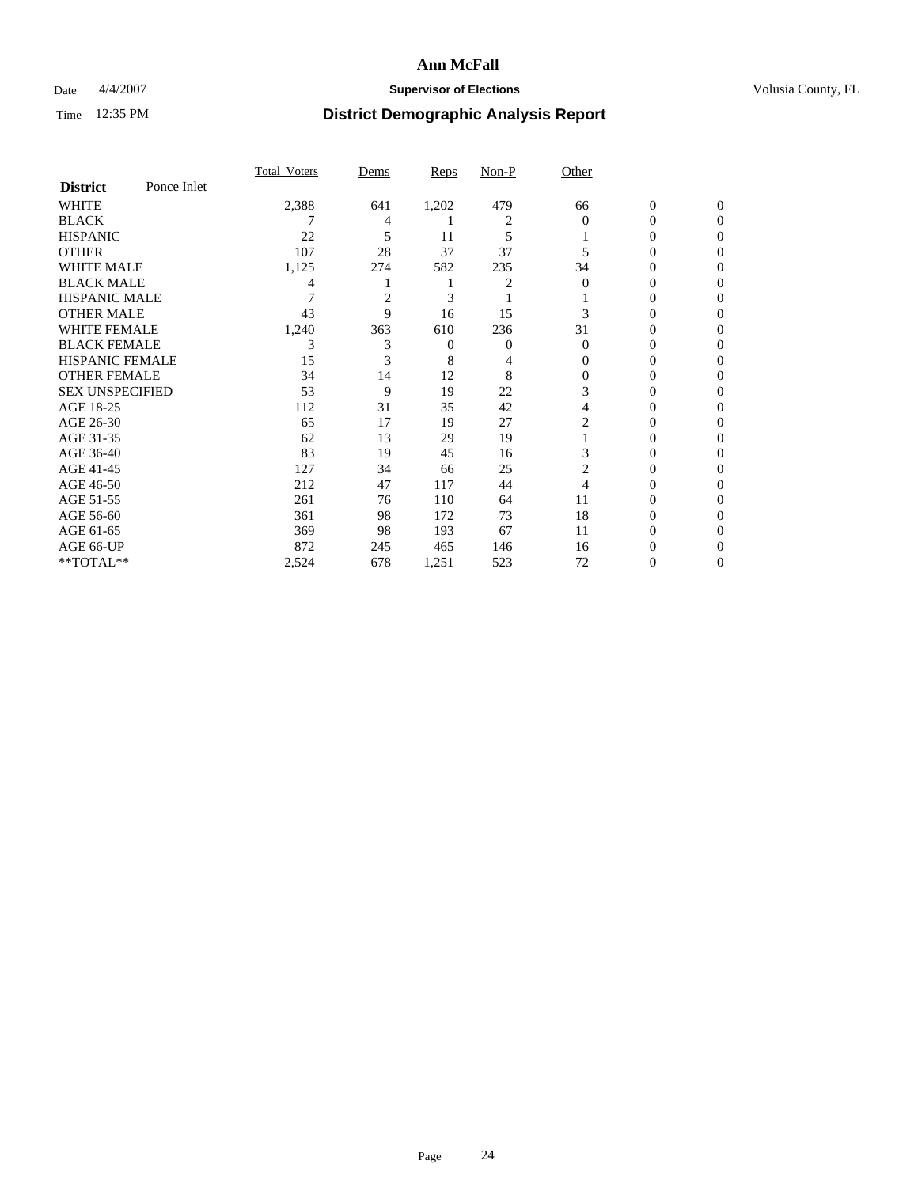# Ann McFall

Date 4/4/2007 **Supervisor of Elections** Volusia County, FL

Time 12:35 PM **District Demographic Analysis Report**

| **District** Ponce Inlet | Total_Voters | Dems | Reps | Non-P | Other | | |
|---|---|---|---|---|---|---|---|
| WHITE | 2,388 | 641 | 1,202 | 479 | 66 | 0 | 0 |
| BLACK | 7 | 4 | 1 | 2 | 0 | 0 | 0 |
| HISPANIC | 22 | 5 | 11 | 5 | 1 | 0 | 0 |
| OTHER | 107 | 28 | 37 | 37 | 5 | 0 | 0 |
| WHITE MALE | 1,125 | 274 | 582 | 235 | 34 | 0 | 0 |
| BLACK MALE | 4 | 1 | 1 | 2 | 0 | 0 | 0 |
| HISPANIC MALE | 7 | 2 | 3 | 1 | 1 | 0 | 0 |
| OTHER MALE | 43 | 9 | 16 | 15 | 3 | 0 | 0 |
| WHITE FEMALE | 1,240 | 363 | 610 | 236 | 31 | 0 | 0 |
| BLACK FEMALE | 3 | 3 | 0 | 0 | 0 | 0 | 0 |
| HISPANIC FEMALE | 15 | 3 | 8 | 4 | 0 | 0 | 0 |
| OTHER FEMALE | 34 | 14 | 12 | 8 | 0 | 0 | 0 |
| SEX UNSPECIFIED | 53 | 9 | 19 | 22 | 3 | 0 | 0 |
| AGE 18-25 | 112 | 31 | 35 | 42 | 4 | 0 | 0 |
| AGE 26-30 | 65 | 17 | 19 | 27 | 2 | 0 | 0 |
| AGE 31-35 | 62 | 13 | 29 | 19 | 1 | 0 | 0 |
| AGE 36-40 | 83 | 19 | 45 | 16 | 3 | 0 | 0 |
| AGE 41-45 | 127 | 34 | 66 | 25 | 2 | 0 | 0 |
| AGE 46-50 | 212 | 47 | 117 | 44 | 4 | 0 | 0 |
| AGE 51-55 | 261 | 76 | 110 | 64 | 11 | 0 | 0 |
| AGE 56-60 | 361 | 98 | 172 | 73 | 18 | 0 | 0 |
| AGE 61-65 | 369 | 98 | 193 | 67 | 11 | 0 | 0 |
| AGE 66-UP | 872 | 245 | 465 | 146 | 16 | 0 | 0 |
| **TOTAL** | 2,524 | 678 | 1,251 | 523 | 72 | 0 | 0 |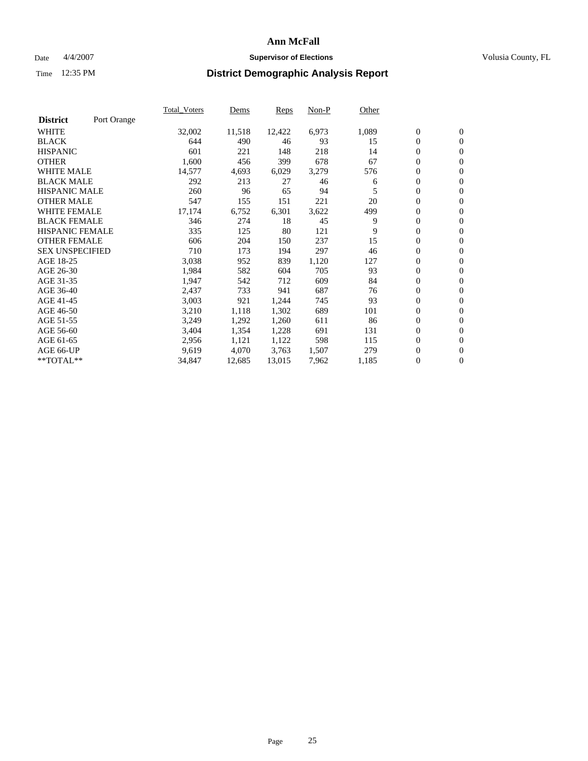# Ann McFall

Date 4/4/2007 **Supervisor of Elections** Volusia County, FL

Time 12:35 PM **District Demographic Analysis Report**

| | Total_Voters | Dems | Reps | Non-P | Other | | |
|---|---|---|---|---|---|---|---|
| **District** Port Orange | | | | | | | |
| WHITE | 32,002 | 11,518 | 12,422 | 6,973 | 1,089 | 0 | 0 |
| BLACK | 644 | 490 | 46 | 93 | 15 | 0 | 0 |
| HISPANIC | 601 | 221 | 148 | 218 | 14 | 0 | 0 |
| OTHER | 1,600 | 456 | 399 | 678 | 67 | 0 | 0 |
| WHITE MALE | 14,577 | 4,693 | 6,029 | 3,279 | 576 | 0 | 0 |
| BLACK MALE | 292 | 213 | 27 | 46 | 6 | 0 | 0 |
| HISPANIC MALE | 260 | 96 | 65 | 94 | 5 | 0 | 0 |
| OTHER MALE | 547 | 155 | 151 | 221 | 20 | 0 | 0 |
| WHITE FEMALE | 17,174 | 6,752 | 6,301 | 3,622 | 499 | 0 | 0 |
| BLACK FEMALE | 346 | 274 | 18 | 45 | 9 | 0 | 0 |
| HISPANIC FEMALE | 335 | 125 | 80 | 121 | 9 | 0 | 0 |
| OTHER FEMALE | 606 | 204 | 150 | 237 | 15 | 0 | 0 |
| SEX UNSPECIFIED | 710 | 173 | 194 | 297 | 46 | 0 | 0 |
| AGE 18-25 | 3,038 | 952 | 839 | 1,120 | 127 | 0 | 0 |
| AGE 26-30 | 1,984 | 582 | 604 | 705 | 93 | 0 | 0 |
| AGE 31-35 | 1,947 | 542 | 712 | 609 | 84 | 0 | 0 |
| AGE 36-40 | 2,437 | 733 | 941 | 687 | 76 | 0 | 0 |
| AGE 41-45 | 3,003 | 921 | 1,244 | 745 | 93 | 0 | 0 |
| AGE 46-50 | 3,210 | 1,118 | 1,302 | 689 | 101 | 0 | 0 |
| AGE 51-55 | 3,249 | 1,292 | 1,260 | 611 | 86 | 0 | 0 |
| AGE 56-60 | 3,404 | 1,354 | 1,228 | 691 | 131 | 0 | 0 |
| AGE 61-65 | 2,956 | 1,121 | 1,122 | 598 | 115 | 0 | 0 |
| AGE 66-UP | 9,619 | 4,070 | 3,763 | 1,507 | 279 | 0 | 0 |
| **TOTAL** | 34,847 | 12,685 | 13,015 | 7,962 | 1,185 | 0 | 0 |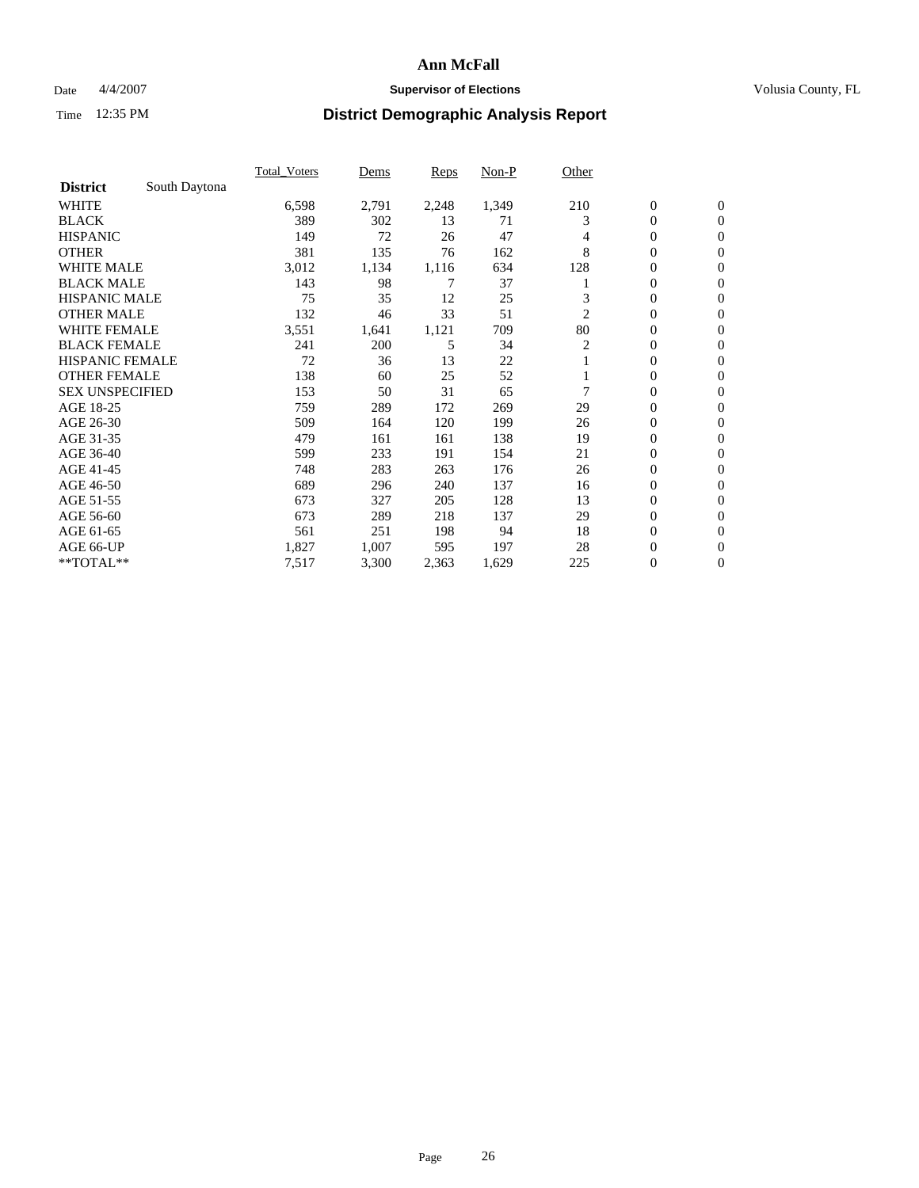# Ann McFall

Date 4/4/2007 **Supervisor of Elections** Volusia County, FL

Time 12:35 PM **District Demographic Analysis Report**

| | Total_Voters | Dems | Reps | Non-P | Other | | |
|---|---|---|---|---|---|---|---|
| **District** South Daytona | | | | | | | |
| WHITE | 6,598 | 2,791 | 2,248 | 1,349 | 210 | 0 | 0 |
| BLACK | 389 | 302 | 13 | 71 | 3 | 0 | 0 |
| HISPANIC | 149 | 72 | 26 | 47 | 4 | 0 | 0 |
| OTHER | 381 | 135 | 76 | 162 | 8 | 0 | 0 |
| WHITE MALE | 3,012 | 1,134 | 1,116 | 634 | 128 | 0 | 0 |
| BLACK MALE | 143 | 98 | 7 | 37 | 1 | 0 | 0 |
| HISPANIC MALE | 75 | 35 | 12 | 25 | 3 | 0 | 0 |
| OTHER MALE | 132 | 46 | 33 | 51 | 2 | 0 | 0 |
| WHITE FEMALE | 3,551 | 1,641 | 1,121 | 709 | 80 | 0 | 0 |
| BLACK FEMALE | 241 | 200 | 5 | 34 | 2 | 0 | 0 |
| HISPANIC FEMALE | 72 | 36 | 13 | 22 | 1 | 0 | 0 |
| OTHER FEMALE | 138 | 60 | 25 | 52 | 1 | 0 | 0 |
| SEX UNSPECIFIED | 153 | 50 | 31 | 65 | 7 | 0 | 0 |
| AGE 18-25 | 759 | 289 | 172 | 269 | 29 | 0 | 0 |
| AGE 26-30 | 509 | 164 | 120 | 199 | 26 | 0 | 0 |
| AGE 31-35 | 479 | 161 | 161 | 138 | 19 | 0 | 0 |
| AGE 36-40 | 599 | 233 | 191 | 154 | 21 | 0 | 0 |
| AGE 41-45 | 748 | 283 | 263 | 176 | 26 | 0 | 0 |
| AGE 46-50 | 689 | 296 | 240 | 137 | 16 | 0 | 0 |
| AGE 51-55 | 673 | 327 | 205 | 128 | 13 | 0 | 0 |
| AGE 56-60 | 673 | 289 | 218 | 137 | 29 | 0 | 0 |
| AGE 61-65 | 561 | 251 | 198 | 94 | 18 | 0 | 0 |
| AGE 66-UP | 1,827 | 1,007 | 595 | 197 | 28 | 0 | 0 |
| **TOTAL** | 7,517 | 3,300 | 2,363 | 1,629 | 225 | 0 | 0 |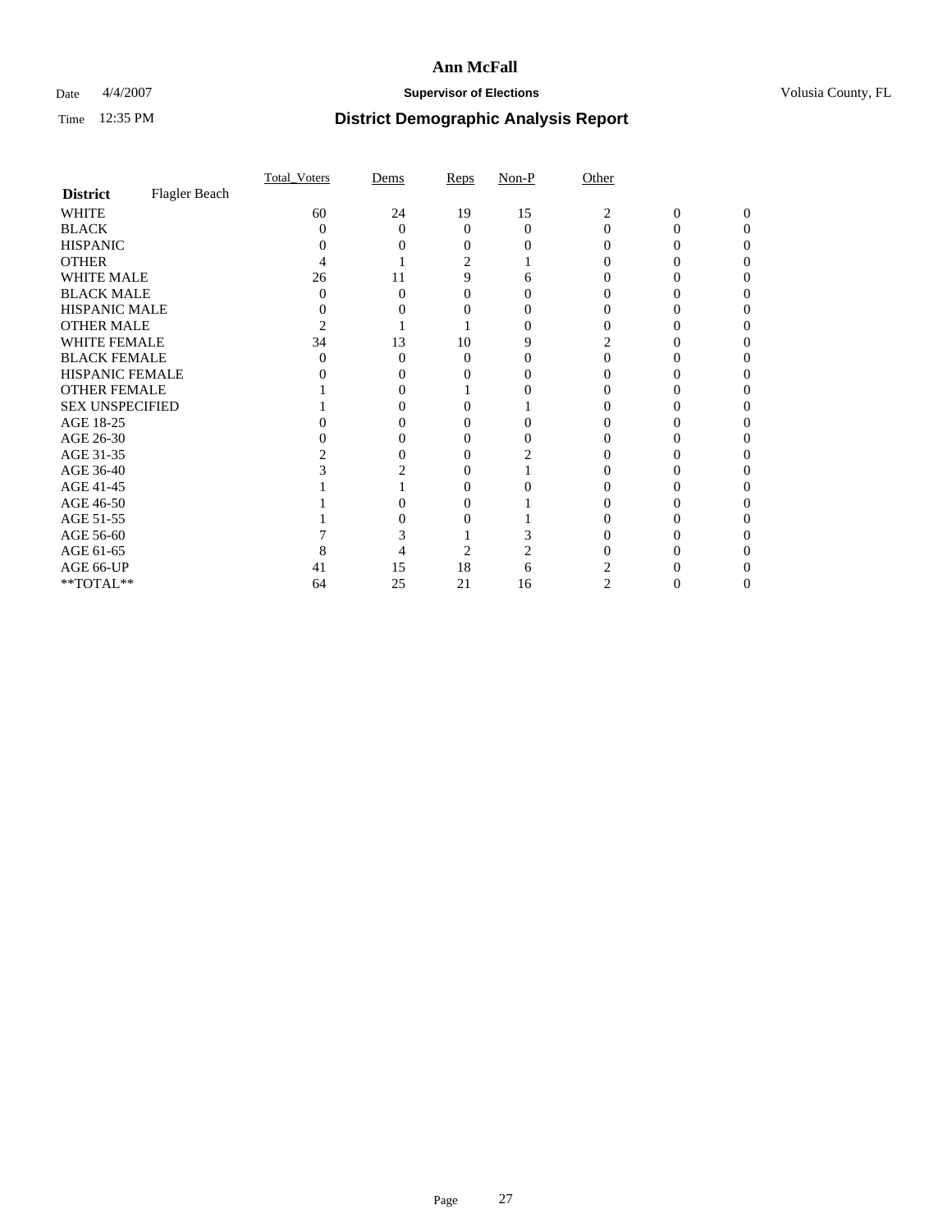# Ann McFall

Date 4/4/2007 **Supervisor of Elections** Volusia County, FL

Time 12:35 PM **District Demographic Analysis Report**

| | Total_Voters | Dems | Reps | Non-P | Other | | |
|---|---|---|---|---|---|---|---|
| **District** Flagler Beach | | | | | | | |
| WHITE | 60 | 24 | 19 | 15 | 2 | 0 | 0 |
| BLACK | 0 | 0 | 0 | 0 | 0 | 0 | 0 |
| HISPANIC | 0 | 0 | 0 | 0 | 0 | 0 | 0 |
| OTHER | 4 | 1 | 2 | 1 | 0 | 0 | 0 |
| WHITE MALE | 26 | 11 | 9 | 6 | 0 | 0 | 0 |
| BLACK MALE | 0 | 0 | 0 | 0 | 0 | 0 | 0 |
| HISPANIC MALE | 0 | 0 | 0 | 0 | 0 | 0 | 0 |
| OTHER MALE | 2 | 1 | 1 | 0 | 0 | 0 | 0 |
| WHITE FEMALE | 34 | 13 | 10 | 9 | 2 | 0 | 0 |
| BLACK FEMALE | 0 | 0 | 0 | 0 | 0 | 0 | 0 |
| HISPANIC FEMALE | 0 | 0 | 0 | 0 | 0 | 0 | 0 |
| OTHER FEMALE | 1 | 0 | 1 | 0 | 0 | 0 | 0 |
| SEX UNSPECIFIED | 1 | 0 | 0 | 1 | 0 | 0 | 0 |
| AGE 18-25 | 0 | 0 | 0 | 0 | 0 | 0 | 0 |
| AGE 26-30 | 0 | 0 | 0 | 0 | 0 | 0 | 0 |
| AGE 31-35 | 2 | 0 | 0 | 2 | 0 | 0 | 0 |
| AGE 36-40 | 3 | 2 | 0 | 1 | 0 | 0 | 0 |
| AGE 41-45 | 1 | 1 | 0 | 0 | 0 | 0 | 0 |
| AGE 46-50 | 1 | 0 | 0 | 1 | 0 | 0 | 0 |
| AGE 51-55 | 1 | 0 | 0 | 1 | 0 | 0 | 0 |
| AGE 56-60 | 7 | 3 | 1 | 3 | 0 | 0 | 0 |
| AGE 61-65 | 8 | 4 | 2 | 2 | 0 | 0 | 0 |
| AGE 66-UP | 41 | 15 | 18 | 6 | 2 | 0 | 0 |
| **TOTAL** | 64 | 25 | 21 | 16 | 2 | 0 | 0 |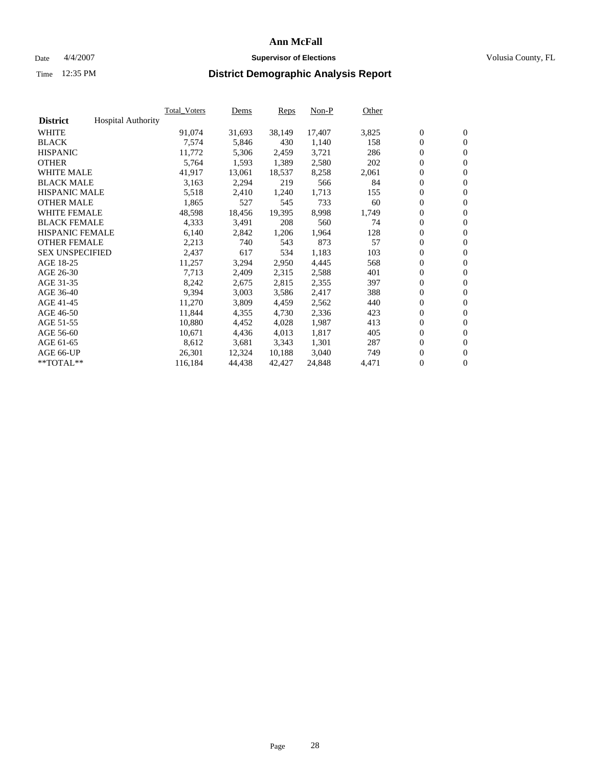# Ann McFall

Date 4/4/2007 **Supervisor of Elections** Volusia County, FL

Time 12:35 PM **District Demographic Analysis Report**

| **District** Hospital Authority | Total_Voters | Dems | Reps | Non-P | Other | | |
|---|---|---|---|---|---|---|---|
| WHITE | 91,074 | 31,693 | 38,149 | 17,407 | 3,825 | 0 | 0 |
| BLACK | 7,574 | 5,846 | 430 | 1,140 | 158 | 0 | 0 |
| HISPANIC | 11,772 | 5,306 | 2,459 | 3,721 | 286 | 0 | 0 |
| OTHER | 5,764 | 1,593 | 1,389 | 2,580 | 202 | 0 | 0 |
| WHITE MALE | 41,917 | 13,061 | 18,537 | 8,258 | 2,061 | 0 | 0 |
| BLACK MALE | 3,163 | 2,294 | 219 | 566 | 84 | 0 | 0 |
| HISPANIC MALE | 5,518 | 2,410 | 1,240 | 1,713 | 155 | 0 | 0 |
| OTHER MALE | 1,865 | 527 | 545 | 733 | 60 | 0 | 0 |
| WHITE FEMALE | 48,598 | 18,456 | 19,395 | 8,998 | 1,749 | 0 | 0 |
| BLACK FEMALE | 4,333 | 3,491 | 208 | 560 | 74 | 0 | 0 |
| HISPANIC FEMALE | 6,140 | 2,842 | 1,206 | 1,964 | 128 | 0 | 0 |
| OTHER FEMALE | 2,213 | 740 | 543 | 873 | 57 | 0 | 0 |
| SEX UNSPECIFIED | 2,437 | 617 | 534 | 1,183 | 103 | 0 | 0 |
| AGE 18-25 | 11,257 | 3,294 | 2,950 | 4,445 | 568 | 0 | 0 |
| AGE 26-30 | 7,713 | 2,409 | 2,315 | 2,588 | 401 | 0 | 0 |
| AGE 31-35 | 8,242 | 2,675 | 2,815 | 2,355 | 397 | 0 | 0 |
| AGE 36-40 | 9,394 | 3,003 | 3,586 | 2,417 | 388 | 0 | 0 |
| AGE 41-45 | 11,270 | 3,809 | 4,459 | 2,562 | 440 | 0 | 0 |
| AGE 46-50 | 11,844 | 4,355 | 4,730 | 2,336 | 423 | 0 | 0 |
| AGE 51-55 | 10,880 | 4,452 | 4,028 | 1,987 | 413 | 0 | 0 |
| AGE 56-60 | 10,671 | 4,436 | 4,013 | 1,817 | 405 | 0 | 0 |
| AGE 61-65 | 8,612 | 3,681 | 3,343 | 1,301 | 287 | 0 | 0 |
| AGE 66-UP | 26,301 | 12,324 | 10,188 | 3,040 | 749 | 0 | 0 |
| **TOTAL** | 116,184 | 44,438 | 42,427 | 24,848 | 4,471 | 0 | 0 |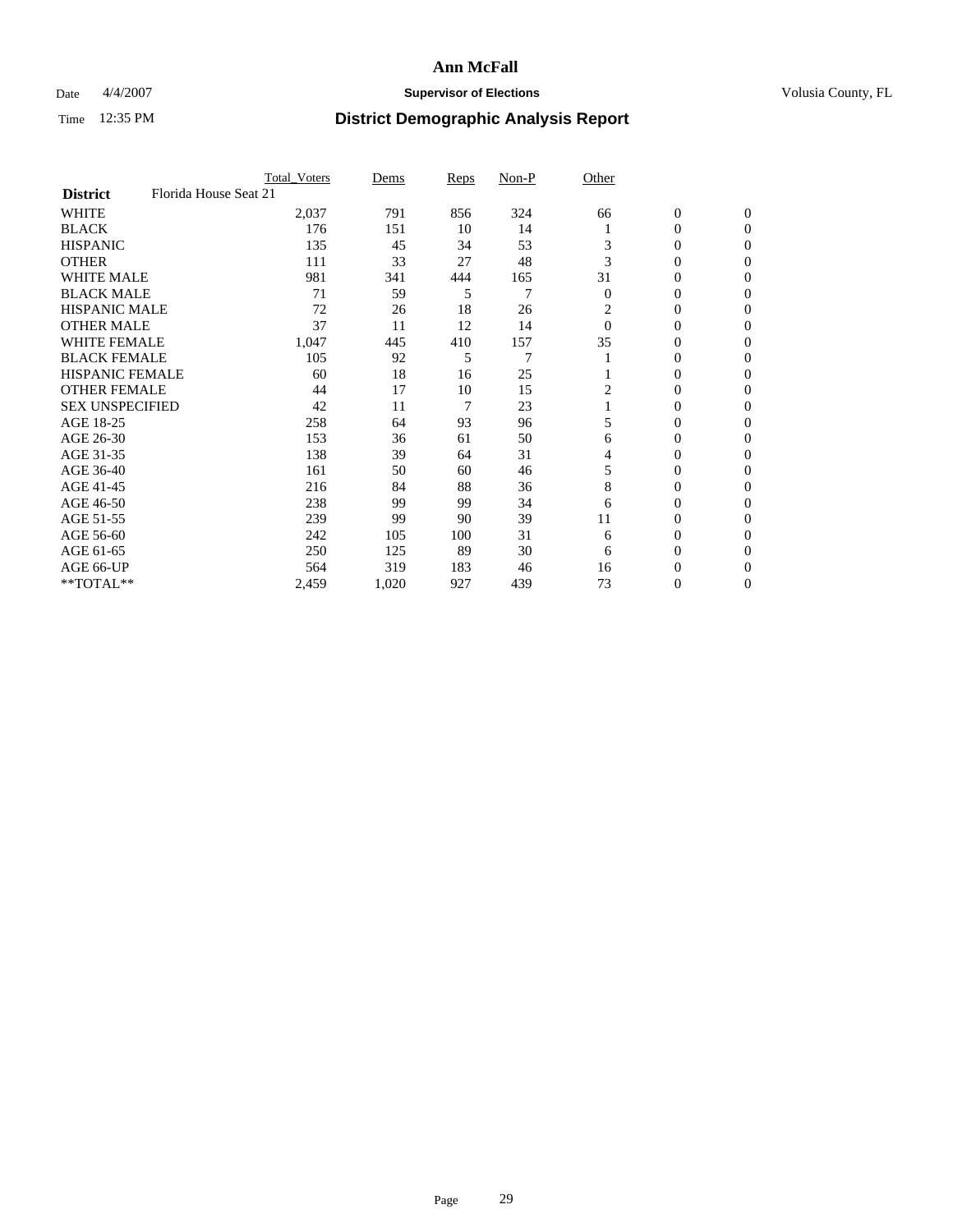# Ann McFall

Date 4/4/2007 **Supervisor of Elections** Volusia County, FL

Time 12:35 PM **District Demographic Analysis Report**

| | Total_Voters | Dems | Reps | Non-P | Other | | |
|---|---|---|---|---|---|---|---|
| **District** Florida House Seat 21 | | | | | | | |
| WHITE | 2,037 | 791 | 856 | 324 | 66 | 0 | 0 |
| BLACK | 176 | 151 | 10 | 14 | 1 | 0 | 0 |
| HISPANIC | 135 | 45 | 34 | 53 | 3 | 0 | 0 |
| OTHER | 111 | 33 | 27 | 48 | 3 | 0 | 0 |
| WHITE MALE | 981 | 341 | 444 | 165 | 31 | 0 | 0 |
| BLACK MALE | 71 | 59 | 5 | 7 | 0 | 0 | 0 |
| HISPANIC MALE | 72 | 26 | 18 | 26 | 2 | 0 | 0 |
| OTHER MALE | 37 | 11 | 12 | 14 | 0 | 0 | 0 |
| WHITE FEMALE | 1,047 | 445 | 410 | 157 | 35 | 0 | 0 |
| BLACK FEMALE | 105 | 92 | 5 | 7 | 1 | 0 | 0 |
| HISPANIC FEMALE | 60 | 18 | 16 | 25 | 1 | 0 | 0 |
| OTHER FEMALE | 44 | 17 | 10 | 15 | 2 | 0 | 0 |
| SEX UNSPECIFIED | 42 | 11 | 7 | 23 | 1 | 0 | 0 |
| AGE 18-25 | 258 | 64 | 93 | 96 | 5 | 0 | 0 |
| AGE 26-30 | 153 | 36 | 61 | 50 | 6 | 0 | 0 |
| AGE 31-35 | 138 | 39 | 64 | 31 | 4 | 0 | 0 |
| AGE 36-40 | 161 | 50 | 60 | 46 | 5 | 0 | 0 |
| AGE 41-45 | 216 | 84 | 88 | 36 | 8 | 0 | 0 |
| AGE 46-50 | 238 | 99 | 99 | 34 | 6 | 0 | 0 |
| AGE 51-55 | 239 | 99 | 90 | 39 | 11 | 0 | 0 |
| AGE 56-60 | 242 | 105 | 100 | 31 | 6 | 0 | 0 |
| AGE 61-65 | 250 | 125 | 89 | 30 | 6 | 0 | 0 |
| AGE 66-UP | 564 | 319 | 183 | 46 | 16 | 0 | 0 |
| **TOTAL** | 2,459 | 1,020 | 927 | 439 | 73 | 0 | 0 |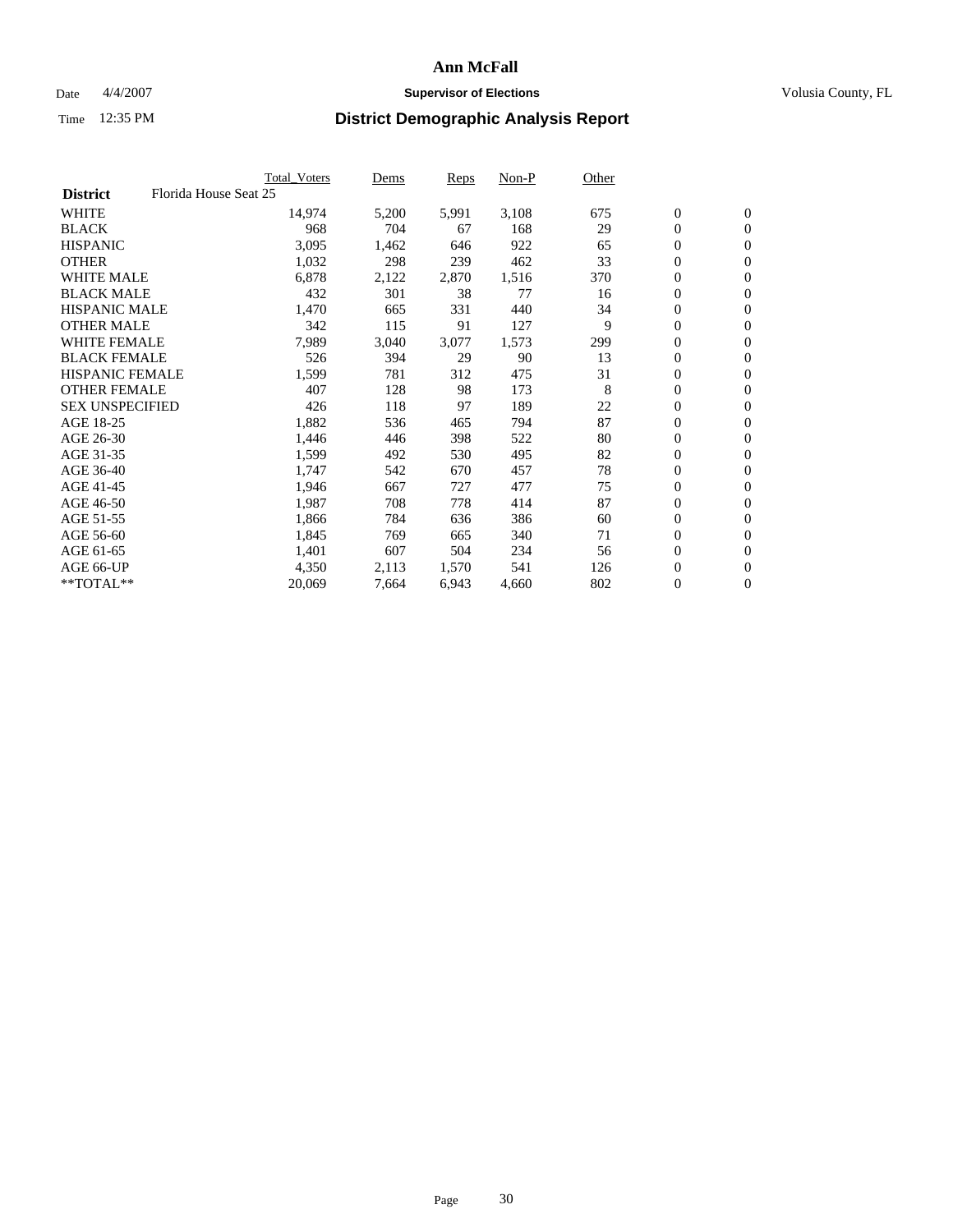# Ann McFall

Date 4/4/2007 **Supervisor of Elections** Volusia County, FL

Time 12:35 PM **District Demographic Analysis Report**

| | Total_Voters | Dems | Reps | Non-P | Other | | |
|---|---|---|---|---|---|---|---|
| **District** Florida House Seat 25 | | | | | | | |
| WHITE | 14,974 | 5,200 | 5,991 | 3,108 | 675 | 0 | 0 |
| BLACK | 968 | 704 | 67 | 168 | 29 | 0 | 0 |
| HISPANIC | 3,095 | 1,462 | 646 | 922 | 65 | 0 | 0 |
| OTHER | 1,032 | 298 | 239 | 462 | 33 | 0 | 0 |
| WHITE MALE | 6,878 | 2,122 | 2,870 | 1,516 | 370 | 0 | 0 |
| BLACK MALE | 432 | 301 | 38 | 77 | 16 | 0 | 0 |
| HISPANIC MALE | 1,470 | 665 | 331 | 440 | 34 | 0 | 0 |
| OTHER MALE | 342 | 115 | 91 | 127 | 9 | 0 | 0 |
| WHITE FEMALE | 7,989 | 3,040 | 3,077 | 1,573 | 299 | 0 | 0 |
| BLACK FEMALE | 526 | 394 | 29 | 90 | 13 | 0 | 0 |
| HISPANIC FEMALE | 1,599 | 781 | 312 | 475 | 31 | 0 | 0 |
| OTHER FEMALE | 407 | 128 | 98 | 173 | 8 | 0 | 0 |
| SEX UNSPECIFIED | 426 | 118 | 97 | 189 | 22 | 0 | 0 |
| AGE 18-25 | 1,882 | 536 | 465 | 794 | 87 | 0 | 0 |
| AGE 26-30 | 1,446 | 446 | 398 | 522 | 80 | 0 | 0 |
| AGE 31-35 | 1,599 | 492 | 530 | 495 | 82 | 0 | 0 |
| AGE 36-40 | 1,747 | 542 | 670 | 457 | 78 | 0 | 0 |
| AGE 41-45 | 1,946 | 667 | 727 | 477 | 75 | 0 | 0 |
| AGE 46-50 | 1,987 | 708 | 778 | 414 | 87 | 0 | 0 |
| AGE 51-55 | 1,866 | 784 | 636 | 386 | 60 | 0 | 0 |
| AGE 56-60 | 1,845 | 769 | 665 | 340 | 71 | 0 | 0 |
| AGE 61-65 | 1,401 | 607 | 504 | 234 | 56 | 0 | 0 |
| AGE 66-UP | 4,350 | 2,113 | 1,570 | 541 | 126 | 0 | 0 |
| **TOTAL** | 20,069 | 7,664 | 6,943 | 4,660 | 802 | 0 | 0 |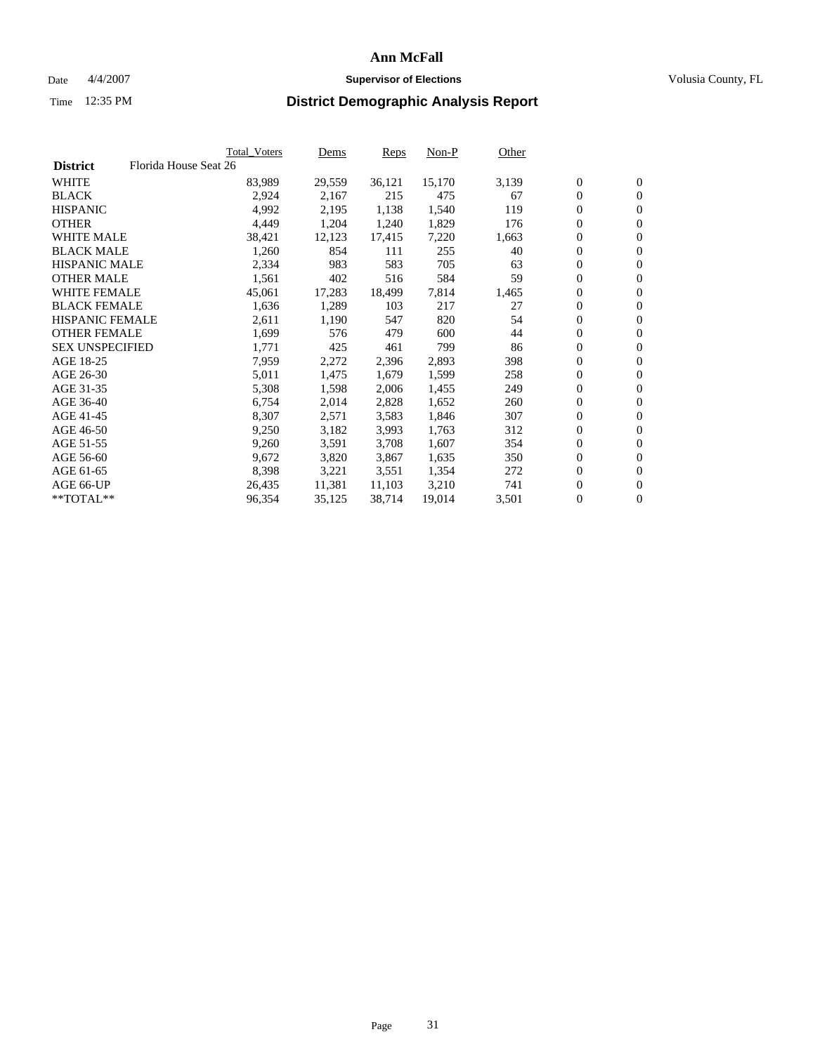# Ann McFall

Date 4/4/2007 **Supervisor of Elections** Volusia County, FL

Time 12:35 PM **District Demographic Analysis Report**

| | Total_Voters | Dems | Reps | Non-P | Other | | |
|---|---|---|---|---|---|---|---|
| **District** Florida House Seat 26 | | | | | | | |
| WHITE | 83,989 | 29,559 | 36,121 | 15,170 | 3,139 | 0 | 0 |
| BLACK | 2,924 | 2,167 | 215 | 475 | 67 | 0 | 0 |
| HISPANIC | 4,992 | 2,195 | 1,138 | 1,540 | 119 | 0 | 0 |
| OTHER | 4,449 | 1,204 | 1,240 | 1,829 | 176 | 0 | 0 |
| WHITE MALE | 38,421 | 12,123 | 17,415 | 7,220 | 1,663 | 0 | 0 |
| BLACK MALE | 1,260 | 854 | 111 | 255 | 40 | 0 | 0 |
| HISPANIC MALE | 2,334 | 983 | 583 | 705 | 63 | 0 | 0 |
| OTHER MALE | 1,561 | 402 | 516 | 584 | 59 | 0 | 0 |
| WHITE FEMALE | 45,061 | 17,283 | 18,499 | 7,814 | 1,465 | 0 | 0 |
| BLACK FEMALE | 1,636 | 1,289 | 103 | 217 | 27 | 0 | 0 |
| HISPANIC FEMALE | 2,611 | 1,190 | 547 | 820 | 54 | 0 | 0 |
| OTHER FEMALE | 1,699 | 576 | 479 | 600 | 44 | 0 | 0 |
| SEX UNSPECIFIED | 1,771 | 425 | 461 | 799 | 86 | 0 | 0 |
| AGE 18-25 | 7,959 | 2,272 | 2,396 | 2,893 | 398 | 0 | 0 |
| AGE 26-30 | 5,011 | 1,475 | 1,679 | 1,599 | 258 | 0 | 0 |
| AGE 31-35 | 5,308 | 1,598 | 2,006 | 1,455 | 249 | 0 | 0 |
| AGE 36-40 | 6,754 | 2,014 | 2,828 | 1,652 | 260 | 0 | 0 |
| AGE 41-45 | 8,307 | 2,571 | 3,583 | 1,846 | 307 | 0 | 0 |
| AGE 46-50 | 9,250 | 3,182 | 3,993 | 1,763 | 312 | 0 | 0 |
| AGE 51-55 | 9,260 | 3,591 | 3,708 | 1,607 | 354 | 0 | 0 |
| AGE 56-60 | 9,672 | 3,820 | 3,867 | 1,635 | 350 | 0 | 0 |
| AGE 61-65 | 8,398 | 3,221 | 3,551 | 1,354 | 272 | 0 | 0 |
| AGE 66-UP | 26,435 | 11,381 | 11,103 | 3,210 | 741 | 0 | 0 |
| **TOTAL** | 96,354 | 35,125 | 38,714 | 19,014 | 3,501 | 0 | 0 |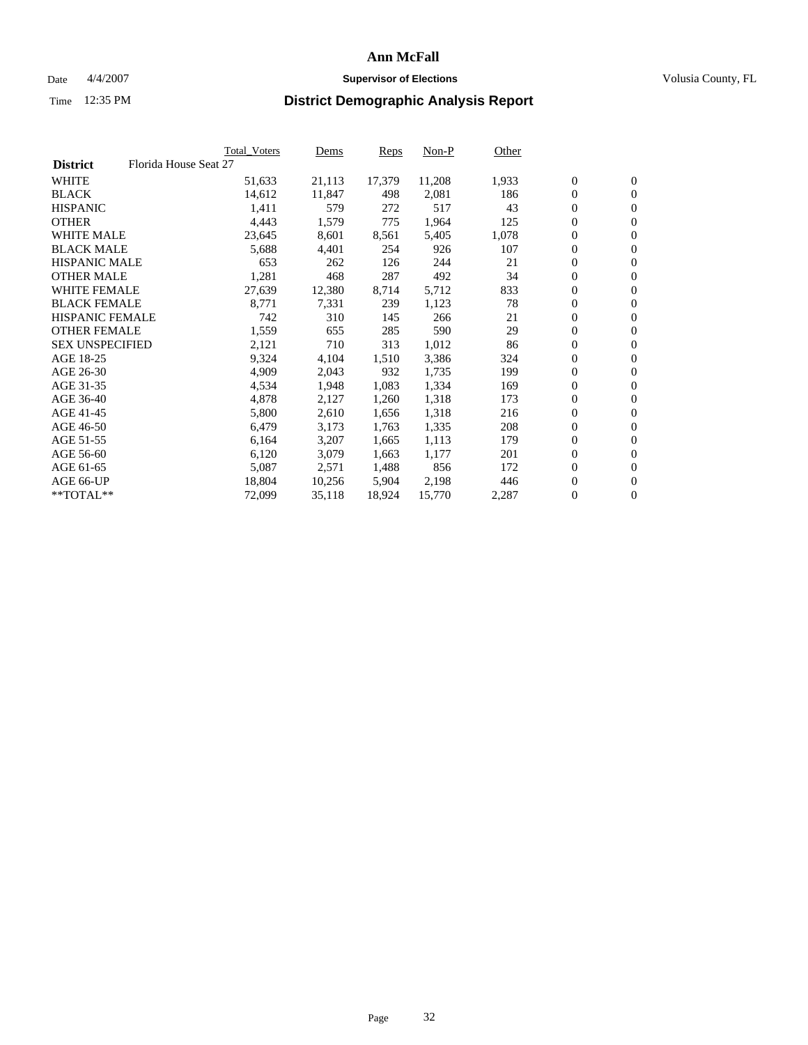# Ann McFall

Date 4/4/2007 **Supervisor of Elections** Volusia County, FL

Time 12:35 PM **District Demographic Analysis Report**

| | Total_Voters | Dems | Reps | Non-P | Other | | |
|---|---|---|---|---|---|---|---|
| **District** Florida House Seat 27 | | | | | | | |
| WHITE | 51,633 | 21,113 | 17,379 | 11,208 | 1,933 | 0 | 0 |
| BLACK | 14,612 | 11,847 | 498 | 2,081 | 186 | 0 | 0 |
| HISPANIC | 1,411 | 579 | 272 | 517 | 43 | 0 | 0 |
| OTHER | 4,443 | 1,579 | 775 | 1,964 | 125 | 0 | 0 |
| WHITE MALE | 23,645 | 8,601 | 8,561 | 5,405 | 1,078 | 0 | 0 |
| BLACK MALE | 5,688 | 4,401 | 254 | 926 | 107 | 0 | 0 |
| HISPANIC MALE | 653 | 262 | 126 | 244 | 21 | 0 | 0 |
| OTHER MALE | 1,281 | 468 | 287 | 492 | 34 | 0 | 0 |
| WHITE FEMALE | 27,639 | 12,380 | 8,714 | 5,712 | 833 | 0 | 0 |
| BLACK FEMALE | 8,771 | 7,331 | 239 | 1,123 | 78 | 0 | 0 |
| HISPANIC FEMALE | 742 | 310 | 145 | 266 | 21 | 0 | 0 |
| OTHER FEMALE | 1,559 | 655 | 285 | 590 | 29 | 0 | 0 |
| SEX UNSPECIFIED | 2,121 | 710 | 313 | 1,012 | 86 | 0 | 0 |
| AGE 18-25 | 9,324 | 4,104 | 1,510 | 3,386 | 324 | 0 | 0 |
| AGE 26-30 | 4,909 | 2,043 | 932 | 1,735 | 199 | 0 | 0 |
| AGE 31-35 | 4,534 | 1,948 | 1,083 | 1,334 | 169 | 0 | 0 |
| AGE 36-40 | 4,878 | 2,127 | 1,260 | 1,318 | 173 | 0 | 0 |
| AGE 41-45 | 5,800 | 2,610 | 1,656 | 1,318 | 216 | 0 | 0 |
| AGE 46-50 | 6,479 | 3,173 | 1,763 | 1,335 | 208 | 0 | 0 |
| AGE 51-55 | 6,164 | 3,207 | 1,665 | 1,113 | 179 | 0 | 0 |
| AGE 56-60 | 6,120 | 3,079 | 1,663 | 1,177 | 201 | 0 | 0 |
| AGE 61-65 | 5,087 | 2,571 | 1,488 | 856 | 172 | 0 | 0 |
| AGE 66-UP | 18,804 | 10,256 | 5,904 | 2,198 | 446 | 0 | 0 |
| **TOTAL** | 72,099 | 35,118 | 18,924 | 15,770 | 2,287 | 0 | 0 |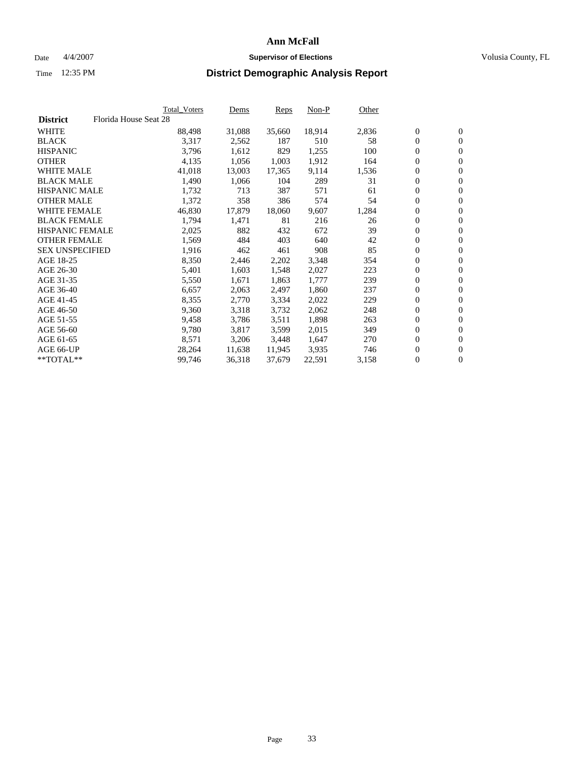# Ann McFall

Date 4/4/2007 **Supervisor of Elections** Volusia County, FL

Time 12:35 PM **District Demographic Analysis Report**

| | Total_Voters | Dems | Reps | Non-P | Other | | |
|---|---|---|---|---|---|---|---|
| **District** Florida House Seat 28 | | | | | | | |
| WHITE | 88,498 | 31,088 | 35,660 | 18,914 | 2,836 | 0 | 0 |
| BLACK | 3,317 | 2,562 | 187 | 510 | 58 | 0 | 0 |
| HISPANIC | 3,796 | 1,612 | 829 | 1,255 | 100 | 0 | 0 |
| OTHER | 4,135 | 1,056 | 1,003 | 1,912 | 164 | 0 | 0 |
| WHITE MALE | 41,018 | 13,003 | 17,365 | 9,114 | 1,536 | 0 | 0 |
| BLACK MALE | 1,490 | 1,066 | 104 | 289 | 31 | 0 | 0 |
| HISPANIC MALE | 1,732 | 713 | 387 | 571 | 61 | 0 | 0 |
| OTHER MALE | 1,372 | 358 | 386 | 574 | 54 | 0 | 0 |
| WHITE FEMALE | 46,830 | 17,879 | 18,060 | 9,607 | 1,284 | 0 | 0 |
| BLACK FEMALE | 1,794 | 1,471 | 81 | 216 | 26 | 0 | 0 |
| HISPANIC FEMALE | 2,025 | 882 | 432 | 672 | 39 | 0 | 0 |
| OTHER FEMALE | 1,569 | 484 | 403 | 640 | 42 | 0 | 0 |
| SEX UNSPECIFIED | 1,916 | 462 | 461 | 908 | 85 | 0 | 0 |
| AGE 18-25 | 8,350 | 2,446 | 2,202 | 3,348 | 354 | 0 | 0 |
| AGE 26-30 | 5,401 | 1,603 | 1,548 | 2,027 | 223 | 0 | 0 |
| AGE 31-35 | 5,550 | 1,671 | 1,863 | 1,777 | 239 | 0 | 0 |
| AGE 36-40 | 6,657 | 2,063 | 2,497 | 1,860 | 237 | 0 | 0 |
| AGE 41-45 | 8,355 | 2,770 | 3,334 | 2,022 | 229 | 0 | 0 |
| AGE 46-50 | 9,360 | 3,318 | 3,732 | 2,062 | 248 | 0 | 0 |
| AGE 51-55 | 9,458 | 3,786 | 3,511 | 1,898 | 263 | 0 | 0 |
| AGE 56-60 | 9,780 | 3,817 | 3,599 | 2,015 | 349 | 0 | 0 |
| AGE 61-65 | 8,571 | 3,206 | 3,448 | 1,647 | 270 | 0 | 0 |
| AGE 66-UP | 28,264 | 11,638 | 11,945 | 3,935 | 746 | 0 | 0 |
| **TOTAL** | 99,746 | 36,318 | 37,679 | 22,591 | 3,158 | 0 | 0 |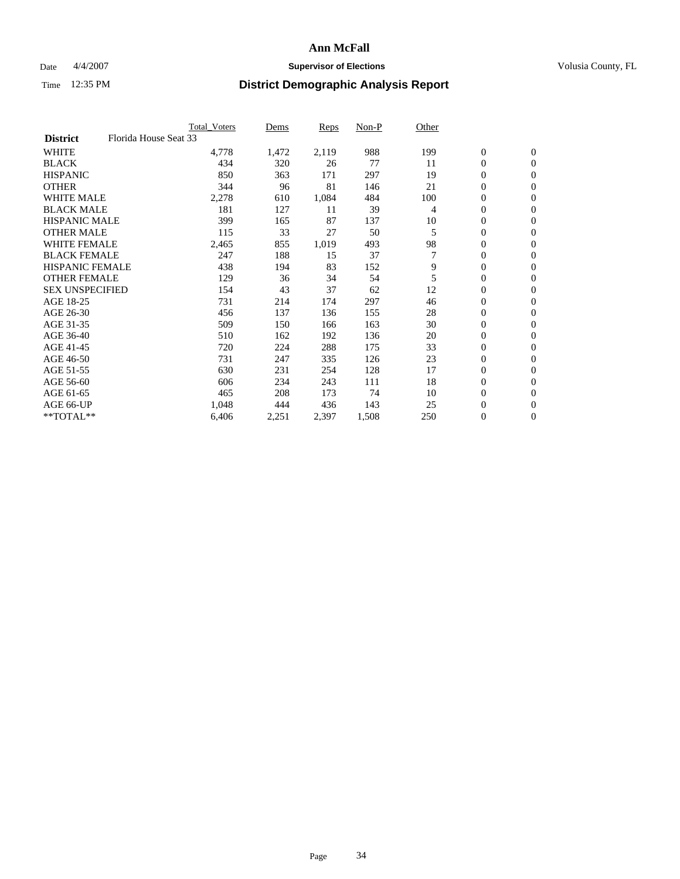# Ann McFall

Date 4/4/2007 **Supervisor of Elections** Volusia County, FL

Time 12:35 PM **District Demographic Analysis Report**

| | Total_Voters | Dems | Reps | Non-P | Other | | |
|---|---|---|---|---|---|---|---|
| **District** Florida House Seat 33 | | | | | | | |
| WHITE | 4,778 | 1,472 | 2,119 | 988 | 199 | 0 | 0 |
| BLACK | 434 | 320 | 26 | 77 | 11 | 0 | 0 |
| HISPANIC | 850 | 363 | 171 | 297 | 19 | 0 | 0 |
| OTHER | 344 | 96 | 81 | 146 | 21 | 0 | 0 |
| WHITE MALE | 2,278 | 610 | 1,084 | 484 | 100 | 0 | 0 |
| BLACK MALE | 181 | 127 | 11 | 39 | 4 | 0 | 0 |
| HISPANIC MALE | 399 | 165 | 87 | 137 | 10 | 0 | 0 |
| OTHER MALE | 115 | 33 | 27 | 50 | 5 | 0 | 0 |
| WHITE FEMALE | 2,465 | 855 | 1,019 | 493 | 98 | 0 | 0 |
| BLACK FEMALE | 247 | 188 | 15 | 37 | 7 | 0 | 0 |
| HISPANIC FEMALE | 438 | 194 | 83 | 152 | 9 | 0 | 0 |
| OTHER FEMALE | 129 | 36 | 34 | 54 | 5 | 0 | 0 |
| SEX UNSPECIFIED | 154 | 43 | 37 | 62 | 12 | 0 | 0 |
| AGE 18-25 | 731 | 214 | 174 | 297 | 46 | 0 | 0 |
| AGE 26-30 | 456 | 137 | 136 | 155 | 28 | 0 | 0 |
| AGE 31-35 | 509 | 150 | 166 | 163 | 30 | 0 | 0 |
| AGE 36-40 | 510 | 162 | 192 | 136 | 20 | 0 | 0 |
| AGE 41-45 | 720 | 224 | 288 | 175 | 33 | 0 | 0 |
| AGE 46-50 | 731 | 247 | 335 | 126 | 23 | 0 | 0 |
| AGE 51-55 | 630 | 231 | 254 | 128 | 17 | 0 | 0 |
| AGE 56-60 | 606 | 234 | 243 | 111 | 18 | 0 | 0 |
| AGE 61-65 | 465 | 208 | 173 | 74 | 10 | 0 | 0 |
| AGE 66-UP | 1,048 | 444 | 436 | 143 | 25 | 0 | 0 |
| **TOTAL** | 6,406 | 2,251 | 2,397 | 1,508 | 250 | 0 | 0 |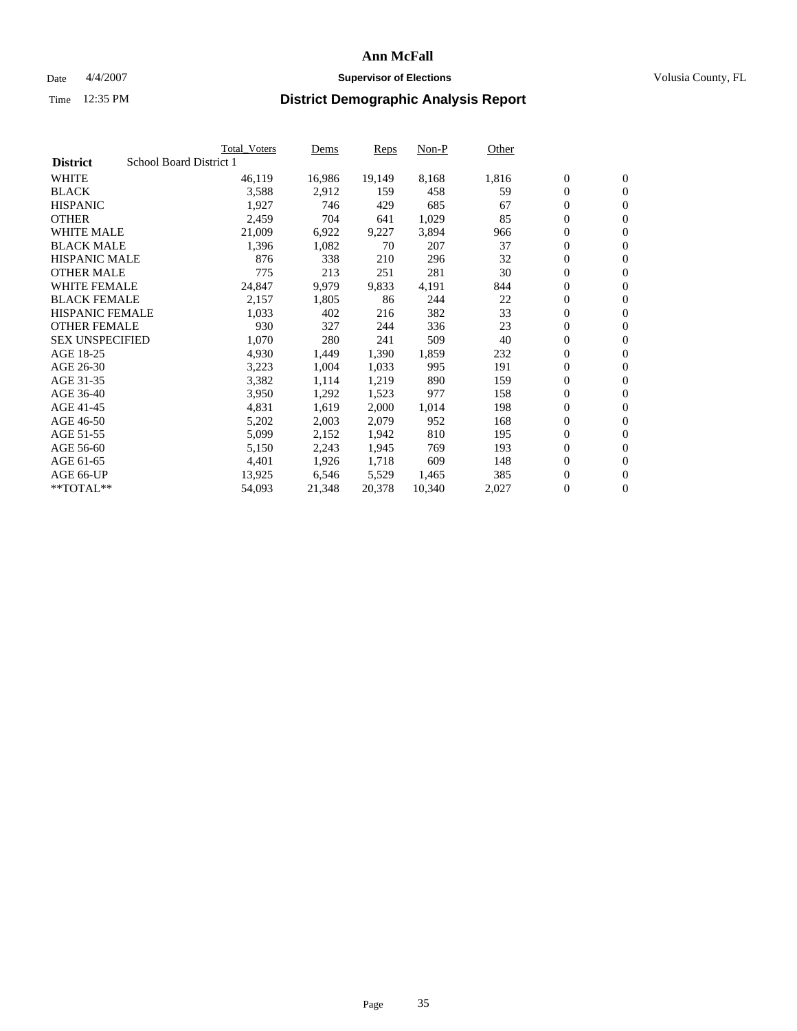# Ann McFall

Date 4/4/2007 **Supervisor of Elections** Volusia County, FL

Time 12:35 PM **District Demographic Analysis Report**

| | Total_Voters | Dems | Reps | Non-P | Other | | |
|---|---|---|---|---|---|---|---|
| **District** School Board District 1 | | | | | | | |
| WHITE | 46,119 | 16,986 | 19,149 | 8,168 | 1,816 | 0 | 0 |
| BLACK | 3,588 | 2,912 | 159 | 458 | 59 | 0 | 0 |
| HISPANIC | 1,927 | 746 | 429 | 685 | 67 | 0 | 0 |
| OTHER | 2,459 | 704 | 641 | 1,029 | 85 | 0 | 0 |
| WHITE MALE | 21,009 | 6,922 | 9,227 | 3,894 | 966 | 0 | 0 |
| BLACK MALE | 1,396 | 1,082 | 70 | 207 | 37 | 0 | 0 |
| HISPANIC MALE | 876 | 338 | 210 | 296 | 32 | 0 | 0 |
| OTHER MALE | 775 | 213 | 251 | 281 | 30 | 0 | 0 |
| WHITE FEMALE | 24,847 | 9,979 | 9,833 | 4,191 | 844 | 0 | 0 |
| BLACK FEMALE | 2,157 | 1,805 | 86 | 244 | 22 | 0 | 0 |
| HISPANIC FEMALE | 1,033 | 402 | 216 | 382 | 33 | 0 | 0 |
| OTHER FEMALE | 930 | 327 | 244 | 336 | 23 | 0 | 0 |
| SEX UNSPECIFIED | 1,070 | 280 | 241 | 509 | 40 | 0 | 0 |
| AGE 18-25 | 4,930 | 1,449 | 1,390 | 1,859 | 232 | 0 | 0 |
| AGE 26-30 | 3,223 | 1,004 | 1,033 | 995 | 191 | 0 | 0 |
| AGE 31-35 | 3,382 | 1,114 | 1,219 | 890 | 159 | 0 | 0 |
| AGE 36-40 | 3,950 | 1,292 | 1,523 | 977 | 158 | 0 | 0 |
| AGE 41-45 | 4,831 | 1,619 | 2,000 | 1,014 | 198 | 0 | 0 |
| AGE 46-50 | 5,202 | 2,003 | 2,079 | 952 | 168 | 0 | 0 |
| AGE 51-55 | 5,099 | 2,152 | 1,942 | 810 | 195 | 0 | 0 |
| AGE 56-60 | 5,150 | 2,243 | 1,945 | 769 | 193 | 0 | 0 |
| AGE 61-65 | 4,401 | 1,926 | 1,718 | 609 | 148 | 0 | 0 |
| AGE 66-UP | 13,925 | 6,546 | 5,529 | 1,465 | 385 | 0 | 0 |
| **TOTAL** | 54,093 | 21,348 | 20,378 | 10,340 | 2,027 | 0 | 0 |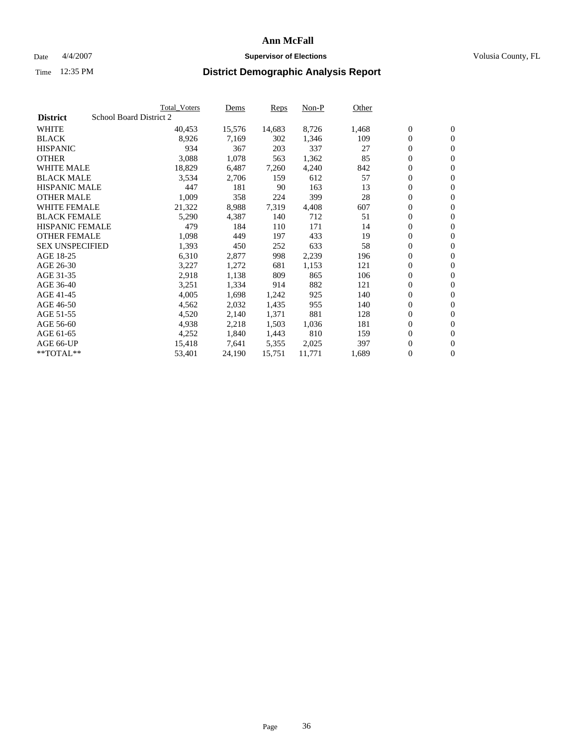# Ann McFall

Date 4/4/2007 **Supervisor of Elections** Volusia County, FL

Time 12:35 PM **District Demographic Analysis Report**

| District | School Board District 2 | Total_Voters | Dems | Reps | Non-P | Other | | |
|---|---|---|---|---|---|---|---|---|
| WHITE | | 40,453 | 15,576 | 14,683 | 8,726 | 1,468 | 0 | 0 |
| BLACK | | 8,926 | 7,169 | 302 | 1,346 | 109 | 0 | 0 |
| HISPANIC | | 934 | 367 | 203 | 337 | 27 | 0 | 0 |
| OTHER | | 3,088 | 1,078 | 563 | 1,362 | 85 | 0 | 0 |
| WHITE MALE | | 18,829 | 6,487 | 7,260 | 4,240 | 842 | 0 | 0 |
| BLACK MALE | | 3,534 | 2,706 | 159 | 612 | 57 | 0 | 0 |
| HISPANIC MALE | | 447 | 181 | 90 | 163 | 13 | 0 | 0 |
| OTHER MALE | | 1,009 | 358 | 224 | 399 | 28 | 0 | 0 |
| WHITE FEMALE | | 21,322 | 8,988 | 7,319 | 4,408 | 607 | 0 | 0 |
| BLACK FEMALE | | 5,290 | 4,387 | 140 | 712 | 51 | 0 | 0 |
| HISPANIC FEMALE | | 479 | 184 | 110 | 171 | 14 | 0 | 0 |
| OTHER FEMALE | | 1,098 | 449 | 197 | 433 | 19 | 0 | 0 |
| SEX UNSPECIFIED | | 1,393 | 450 | 252 | 633 | 58 | 0 | 0 |
| AGE 18-25 | | 6,310 | 2,877 | 998 | 2,239 | 196 | 0 | 0 |
| AGE 26-30 | | 3,227 | 1,272 | 681 | 1,153 | 121 | 0 | 0 |
| AGE 31-35 | | 2,918 | 1,138 | 809 | 865 | 106 | 0 | 0 |
| AGE 36-40 | | 3,251 | 1,334 | 914 | 882 | 121 | 0 | 0 |
| AGE 41-45 | | 4,005 | 1,698 | 1,242 | 925 | 140 | 0 | 0 |
| AGE 46-50 | | 4,562 | 2,032 | 1,435 | 955 | 140 | 0 | 0 |
| AGE 51-55 | | 4,520 | 2,140 | 1,371 | 881 | 128 | 0 | 0 |
| AGE 56-60 | | 4,938 | 2,218 | 1,503 | 1,036 | 181 | 0 | 0 |
| AGE 61-65 | | 4,252 | 1,840 | 1,443 | 810 | 159 | 0 | 0 |
| AGE 66-UP | | 15,418 | 7,641 | 5,355 | 2,025 | 397 | 0 | 0 |
| **TOTAL** | | 53,401 | 24,190 | 15,751 | 11,771 | 1,689 | 0 | 0 |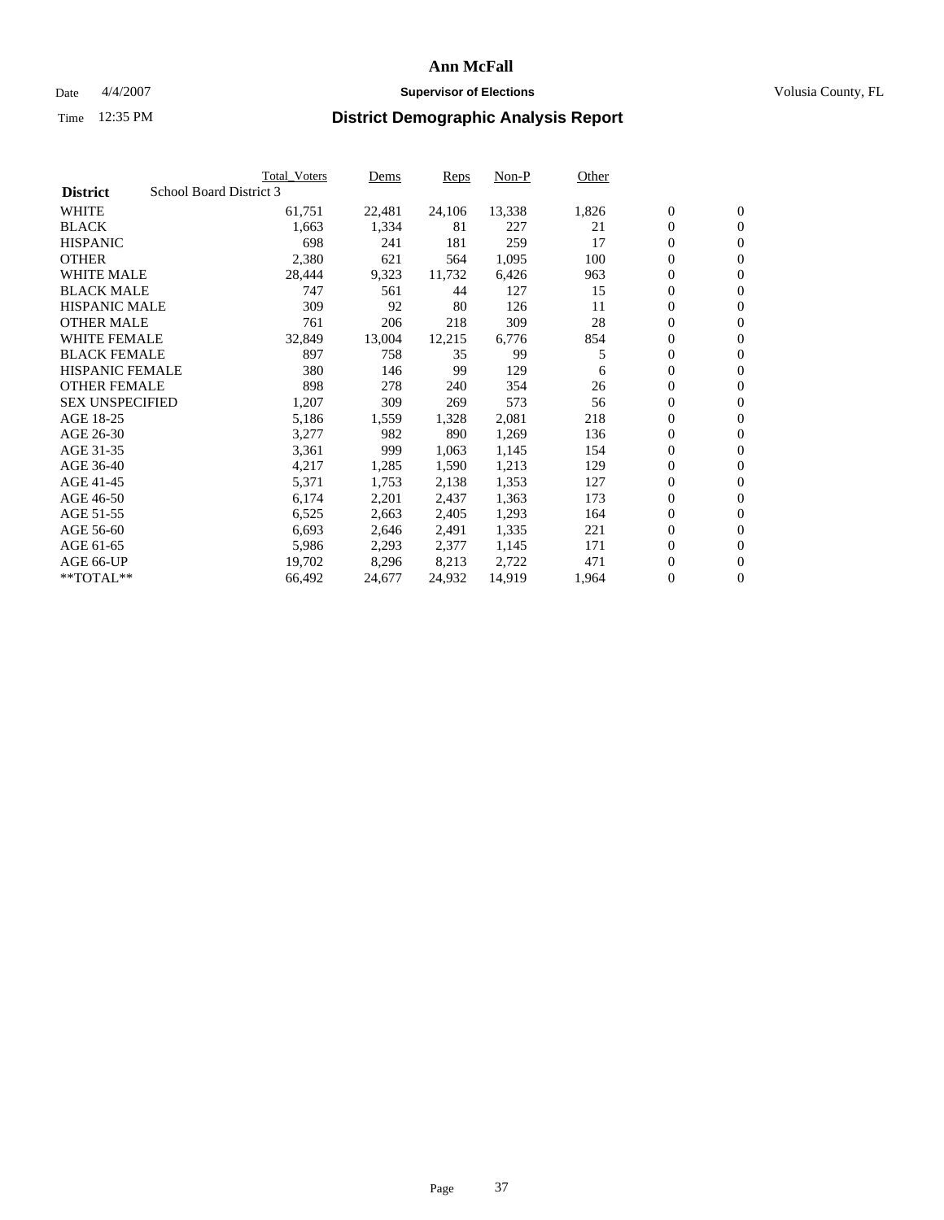# Ann McFall

Date 4/4/2007 **Supervisor of Elections** Volusia County, FL

Time 12:35 PM **District Demographic Analysis Report**

| | Total_Voters | Dems | Reps | Non-P | Other | | |
|---|---|---|---|---|---|---|---|
| **District** School Board District 3 | | | | | | | |
| WHITE | 61,751 | 22,481 | 24,106 | 13,338 | 1,826 | 0 | 0 |
| BLACK | 1,663 | 1,334 | 81 | 227 | 21 | 0 | 0 |
| HISPANIC | 698 | 241 | 181 | 259 | 17 | 0 | 0 |
| OTHER | 2,380 | 621 | 564 | 1,095 | 100 | 0 | 0 |
| WHITE MALE | 28,444 | 9,323 | 11,732 | 6,426 | 963 | 0 | 0 |
| BLACK MALE | 747 | 561 | 44 | 127 | 15 | 0 | 0 |
| HISPANIC MALE | 309 | 92 | 80 | 126 | 11 | 0 | 0 |
| OTHER MALE | 761 | 206 | 218 | 309 | 28 | 0 | 0 |
| WHITE FEMALE | 32,849 | 13,004 | 12,215 | 6,776 | 854 | 0 | 0 |
| BLACK FEMALE | 897 | 758 | 35 | 99 | 5 | 0 | 0 |
| HISPANIC FEMALE | 380 | 146 | 99 | 129 | 6 | 0 | 0 |
| OTHER FEMALE | 898 | 278 | 240 | 354 | 26 | 0 | 0 |
| SEX UNSPECIFIED | 1,207 | 309 | 269 | 573 | 56 | 0 | 0 |
| AGE 18-25 | 5,186 | 1,559 | 1,328 | 2,081 | 218 | 0 | 0 |
| AGE 26-30 | 3,277 | 982 | 890 | 1,269 | 136 | 0 | 0 |
| AGE 31-35 | 3,361 | 999 | 1,063 | 1,145 | 154 | 0 | 0 |
| AGE 36-40 | 4,217 | 1,285 | 1,590 | 1,213 | 129 | 0 | 0 |
| AGE 41-45 | 5,371 | 1,753 | 2,138 | 1,353 | 127 | 0 | 0 |
| AGE 46-50 | 6,174 | 2,201 | 2,437 | 1,363 | 173 | 0 | 0 |
| AGE 51-55 | 6,525 | 2,663 | 2,405 | 1,293 | 164 | 0 | 0 |
| AGE 56-60 | 6,693 | 2,646 | 2,491 | 1,335 | 221 | 0 | 0 |
| AGE 61-65 | 5,986 | 2,293 | 2,377 | 1,145 | 171 | 0 | 0 |
| AGE 66-UP | 19,702 | 8,296 | 8,213 | 2,722 | 471 | 0 | 0 |
| **TOTAL** | 66,492 | 24,677 | 24,932 | 14,919 | 1,964 | 0 | 0 |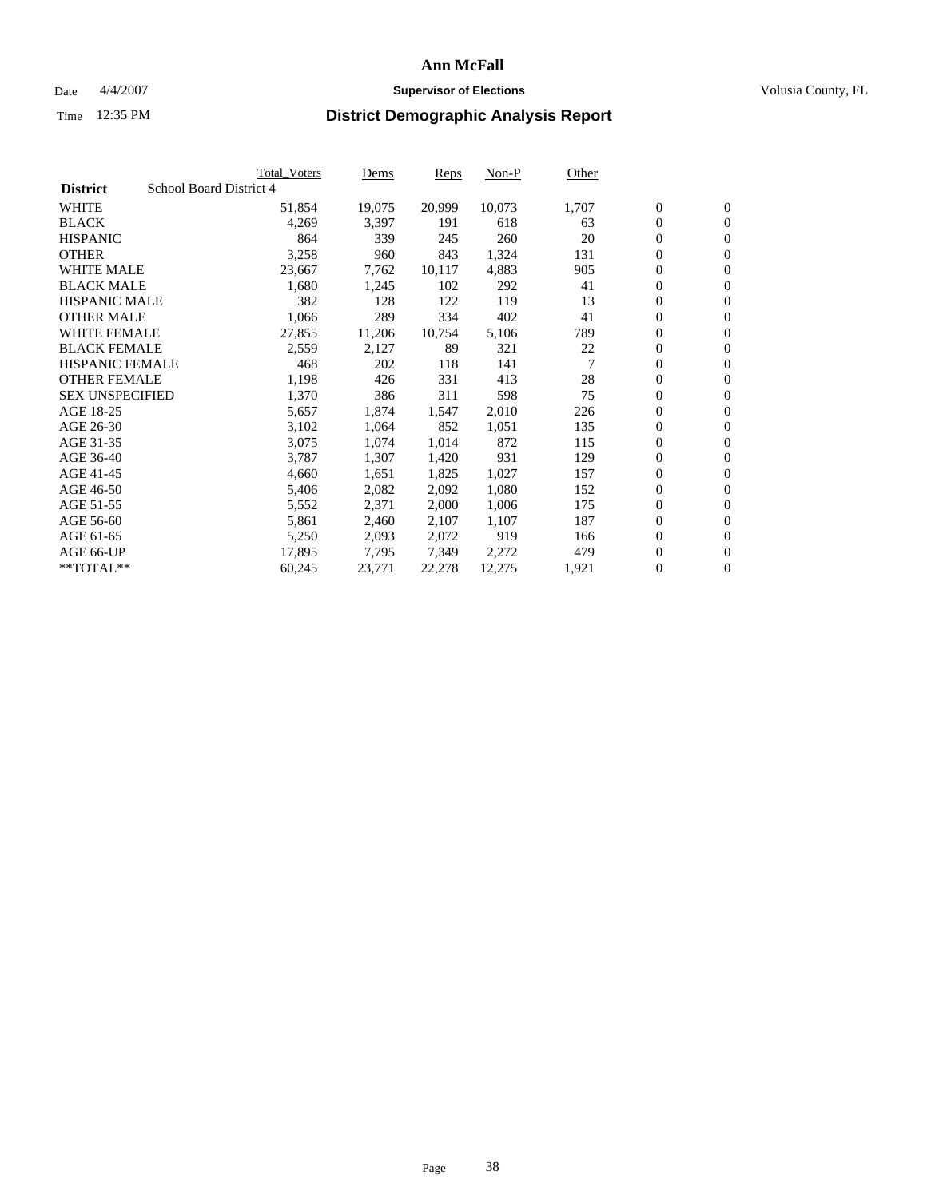# Ann McFall

Date 4/4/2007 **Supervisor of Elections** Volusia County, FL

Time 12:35 PM

## District Demographic Analysis Report

| **District** | School Board District 4 | Total_Voters | Dems | Reps | Non-P | Other | | |
|---|---|---|---|---|---|---|---|---|
| WHITE | | 51,854 | 19,075 | 20,999 | 10,073 | 1,707 | 0 | 0 |
| BLACK | | 4,269 | 3,397 | 191 | 618 | 63 | 0 | 0 |
| HISPANIC | | 864 | 339 | 245 | 260 | 20 | 0 | 0 |
| OTHER | | 3,258 | 960 | 843 | 1,324 | 131 | 0 | 0 |
| WHITE MALE | | 23,667 | 7,762 | 10,117 | 4,883 | 905 | 0 | 0 |
| BLACK MALE | | 1,680 | 1,245 | 102 | 292 | 41 | 0 | 0 |
| HISPANIC MALE | | 382 | 128 | 122 | 119 | 13 | 0 | 0 |
| OTHER MALE | | 1,066 | 289 | 334 | 402 | 41 | 0 | 0 |
| WHITE FEMALE | | 27,855 | 11,206 | 10,754 | 5,106 | 789 | 0 | 0 |
| BLACK FEMALE | | 2,559 | 2,127 | 89 | 321 | 22 | 0 | 0 |
| HISPANIC FEMALE | | 468 | 202 | 118 | 141 | 7 | 0 | 0 |
| OTHER FEMALE | | 1,198 | 426 | 331 | 413 | 28 | 0 | 0 |
| SEX UNSPECIFIED | | 1,370 | 386 | 311 | 598 | 75 | 0 | 0 |
| AGE 18-25 | | 5,657 | 1,874 | 1,547 | 2,010 | 226 | 0 | 0 |
| AGE 26-30 | | 3,102 | 1,064 | 852 | 1,051 | 135 | 0 | 0 |
| AGE 31-35 | | 3,075 | 1,074 | 1,014 | 872 | 115 | 0 | 0 |
| AGE 36-40 | | 3,787 | 1,307 | 1,420 | 931 | 129 | 0 | 0 |
| AGE 41-45 | | 4,660 | 1,651 | 1,825 | 1,027 | 157 | 0 | 0 |
| AGE 46-50 | | 5,406 | 2,082 | 2,092 | 1,080 | 152 | 0 | 0 |
| AGE 51-55 | | 5,552 | 2,371 | 2,000 | 1,006 | 175 | 0 | 0 |
| AGE 56-60 | | 5,861 | 2,460 | 2,107 | 1,107 | 187 | 0 | 0 |
| AGE 61-65 | | 5,250 | 2,093 | 2,072 | 919 | 166 | 0 | 0 |
| AGE 66-UP | | 17,895 | 7,795 | 7,349 | 2,272 | 479 | 0 | 0 |
| **TOTAL** | | 60,245 | 23,771 | 22,278 | 12,275 | 1,921 | 0 | 0 |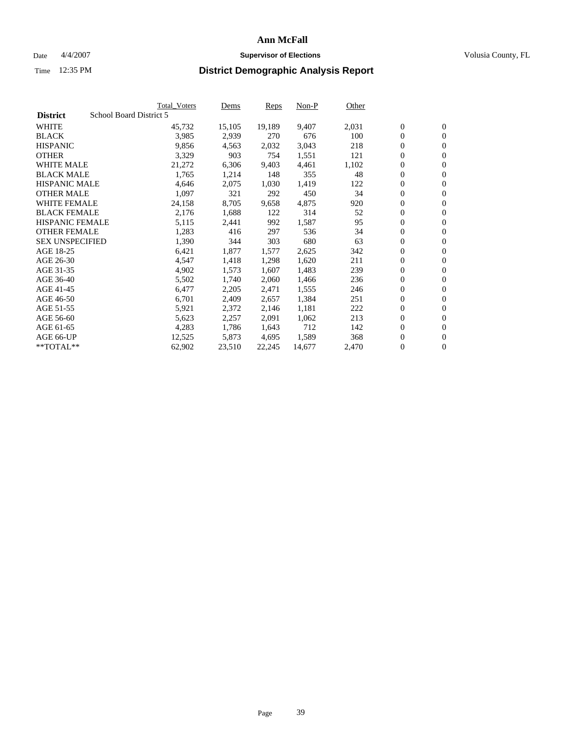# Ann McFall

Date 4/4/2007 **Supervisor of Elections** Volusia County, FL

Time 12:35 PM **District Demographic Analysis Report**

| | Total_Voters | Dems | Reps | Non-P | Other | | |
|---|---|---|---|---|---|---|---|
| **District** School Board District 5 | | | | | | | |
| WHITE | 45,732 | 15,105 | 19,189 | 9,407 | 2,031 | 0 | 0 |
| BLACK | 3,985 | 2,939 | 270 | 676 | 100 | 0 | 0 |
| HISPANIC | 9,856 | 4,563 | 2,032 | 3,043 | 218 | 0 | 0 |
| OTHER | 3,329 | 903 | 754 | 1,551 | 121 | 0 | 0 |
| WHITE MALE | 21,272 | 6,306 | 9,403 | 4,461 | 1,102 | 0 | 0 |
| BLACK MALE | 1,765 | 1,214 | 148 | 355 | 48 | 0 | 0 |
| HISPANIC MALE | 4,646 | 2,075 | 1,030 | 1,419 | 122 | 0 | 0 |
| OTHER MALE | 1,097 | 321 | 292 | 450 | 34 | 0 | 0 |
| WHITE FEMALE | 24,158 | 8,705 | 9,658 | 4,875 | 920 | 0 | 0 |
| BLACK FEMALE | 2,176 | 1,688 | 122 | 314 | 52 | 0 | 0 |
| HISPANIC FEMALE | 5,115 | 2,441 | 992 | 1,587 | 95 | 0 | 0 |
| OTHER FEMALE | 1,283 | 416 | 297 | 536 | 34 | 0 | 0 |
| SEX UNSPECIFIED | 1,390 | 344 | 303 | 680 | 63 | 0 | 0 |
| AGE 18-25 | 6,421 | 1,877 | 1,577 | 2,625 | 342 | 0 | 0 |
| AGE 26-30 | 4,547 | 1,418 | 1,298 | 1,620 | 211 | 0 | 0 |
| AGE 31-35 | 4,902 | 1,573 | 1,607 | 1,483 | 239 | 0 | 0 |
| AGE 36-40 | 5,502 | 1,740 | 2,060 | 1,466 | 236 | 0 | 0 |
| AGE 41-45 | 6,477 | 2,205 | 2,471 | 1,555 | 246 | 0 | 0 |
| AGE 46-50 | 6,701 | 2,409 | 2,657 | 1,384 | 251 | 0 | 0 |
| AGE 51-55 | 5,921 | 2,372 | 2,146 | 1,181 | 222 | 0 | 0 |
| AGE 56-60 | 5,623 | 2,257 | 2,091 | 1,062 | 213 | 0 | 0 |
| AGE 61-65 | 4,283 | 1,786 | 1,643 | 712 | 142 | 0 | 0 |
| AGE 66-UP | 12,525 | 5,873 | 4,695 | 1,589 | 368 | 0 | 0 |
| **TOTAL** | 62,902 | 23,510 | 22,245 | 14,677 | 2,470 | 0 | 0 |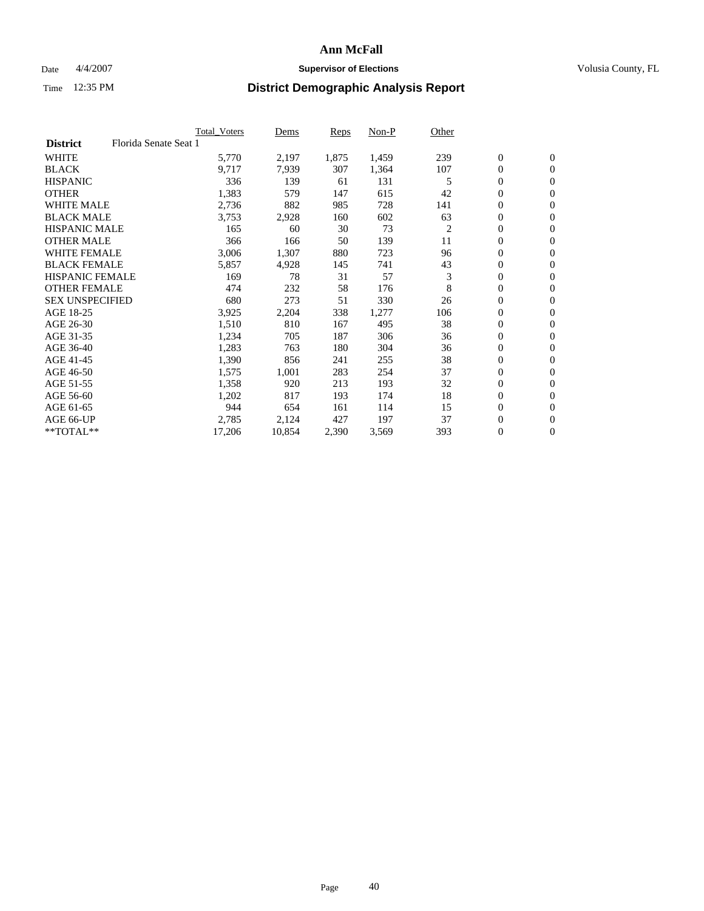# Ann McFall

Date 4/4/2007 **Supervisor of Elections** Volusia County, FL

Time 12:35 PM

## District Demographic Analysis Report

| **District** Florida Senate Seat 1 | Total_Voters | Dems | Reps | Non-P | Other | | |
|---|---|---|---|---|---|---|---|
| WHITE | 5,770 | 2,197 | 1,875 | 1,459 | 239 | 0 | 0 |
| BLACK | 9,717 | 7,939 | 307 | 1,364 | 107 | 0 | 0 |
| HISPANIC | 336 | 139 | 61 | 131 | 5 | 0 | 0 |
| OTHER | 1,383 | 579 | 147 | 615 | 42 | 0 | 0 |
| WHITE MALE | 2,736 | 882 | 985 | 728 | 141 | 0 | 0 |
| BLACK MALE | 3,753 | 2,928 | 160 | 602 | 63 | 0 | 0 |
| HISPANIC MALE | 165 | 60 | 30 | 73 | 2 | 0 | 0 |
| OTHER MALE | 366 | 166 | 50 | 139 | 11 | 0 | 0 |
| WHITE FEMALE | 3,006 | 1,307 | 880 | 723 | 96 | 0 | 0 |
| BLACK FEMALE | 5,857 | 4,928 | 145 | 741 | 43 | 0 | 0 |
| HISPANIC FEMALE | 169 | 78 | 31 | 57 | 3 | 0 | 0 |
| OTHER FEMALE | 474 | 232 | 58 | 176 | 8 | 0 | 0 |
| SEX UNSPECIFIED | 680 | 273 | 51 | 330 | 26 | 0 | 0 |
| AGE 18-25 | 3,925 | 2,204 | 338 | 1,277 | 106 | 0 | 0 |
| AGE 26-30 | 1,510 | 810 | 167 | 495 | 38 | 0 | 0 |
| AGE 31-35 | 1,234 | 705 | 187 | 306 | 36 | 0 | 0 |
| AGE 36-40 | 1,283 | 763 | 180 | 304 | 36 | 0 | 0 |
| AGE 41-45 | 1,390 | 856 | 241 | 255 | 38 | 0 | 0 |
| AGE 46-50 | 1,575 | 1,001 | 283 | 254 | 37 | 0 | 0 |
| AGE 51-55 | 1,358 | 920 | 213 | 193 | 32 | 0 | 0 |
| AGE 56-60 | 1,202 | 817 | 193 | 174 | 18 | 0 | 0 |
| AGE 61-65 | 944 | 654 | 161 | 114 | 15 | 0 | 0 |
| AGE 66-UP | 2,785 | 2,124 | 427 | 197 | 37 | 0 | 0 |
| **TOTAL** | 17,206 | 10,854 | 2,390 | 3,569 | 393 | 0 | 0 |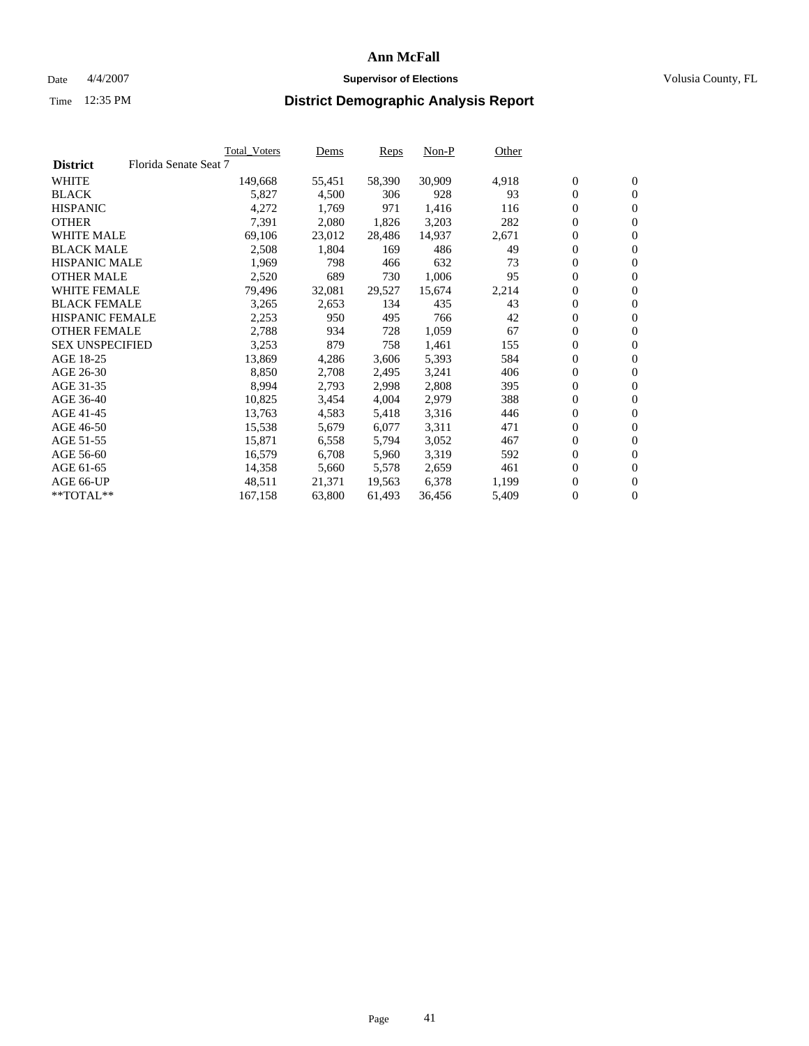# Ann McFall

Date 4/4/2007 **Supervisor of Elections** Volusia County, FL

Time 12:35 PM **District Demographic Analysis Report**

| | Total_Voters | Dems | Reps | Non-P | Other | | |
|---|---|---|---|---|---|---|---|
| **District** Florida Senate Seat 7 | | | | | | | |
| WHITE | 149,668 | 55,451 | 58,390 | 30,909 | 4,918 | 0 | 0 |
| BLACK | 5,827 | 4,500 | 306 | 928 | 93 | 0 | 0 |
| HISPANIC | 4,272 | 1,769 | 971 | 1,416 | 116 | 0 | 0 |
| OTHER | 7,391 | 2,080 | 1,826 | 3,203 | 282 | 0 | 0 |
| WHITE MALE | 69,106 | 23,012 | 28,486 | 14,937 | 2,671 | 0 | 0 |
| BLACK MALE | 2,508 | 1,804 | 169 | 486 | 49 | 0 | 0 |
| HISPANIC MALE | 1,969 | 798 | 466 | 632 | 73 | 0 | 0 |
| OTHER MALE | 2,520 | 689 | 730 | 1,006 | 95 | 0 | 0 |
| WHITE FEMALE | 79,496 | 32,081 | 29,527 | 15,674 | 2,214 | 0 | 0 |
| BLACK FEMALE | 3,265 | 2,653 | 134 | 435 | 43 | 0 | 0 |
| HISPANIC FEMALE | 2,253 | 950 | 495 | 766 | 42 | 0 | 0 |
| OTHER FEMALE | 2,788 | 934 | 728 | 1,059 | 67 | 0 | 0 |
| SEX UNSPECIFIED | 3,253 | 879 | 758 | 1,461 | 155 | 0 | 0 |
| AGE 18-25 | 13,869 | 4,286 | 3,606 | 5,393 | 584 | 0 | 0 |
| AGE 26-30 | 8,850 | 2,708 | 2,495 | 3,241 | 406 | 0 | 0 |
| AGE 31-35 | 8,994 | 2,793 | 2,998 | 2,808 | 395 | 0 | 0 |
| AGE 36-40 | 10,825 | 3,454 | 4,004 | 2,979 | 388 | 0 | 0 |
| AGE 41-45 | 13,763 | 4,583 | 5,418 | 3,316 | 446 | 0 | 0 |
| AGE 46-50 | 15,538 | 5,679 | 6,077 | 3,311 | 471 | 0 | 0 |
| AGE 51-55 | 15,871 | 6,558 | 5,794 | 3,052 | 467 | 0 | 0 |
| AGE 56-60 | 16,579 | 6,708 | 5,960 | 3,319 | 592 | 0 | 0 |
| AGE 61-65 | 14,358 | 5,660 | 5,578 | 2,659 | 461 | 0 | 0 |
| AGE 66-UP | 48,511 | 21,371 | 19,563 | 6,378 | 1,199 | 0 | 0 |
| **TOTAL** | 167,158 | 63,800 | 61,493 | 36,456 | 5,409 | 0 | 0 |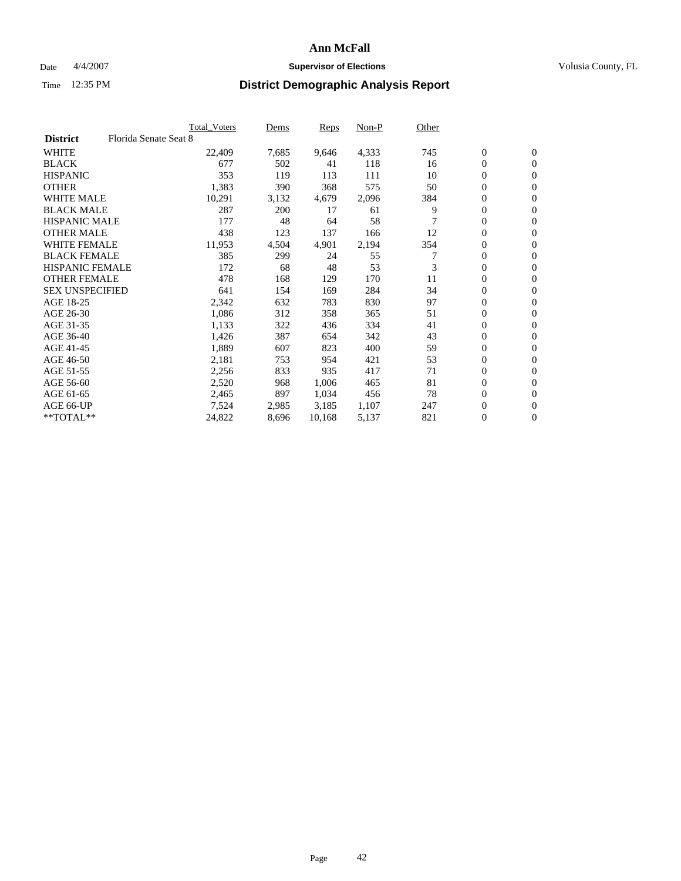# Ann McFall

Date 4/4/2007 **Supervisor of Elections** Volusia County, FL

Time 12:35 PM **District Demographic Analysis Report**

| | Total_Voters | Dems | Reps | Non-P | Other | | |
|---|---|---|---|---|---|---|---|
| **District** Florida Senate Seat 8 | | | | | | | |
| WHITE | 22,409 | 7,685 | 9,646 | 4,333 | 745 | 0 | 0 |
| BLACK | 677 | 502 | 41 | 118 | 16 | 0 | 0 |
| HISPANIC | 353 | 119 | 113 | 111 | 10 | 0 | 0 |
| OTHER | 1,383 | 390 | 368 | 575 | 50 | 0 | 0 |
| WHITE MALE | 10,291 | 3,132 | 4,679 | 2,096 | 384 | 0 | 0 |
| BLACK MALE | 287 | 200 | 17 | 61 | 9 | 0 | 0 |
| HISPANIC MALE | 177 | 48 | 64 | 58 | 7 | 0 | 0 |
| OTHER MALE | 438 | 123 | 137 | 166 | 12 | 0 | 0 |
| WHITE FEMALE | 11,953 | 4,504 | 4,901 | 2,194 | 354 | 0 | 0 |
| BLACK FEMALE | 385 | 299 | 24 | 55 | 7 | 0 | 0 |
| HISPANIC FEMALE | 172 | 68 | 48 | 53 | 3 | 0 | 0 |
| OTHER FEMALE | 478 | 168 | 129 | 170 | 11 | 0 | 0 |
| SEX UNSPECIFIED | 641 | 154 | 169 | 284 | 34 | 0 | 0 |
| AGE 18-25 | 2,342 | 632 | 783 | 830 | 97 | 0 | 0 |
| AGE 26-30 | 1,086 | 312 | 358 | 365 | 51 | 0 | 0 |
| AGE 31-35 | 1,133 | 322 | 436 | 334 | 41 | 0 | 0 |
| AGE 36-40 | 1,426 | 387 | 654 | 342 | 43 | 0 | 0 |
| AGE 41-45 | 1,889 | 607 | 823 | 400 | 59 | 0 | 0 |
| AGE 46-50 | 2,181 | 753 | 954 | 421 | 53 | 0 | 0 |
| AGE 51-55 | 2,256 | 833 | 935 | 417 | 71 | 0 | 0 |
| AGE 56-60 | 2,520 | 968 | 1,006 | 465 | 81 | 0 | 0 |
| AGE 61-65 | 2,465 | 897 | 1,034 | 456 | 78 | 0 | 0 |
| AGE 66-UP | 7,524 | 2,985 | 3,185 | 1,107 | 247 | 0 | 0 |
| **TOTAL** | 24,822 | 8,696 | 10,168 | 5,137 | 821 | 0 | 0 |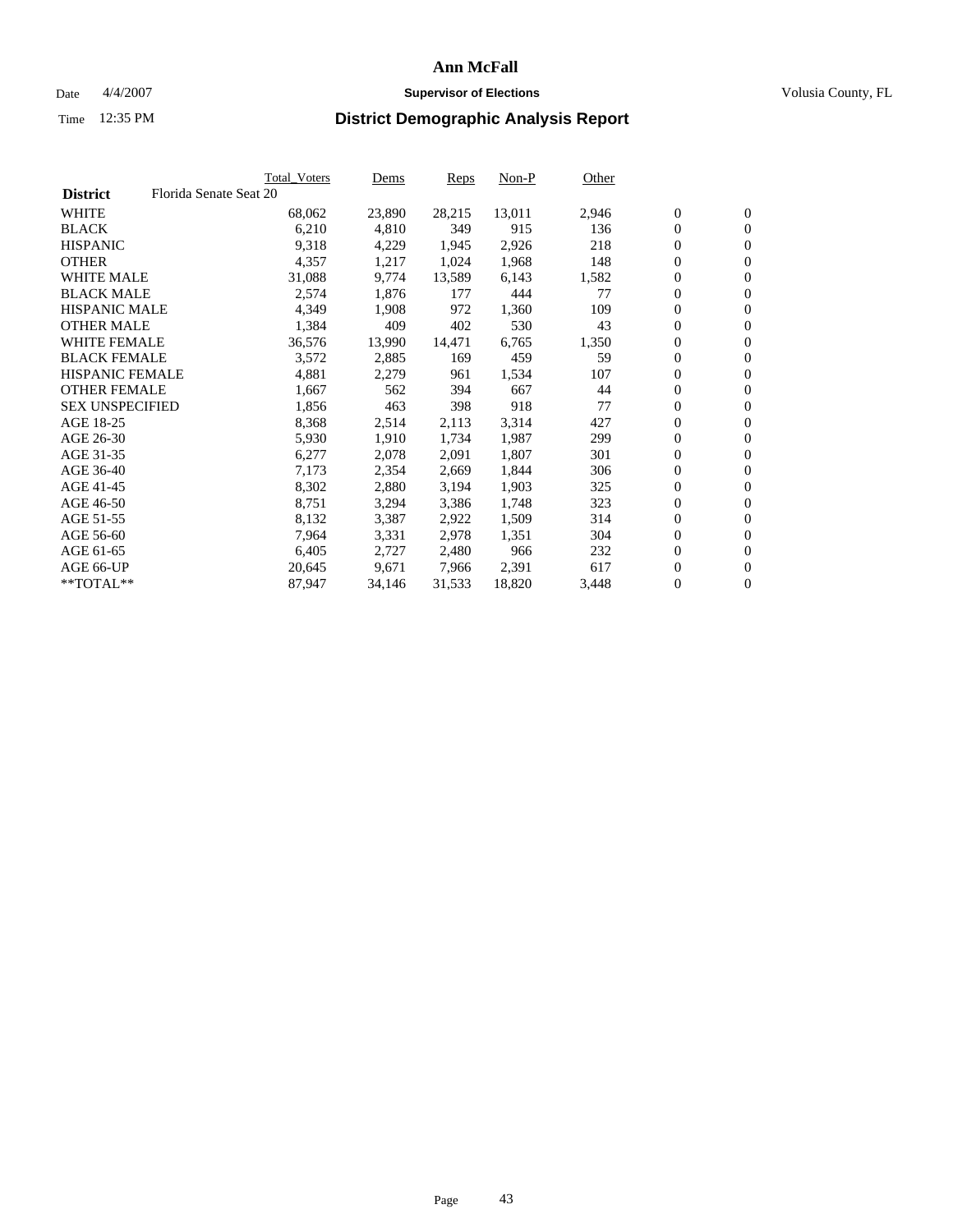# Ann McFall

Date 4/4/2007 **Supervisor of Elections** Volusia County, FL

Time 12:35 PM

## District Demographic Analysis Report

| **District** Florida Senate Seat 20 | Total_Voters | Dems | Reps | Non-P | Other | | |
|---|---|---|---|---|---|---|---|
| WHITE | 68,062 | 23,890 | 28,215 | 13,011 | 2,946 | 0 | 0 |
| BLACK | 6,210 | 4,810 | 349 | 915 | 136 | 0 | 0 |
| HISPANIC | 9,318 | 4,229 | 1,945 | 2,926 | 218 | 0 | 0 |
| OTHER | 4,357 | 1,217 | 1,024 | 1,968 | 148 | 0 | 0 |
| WHITE MALE | 31,088 | 9,774 | 13,589 | 6,143 | 1,582 | 0 | 0 |
| BLACK MALE | 2,574 | 1,876 | 177 | 444 | 77 | 0 | 0 |
| HISPANIC MALE | 4,349 | 1,908 | 972 | 1,360 | 109 | 0 | 0 |
| OTHER MALE | 1,384 | 409 | 402 | 530 | 43 | 0 | 0 |
| WHITE FEMALE | 36,576 | 13,990 | 14,471 | 6,765 | 1,350 | 0 | 0 |
| BLACK FEMALE | 3,572 | 2,885 | 169 | 459 | 59 | 0 | 0 |
| HISPANIC FEMALE | 4,881 | 2,279 | 961 | 1,534 | 107 | 0 | 0 |
| OTHER FEMALE | 1,667 | 562 | 394 | 667 | 44 | 0 | 0 |
| SEX UNSPECIFIED | 1,856 | 463 | 398 | 918 | 77 | 0 | 0 |
| AGE 18-25 | 8,368 | 2,514 | 2,113 | 3,314 | 427 | 0 | 0 |
| AGE 26-30 | 5,930 | 1,910 | 1,734 | 1,987 | 299 | 0 | 0 |
| AGE 31-35 | 6,277 | 2,078 | 2,091 | 1,807 | 301 | 0 | 0 |
| AGE 36-40 | 7,173 | 2,354 | 2,669 | 1,844 | 306 | 0 | 0 |
| AGE 41-45 | 8,302 | 2,880 | 3,194 | 1,903 | 325 | 0 | 0 |
| AGE 46-50 | 8,751 | 3,294 | 3,386 | 1,748 | 323 | 0 | 0 |
| AGE 51-55 | 8,132 | 3,387 | 2,922 | 1,509 | 314 | 0 | 0 |
| AGE 56-60 | 7,964 | 3,331 | 2,978 | 1,351 | 304 | 0 | 0 |
| AGE 61-65 | 6,405 | 2,727 | 2,480 | 966 | 232 | 0 | 0 |
| AGE 66-UP | 20,645 | 9,671 | 7,966 | 2,391 | 617 | 0 | 0 |
| **TOTAL** | 87,947 | 34,146 | 31,533 | 18,820 | 3,448 | 0 | 0 |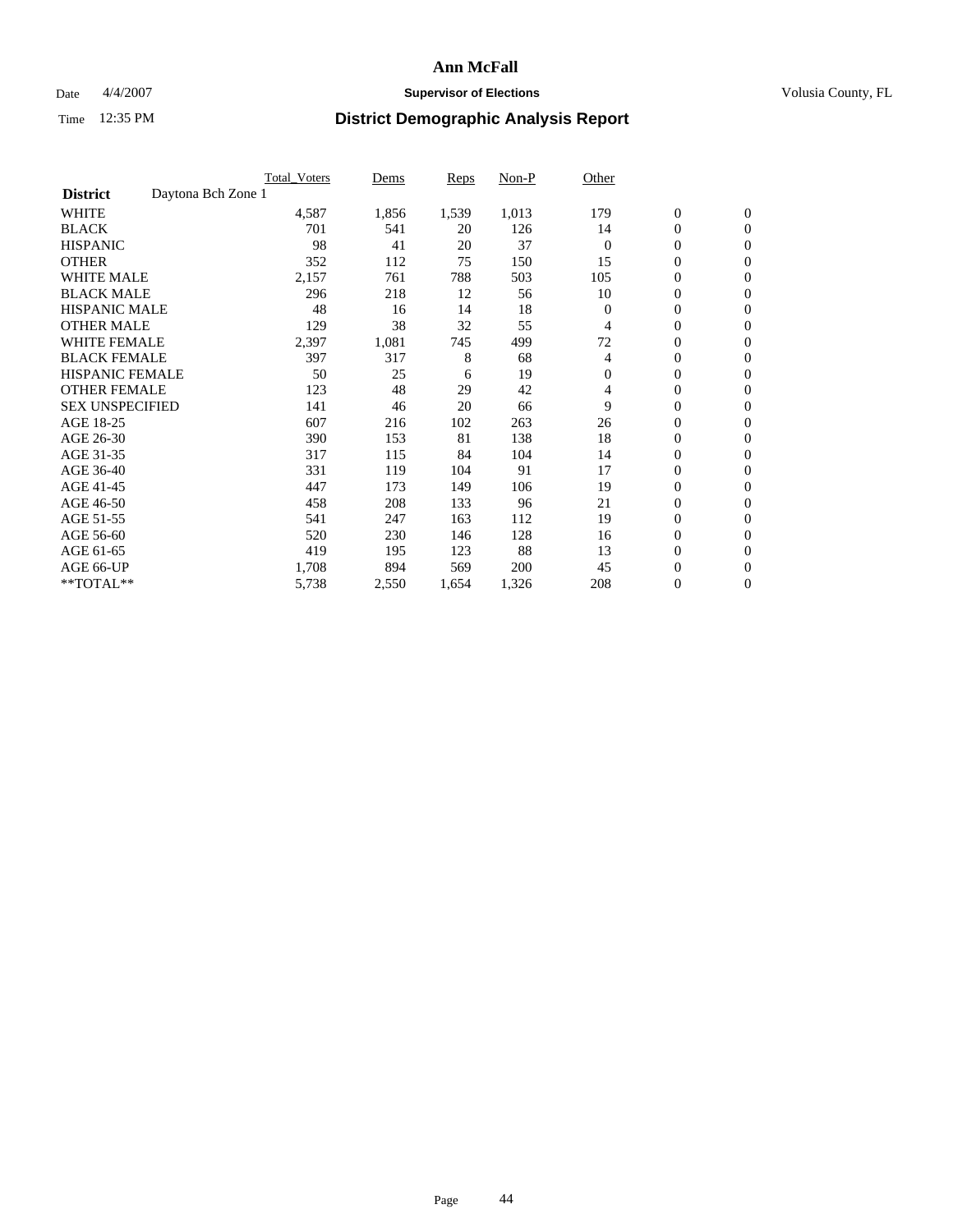# Ann McFall

Date 4/4/2007 **Supervisor of Elections** Volusia County, FL

Time 12:35 PM **District Demographic Analysis Report**

| | Total_Voters | Dems | Reps | Non-P | Other | | |
|---|---|---|---|---|---|---|---|
| **District** Daytona Bch Zone 1 | | | | | | | |
| WHITE | 4,587 | 1,856 | 1,539 | 1,013 | 179 | 0 | 0 |
| BLACK | 701 | 541 | 20 | 126 | 14 | 0 | 0 |
| HISPANIC | 98 | 41 | 20 | 37 | 0 | 0 | 0 |
| OTHER | 352 | 112 | 75 | 150 | 15 | 0 | 0 |
| WHITE MALE | 2,157 | 761 | 788 | 503 | 105 | 0 | 0 |
| BLACK MALE | 296 | 218 | 12 | 56 | 10 | 0 | 0 |
| HISPANIC MALE | 48 | 16 | 14 | 18 | 0 | 0 | 0 |
| OTHER MALE | 129 | 38 | 32 | 55 | 4 | 0 | 0 |
| WHITE FEMALE | 2,397 | 1,081 | 745 | 499 | 72 | 0 | 0 |
| BLACK FEMALE | 397 | 317 | 8 | 68 | 4 | 0 | 0 |
| HISPANIC FEMALE | 50 | 25 | 6 | 19 | 0 | 0 | 0 |
| OTHER FEMALE | 123 | 48 | 29 | 42 | 4 | 0 | 0 |
| SEX UNSPECIFIED | 141 | 46 | 20 | 66 | 9 | 0 | 0 |
| AGE 18-25 | 607 | 216 | 102 | 263 | 26 | 0 | 0 |
| AGE 26-30 | 390 | 153 | 81 | 138 | 18 | 0 | 0 |
| AGE 31-35 | 317 | 115 | 84 | 104 | 14 | 0 | 0 |
| AGE 36-40 | 331 | 119 | 104 | 91 | 17 | 0 | 0 |
| AGE 41-45 | 447 | 173 | 149 | 106 | 19 | 0 | 0 |
| AGE 46-50 | 458 | 208 | 133 | 96 | 21 | 0 | 0 |
| AGE 51-55 | 541 | 247 | 163 | 112 | 19 | 0 | 0 |
| AGE 56-60 | 520 | 230 | 146 | 128 | 16 | 0 | 0 |
| AGE 61-65 | 419 | 195 | 123 | 88 | 13 | 0 | 0 |
| AGE 66-UP | 1,708 | 894 | 569 | 200 | 45 | 0 | 0 |
| **TOTAL** | 5,738 | 2,550 | 1,654 | 1,326 | 208 | 0 | 0 |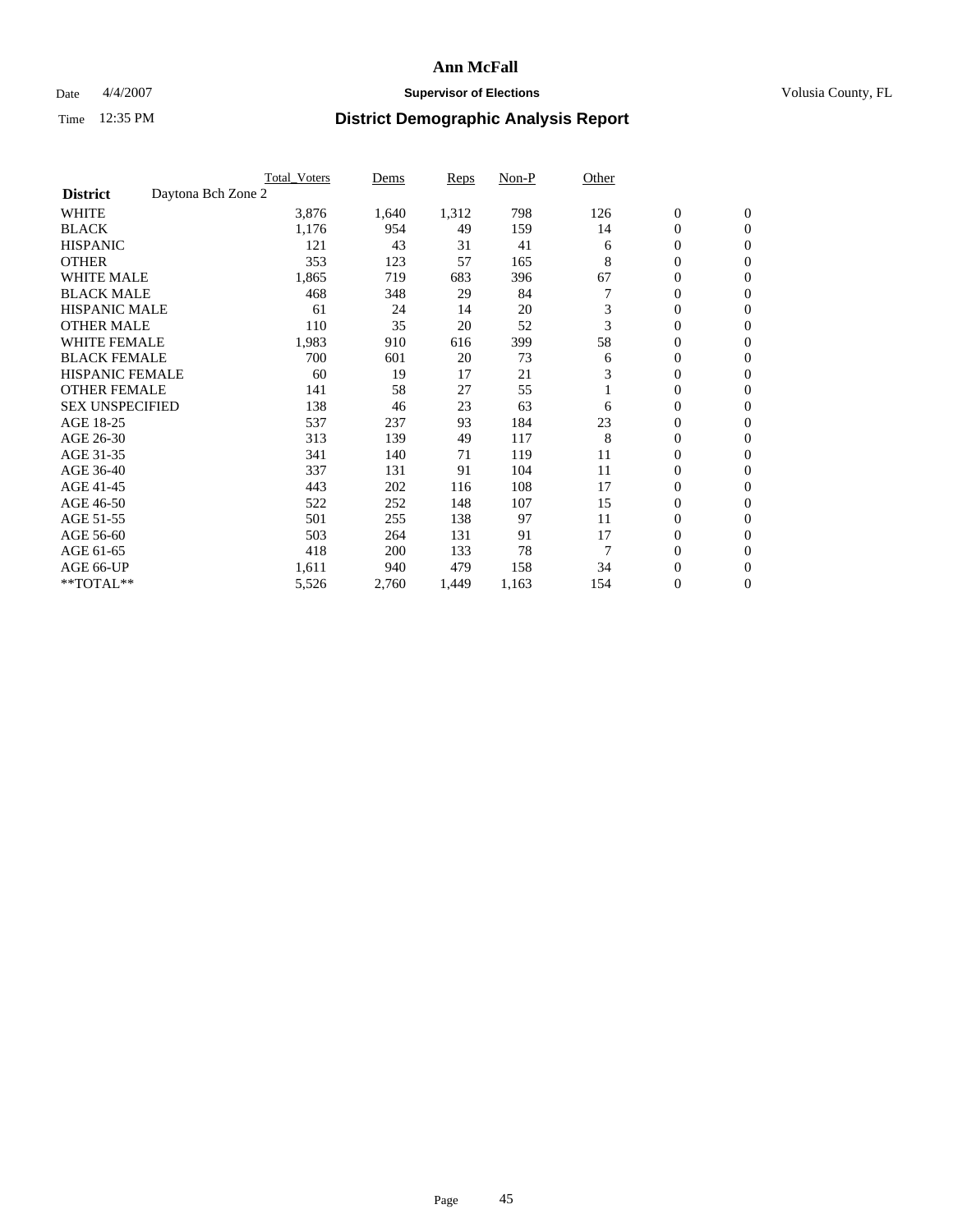# Ann McFall

Date 4/4/2007 **Supervisor of Elections** Volusia County, FL

Time 12:35 PM **District Demographic Analysis Report**

| | Total_Voters | Dems | Reps | Non-P | Other | | |
|---|---|---|---|---|---|---|---|
| **District** Daytona Bch Zone 2 | | | | | | | |
| WHITE | 3,876 | 1,640 | 1,312 | 798 | 126 | 0 | 0 |
| BLACK | 1,176 | 954 | 49 | 159 | 14 | 0 | 0 |
| HISPANIC | 121 | 43 | 31 | 41 | 6 | 0 | 0 |
| OTHER | 353 | 123 | 57 | 165 | 8 | 0 | 0 |
| WHITE MALE | 1,865 | 719 | 683 | 396 | 67 | 0 | 0 |
| BLACK MALE | 468 | 348 | 29 | 84 | 7 | 0 | 0 |
| HISPANIC MALE | 61 | 24 | 14 | 20 | 3 | 0 | 0 |
| OTHER MALE | 110 | 35 | 20 | 52 | 3 | 0 | 0 |
| WHITE FEMALE | 1,983 | 910 | 616 | 399 | 58 | 0 | 0 |
| BLACK FEMALE | 700 | 601 | 20 | 73 | 6 | 0 | 0 |
| HISPANIC FEMALE | 60 | 19 | 17 | 21 | 3 | 0 | 0 |
| OTHER FEMALE | 141 | 58 | 27 | 55 | 1 | 0 | 0 |
| SEX UNSPECIFIED | 138 | 46 | 23 | 63 | 6 | 0 | 0 |
| AGE 18-25 | 537 | 237 | 93 | 184 | 23 | 0 | 0 |
| AGE 26-30 | 313 | 139 | 49 | 117 | 8 | 0 | 0 |
| AGE 31-35 | 341 | 140 | 71 | 119 | 11 | 0 | 0 |
| AGE 36-40 | 337 | 131 | 91 | 104 | 11 | 0 | 0 |
| AGE 41-45 | 443 | 202 | 116 | 108 | 17 | 0 | 0 |
| AGE 46-50 | 522 | 252 | 148 | 107 | 15 | 0 | 0 |
| AGE 51-55 | 501 | 255 | 138 | 97 | 11 | 0 | 0 |
| AGE 56-60 | 503 | 264 | 131 | 91 | 17 | 0 | 0 |
| AGE 61-65 | 418 | 200 | 133 | 78 | 7 | 0 | 0 |
| AGE 66-UP | 1,611 | 940 | 479 | 158 | 34 | 0 | 0 |
| **TOTAL** | 5,526 | 2,760 | 1,449 | 1,163 | 154 | 0 | 0 |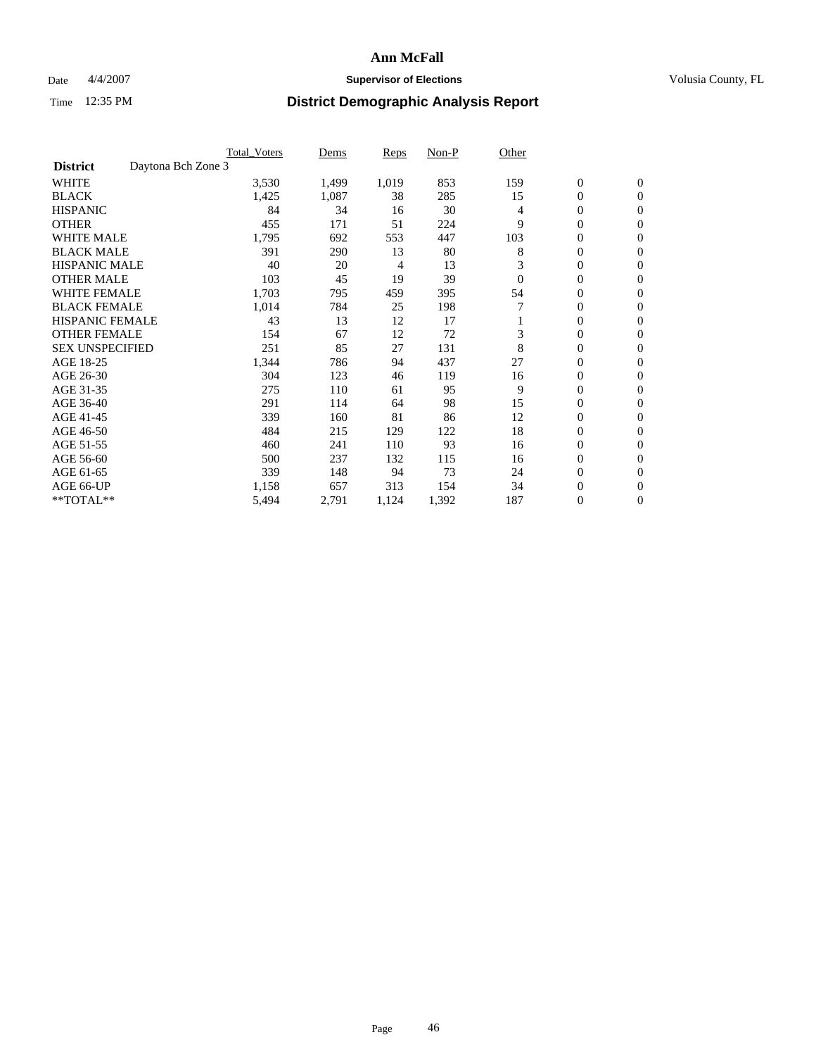**Ann McFall**

Date 4/4/2007 **Supervisor of Elections** Volusia County, FL

Time 12:35 PM **District Demographic Analysis Report**

| | Total_Voters | Dems | Reps | Non-P | Other | | |
|---|---|---|---|---|---|---|---|
| **District** Daytona Bch Zone 3 | | | | | | | |
| WHITE | 3,530 | 1,499 | 1,019 | 853 | 159 | 0 | 0 |
| BLACK | 1,425 | 1,087 | 38 | 285 | 15 | 0 | 0 |
| HISPANIC | 84 | 34 | 16 | 30 | 4 | 0 | 0 |
| OTHER | 455 | 171 | 51 | 224 | 9 | 0 | 0 |
| WHITE MALE | 1,795 | 692 | 553 | 447 | 103 | 0 | 0 |
| BLACK MALE | 391 | 290 | 13 | 80 | 8 | 0 | 0 |
| HISPANIC MALE | 40 | 20 | 4 | 13 | 3 | 0 | 0 |
| OTHER MALE | 103 | 45 | 19 | 39 | 0 | 0 | 0 |
| WHITE FEMALE | 1,703 | 795 | 459 | 395 | 54 | 0 | 0 |
| BLACK FEMALE | 1,014 | 784 | 25 | 198 | 7 | 0 | 0 |
| HISPANIC FEMALE | 43 | 13 | 12 | 17 | 1 | 0 | 0 |
| OTHER FEMALE | 154 | 67 | 12 | 72 | 3 | 0 | 0 |
| SEX UNSPECIFIED | 251 | 85 | 27 | 131 | 8 | 0 | 0 |
| AGE 18-25 | 1,344 | 786 | 94 | 437 | 27 | 0 | 0 |
| AGE 26-30 | 304 | 123 | 46 | 119 | 16 | 0 | 0 |
| AGE 31-35 | 275 | 110 | 61 | 95 | 9 | 0 | 0 |
| AGE 36-40 | 291 | 114 | 64 | 98 | 15 | 0 | 0 |
| AGE 41-45 | 339 | 160 | 81 | 86 | 12 | 0 | 0 |
| AGE 46-50 | 484 | 215 | 129 | 122 | 18 | 0 | 0 |
| AGE 51-55 | 460 | 241 | 110 | 93 | 16 | 0 | 0 |
| AGE 56-60 | 500 | 237 | 132 | 115 | 16 | 0 | 0 |
| AGE 61-65 | 339 | 148 | 94 | 73 | 24 | 0 | 0 |
| AGE 66-UP | 1,158 | 657 | 313 | 154 | 34 | 0 | 0 |
| **TOTAL** | 5,494 | 2,791 | 1,124 | 1,392 | 187 | 0 | 0 |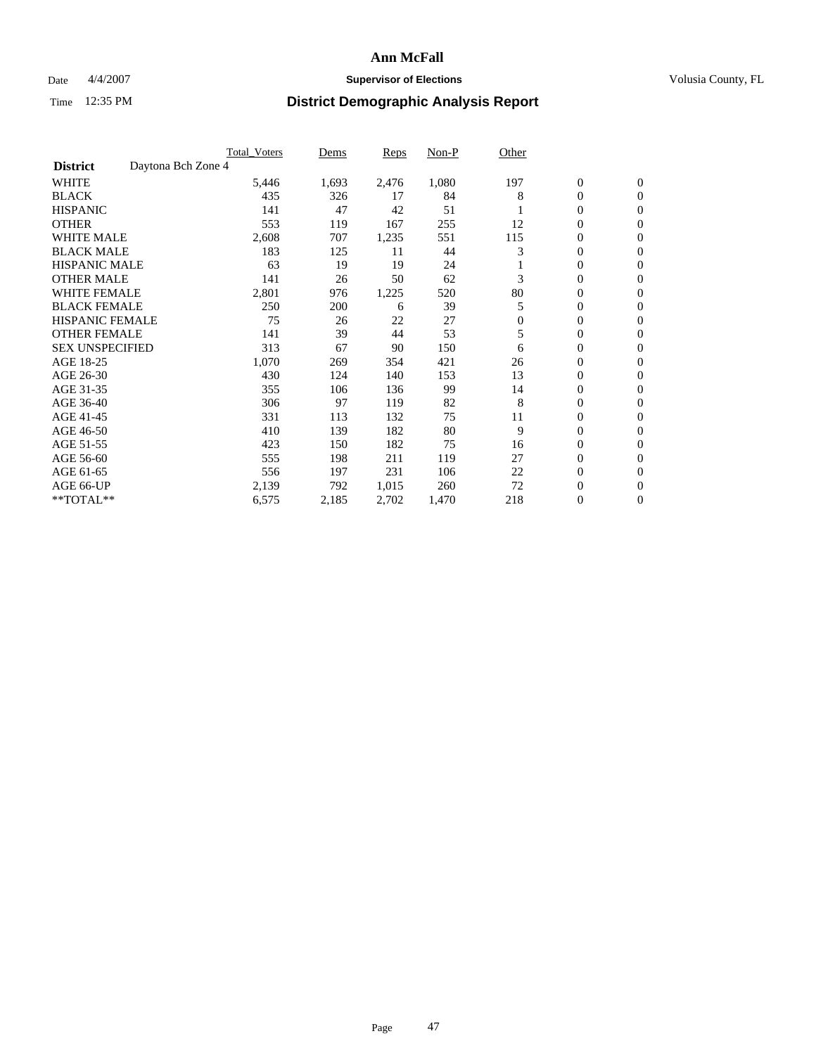**Ann McFall**

Date 4/4/2007 **Supervisor of Elections** Volusia County, FL

Time 12:35 PM **District Demographic Analysis Report**

| | Total_Voters | Dems | Reps | Non-P | Other | | |
|---|---|---|---|---|---|---|---|
| **District** Daytona Bch Zone 4 | | | | | | | |
| WHITE | 5,446 | 1,693 | 2,476 | 1,080 | 197 | 0 | 0 |
| BLACK | 435 | 326 | 17 | 84 | 8 | 0 | 0 |
| HISPANIC | 141 | 47 | 42 | 51 | 1 | 0 | 0 |
| OTHER | 553 | 119 | 167 | 255 | 12 | 0 | 0 |
| WHITE MALE | 2,608 | 707 | 1,235 | 551 | 115 | 0 | 0 |
| BLACK MALE | 183 | 125 | 11 | 44 | 3 | 0 | 0 |
| HISPANIC MALE | 63 | 19 | 19 | 24 | 1 | 0 | 0 |
| OTHER MALE | 141 | 26 | 50 | 62 | 3 | 0 | 0 |
| WHITE FEMALE | 2,801 | 976 | 1,225 | 520 | 80 | 0 | 0 |
| BLACK FEMALE | 250 | 200 | 6 | 39 | 5 | 0 | 0 |
| HISPANIC FEMALE | 75 | 26 | 22 | 27 | 0 | 0 | 0 |
| OTHER FEMALE | 141 | 39 | 44 | 53 | 5 | 0 | 0 |
| SEX UNSPECIFIED | 313 | 67 | 90 | 150 | 6 | 0 | 0 |
| AGE 18-25 | 1,070 | 269 | 354 | 421 | 26 | 0 | 0 |
| AGE 26-30 | 430 | 124 | 140 | 153 | 13 | 0 | 0 |
| AGE 31-35 | 355 | 106 | 136 | 99 | 14 | 0 | 0 |
| AGE 36-40 | 306 | 97 | 119 | 82 | 8 | 0 | 0 |
| AGE 41-45 | 331 | 113 | 132 | 75 | 11 | 0 | 0 |
| AGE 46-50 | 410 | 139 | 182 | 80 | 9 | 0 | 0 |
| AGE 51-55 | 423 | 150 | 182 | 75 | 16 | 0 | 0 |
| AGE 56-60 | 555 | 198 | 211 | 119 | 27 | 0 | 0 |
| AGE 61-65 | 556 | 197 | 231 | 106 | 22 | 0 | 0 |
| AGE 66-UP | 2,139 | 792 | 1,015 | 260 | 72 | 0 | 0 |
| **TOTAL** | 6,575 | 2,185 | 2,702 | 1,470 | 218 | 0 | 0 |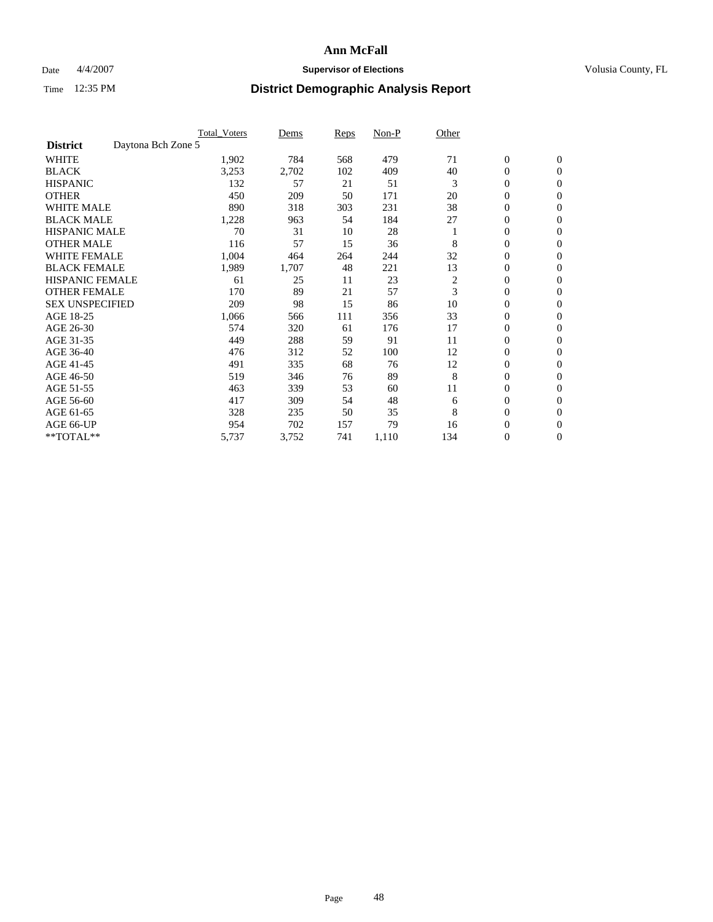# Ann McFall

Date 4/4/2007 **Supervisor of Elections** Volusia County, FL

Time 12:35 PM **District Demographic Analysis Report**

| | Total_Voters | Dems | Reps | Non-P | Other | | |
|---|---|---|---|---|---|---|---|
| **District** Daytona Bch Zone 5 | | | | | | | |
| WHITE | 1,902 | 784 | 568 | 479 | 71 | 0 | 0 |
| BLACK | 3,253 | 2,702 | 102 | 409 | 40 | 0 | 0 |
| HISPANIC | 132 | 57 | 21 | 51 | 3 | 0 | 0 |
| OTHER | 450 | 209 | 50 | 171 | 20 | 0 | 0 |
| WHITE MALE | 890 | 318 | 303 | 231 | 38 | 0 | 0 |
| BLACK MALE | 1,228 | 963 | 54 | 184 | 27 | 0 | 0 |
| HISPANIC MALE | 70 | 31 | 10 | 28 | 1 | 0 | 0 |
| OTHER MALE | 116 | 57 | 15 | 36 | 8 | 0 | 0 |
| WHITE FEMALE | 1,004 | 464 | 264 | 244 | 32 | 0 | 0 |
| BLACK FEMALE | 1,989 | 1,707 | 48 | 221 | 13 | 0 | 0 |
| HISPANIC FEMALE | 61 | 25 | 11 | 23 | 2 | 0 | 0 |
| OTHER FEMALE | 170 | 89 | 21 | 57 | 3 | 0 | 0 |
| SEX UNSPECIFIED | 209 | 98 | 15 | 86 | 10 | 0 | 0 |
| AGE 18-25 | 1,066 | 566 | 111 | 356 | 33 | 0 | 0 |
| AGE 26-30 | 574 | 320 | 61 | 176 | 17 | 0 | 0 |
| AGE 31-35 | 449 | 288 | 59 | 91 | 11 | 0 | 0 |
| AGE 36-40 | 476 | 312 | 52 | 100 | 12 | 0 | 0 |
| AGE 41-45 | 491 | 335 | 68 | 76 | 12 | 0 | 0 |
| AGE 46-50 | 519 | 346 | 76 | 89 | 8 | 0 | 0 |
| AGE 51-55 | 463 | 339 | 53 | 60 | 11 | 0 | 0 |
| AGE 56-60 | 417 | 309 | 54 | 48 | 6 | 0 | 0 |
| AGE 61-65 | 328 | 235 | 50 | 35 | 8 | 0 | 0 |
| AGE 66-UP | 954 | 702 | 157 | 79 | 16 | 0 | 0 |
| **TOTAL** | 5,737 | 3,752 | 741 | 1,110 | 134 | 0 | 0 |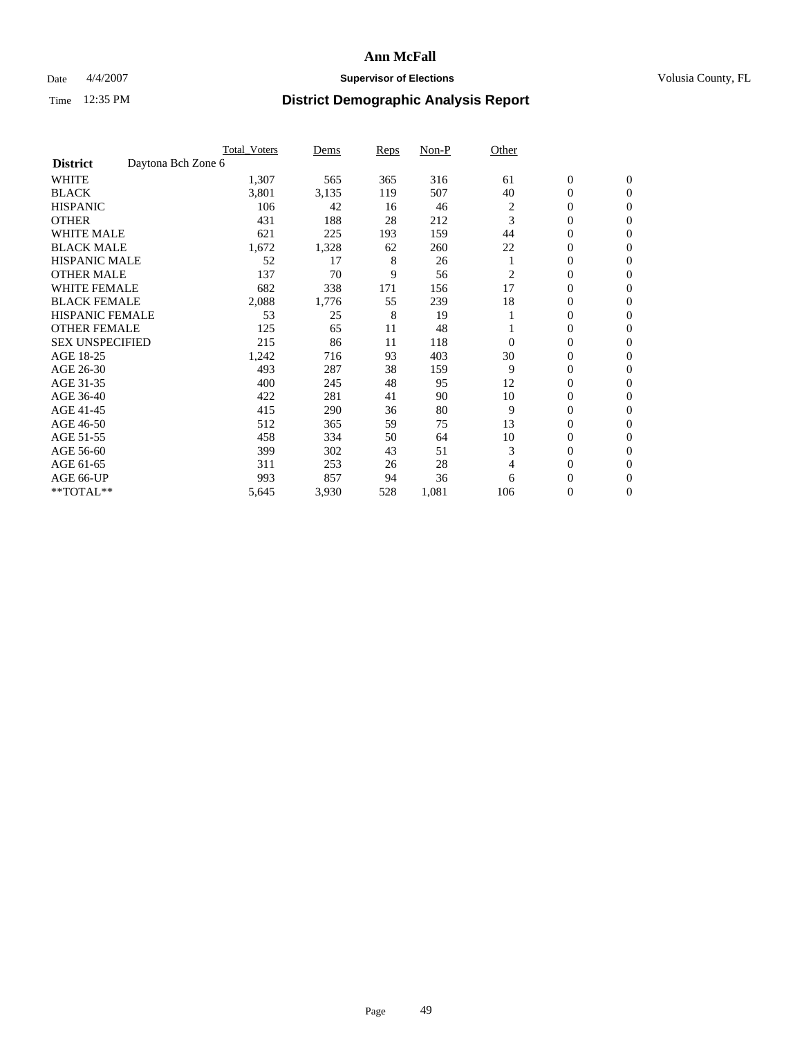# Ann McFall

Date 4/4/2007 **Supervisor of Elections** Volusia County, FL

Time 12:35 PM **District Demographic Analysis Report**

| | Total_Voters | Dems | Reps | Non-P | Other | | |
|---|---|---|---|---|---|---|---|
| **District** Daytona Bch Zone 6 | | | | | | | |
| WHITE | 1,307 | 565 | 365 | 316 | 61 | 0 | 0 |
| BLACK | 3,801 | 3,135 | 119 | 507 | 40 | 0 | 0 |
| HISPANIC | 106 | 42 | 16 | 46 | 2 | 0 | 0 |
| OTHER | 431 | 188 | 28 | 212 | 3 | 0 | 0 |
| WHITE MALE | 621 | 225 | 193 | 159 | 44 | 0 | 0 |
| BLACK MALE | 1,672 | 1,328 | 62 | 260 | 22 | 0 | 0 |
| HISPANIC MALE | 52 | 17 | 8 | 26 | 1 | 0 | 0 |
| OTHER MALE | 137 | 70 | 9 | 56 | 2 | 0 | 0 |
| WHITE FEMALE | 682 | 338 | 171 | 156 | 17 | 0 | 0 |
| BLACK FEMALE | 2,088 | 1,776 | 55 | 239 | 18 | 0 | 0 |
| HISPANIC FEMALE | 53 | 25 | 8 | 19 | 1 | 0 | 0 |
| OTHER FEMALE | 125 | 65 | 11 | 48 | 1 | 0 | 0 |
| SEX UNSPECIFIED | 215 | 86 | 11 | 118 | 0 | 0 | 0 |
| AGE 18-25 | 1,242 | 716 | 93 | 403 | 30 | 0 | 0 |
| AGE 26-30 | 493 | 287 | 38 | 159 | 9 | 0 | 0 |
| AGE 31-35 | 400 | 245 | 48 | 95 | 12 | 0 | 0 |
| AGE 36-40 | 422 | 281 | 41 | 90 | 10 | 0 | 0 |
| AGE 41-45 | 415 | 290 | 36 | 80 | 9 | 0 | 0 |
| AGE 46-50 | 512 | 365 | 59 | 75 | 13 | 0 | 0 |
| AGE 51-55 | 458 | 334 | 50 | 64 | 10 | 0 | 0 |
| AGE 56-60 | 399 | 302 | 43 | 51 | 3 | 0 | 0 |
| AGE 61-65 | 311 | 253 | 26 | 28 | 4 | 0 | 0 |
| AGE 66-UP | 993 | 857 | 94 | 36 | 6 | 0 | 0 |
| **TOTAL** | 5,645 | 3,930 | 528 | 1,081 | 106 | 0 | 0 |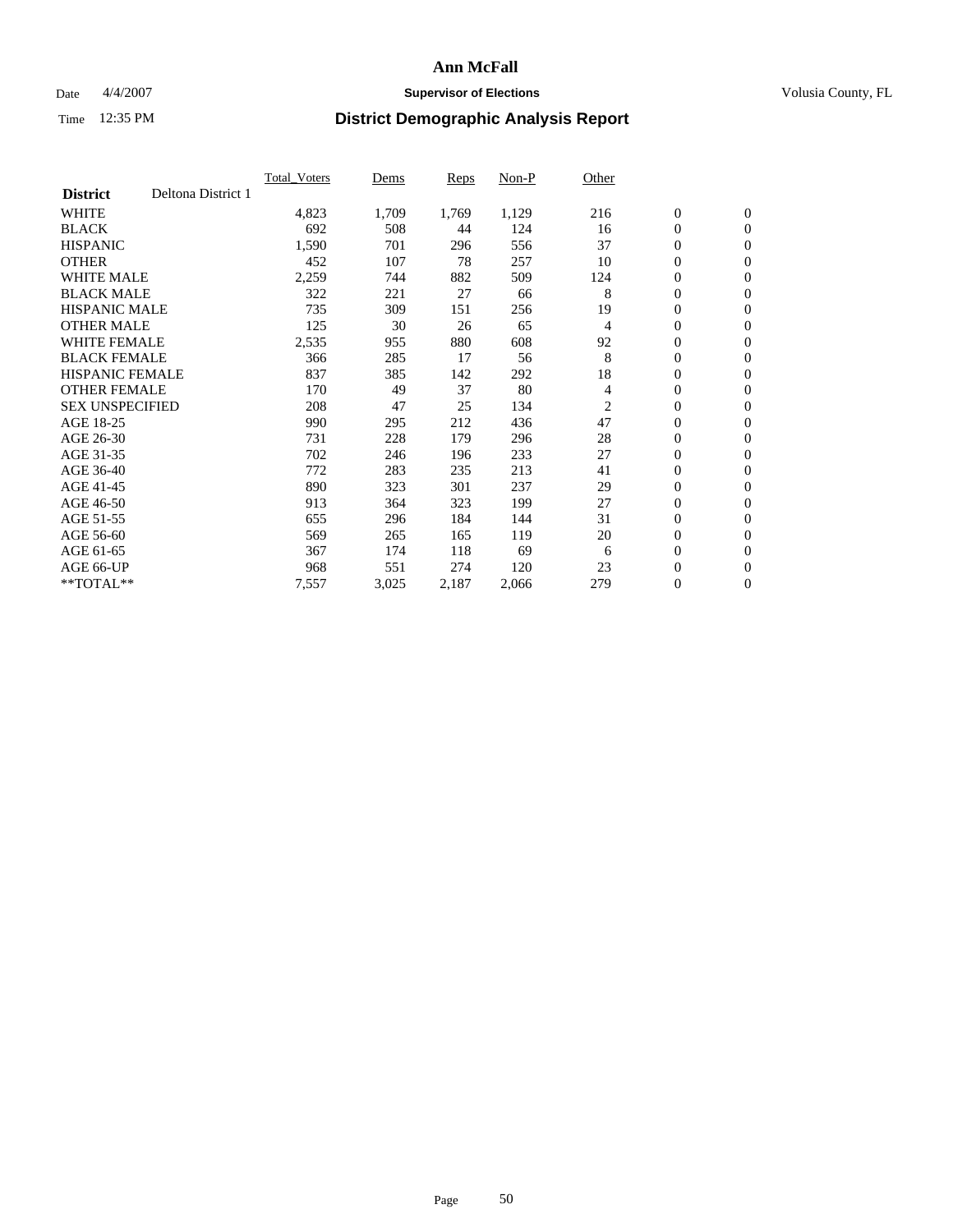# Ann McFall

Date 4/4/2007 **Supervisor of Elections** Volusia County, FL

Time 12:35 PM **District Demographic Analysis Report**

| | Total_Voters | Dems | Reps | Non-P | Other | | |
|---|---|---|---|---|---|---|---|
| **District** Deltona District 1 | | | | | | | |
| WHITE | 4,823 | 1,709 | 1,769 | 1,129 | 216 | 0 | 0 |
| BLACK | 692 | 508 | 44 | 124 | 16 | 0 | 0 |
| HISPANIC | 1,590 | 701 | 296 | 556 | 37 | 0 | 0 |
| OTHER | 452 | 107 | 78 | 257 | 10 | 0 | 0 |
| WHITE MALE | 2,259 | 744 | 882 | 509 | 124 | 0 | 0 |
| BLACK MALE | 322 | 221 | 27 | 66 | 8 | 0 | 0 |
| HISPANIC MALE | 735 | 309 | 151 | 256 | 19 | 0 | 0 |
| OTHER MALE | 125 | 30 | 26 | 65 | 4 | 0 | 0 |
| WHITE FEMALE | 2,535 | 955 | 880 | 608 | 92 | 0 | 0 |
| BLACK FEMALE | 366 | 285 | 17 | 56 | 8 | 0 | 0 |
| HISPANIC FEMALE | 837 | 385 | 142 | 292 | 18 | 0 | 0 |
| OTHER FEMALE | 170 | 49 | 37 | 80 | 4 | 0 | 0 |
| SEX UNSPECIFIED | 208 | 47 | 25 | 134 | 2 | 0 | 0 |
| AGE 18-25 | 990 | 295 | 212 | 436 | 47 | 0 | 0 |
| AGE 26-30 | 731 | 228 | 179 | 296 | 28 | 0 | 0 |
| AGE 31-35 | 702 | 246 | 196 | 233 | 27 | 0 | 0 |
| AGE 36-40 | 772 | 283 | 235 | 213 | 41 | 0 | 0 |
| AGE 41-45 | 890 | 323 | 301 | 237 | 29 | 0 | 0 |
| AGE 46-50 | 913 | 364 | 323 | 199 | 27 | 0 | 0 |
| AGE 51-55 | 655 | 296 | 184 | 144 | 31 | 0 | 0 |
| AGE 56-60 | 569 | 265 | 165 | 119 | 20 | 0 | 0 |
| AGE 61-65 | 367 | 174 | 118 | 69 | 6 | 0 | 0 |
| AGE 66-UP | 968 | 551 | 274 | 120 | 23 | 0 | 0 |
| **TOTAL** | 7,557 | 3,025 | 2,187 | 2,066 | 279 | 0 | 0 |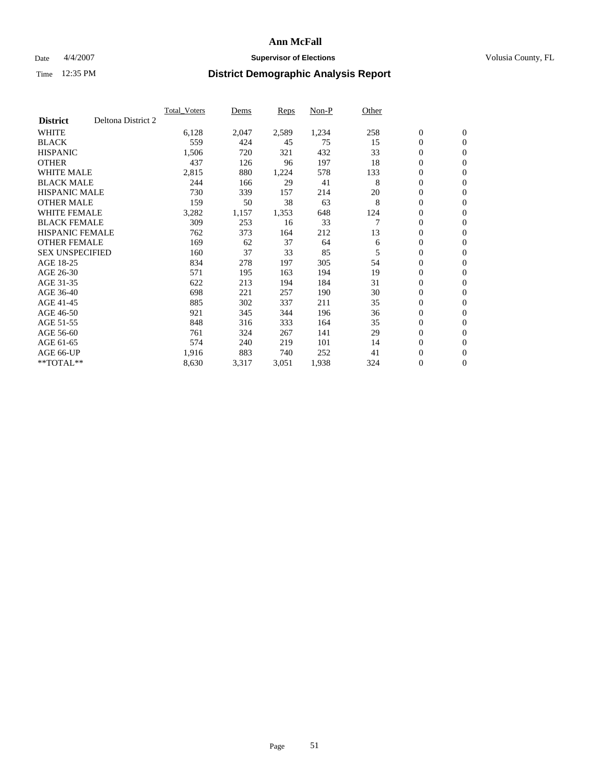# Ann McFall

Date 4/4/2007 **Supervisor of Elections** Volusia County, FL

Time 12:35 PM **District Demographic Analysis Report**

| | Total_Voters | Dems | Reps | Non-P | Other | | |
|---|---|---|---|---|---|---|---|
| **District** Deltona District 2 | | | | | | | |
| WHITE | 6,128 | 2,047 | 2,589 | 1,234 | 258 | 0 | 0 |
| BLACK | 559 | 424 | 45 | 75 | 15 | 0 | 0 |
| HISPANIC | 1,506 | 720 | 321 | 432 | 33 | 0 | 0 |
| OTHER | 437 | 126 | 96 | 197 | 18 | 0 | 0 |
| WHITE MALE | 2,815 | 880 | 1,224 | 578 | 133 | 0 | 0 |
| BLACK MALE | 244 | 166 | 29 | 41 | 8 | 0 | 0 |
| HISPANIC MALE | 730 | 339 | 157 | 214 | 20 | 0 | 0 |
| OTHER MALE | 159 | 50 | 38 | 63 | 8 | 0 | 0 |
| WHITE FEMALE | 3,282 | 1,157 | 1,353 | 648 | 124 | 0 | 0 |
| BLACK FEMALE | 309 | 253 | 16 | 33 | 7 | 0 | 0 |
| HISPANIC FEMALE | 762 | 373 | 164 | 212 | 13 | 0 | 0 |
| OTHER FEMALE | 169 | 62 | 37 | 64 | 6 | 0 | 0 |
| SEX UNSPECIFIED | 160 | 37 | 33 | 85 | 5 | 0 | 0 |
| AGE 18-25 | 834 | 278 | 197 | 305 | 54 | 0 | 0 |
| AGE 26-30 | 571 | 195 | 163 | 194 | 19 | 0 | 0 |
| AGE 31-35 | 622 | 213 | 194 | 184 | 31 | 0 | 0 |
| AGE 36-40 | 698 | 221 | 257 | 190 | 30 | 0 | 0 |
| AGE 41-45 | 885 | 302 | 337 | 211 | 35 | 0 | 0 |
| AGE 46-50 | 921 | 345 | 344 | 196 | 36 | 0 | 0 |
| AGE 51-55 | 848 | 316 | 333 | 164 | 35 | 0 | 0 |
| AGE 56-60 | 761 | 324 | 267 | 141 | 29 | 0 | 0 |
| AGE 61-65 | 574 | 240 | 219 | 101 | 14 | 0 | 0 |
| AGE 66-UP | 1,916 | 883 | 740 | 252 | 41 | 0 | 0 |
| **TOTAL** | 8,630 | 3,317 | 3,051 | 1,938 | 324 | 0 | 0 |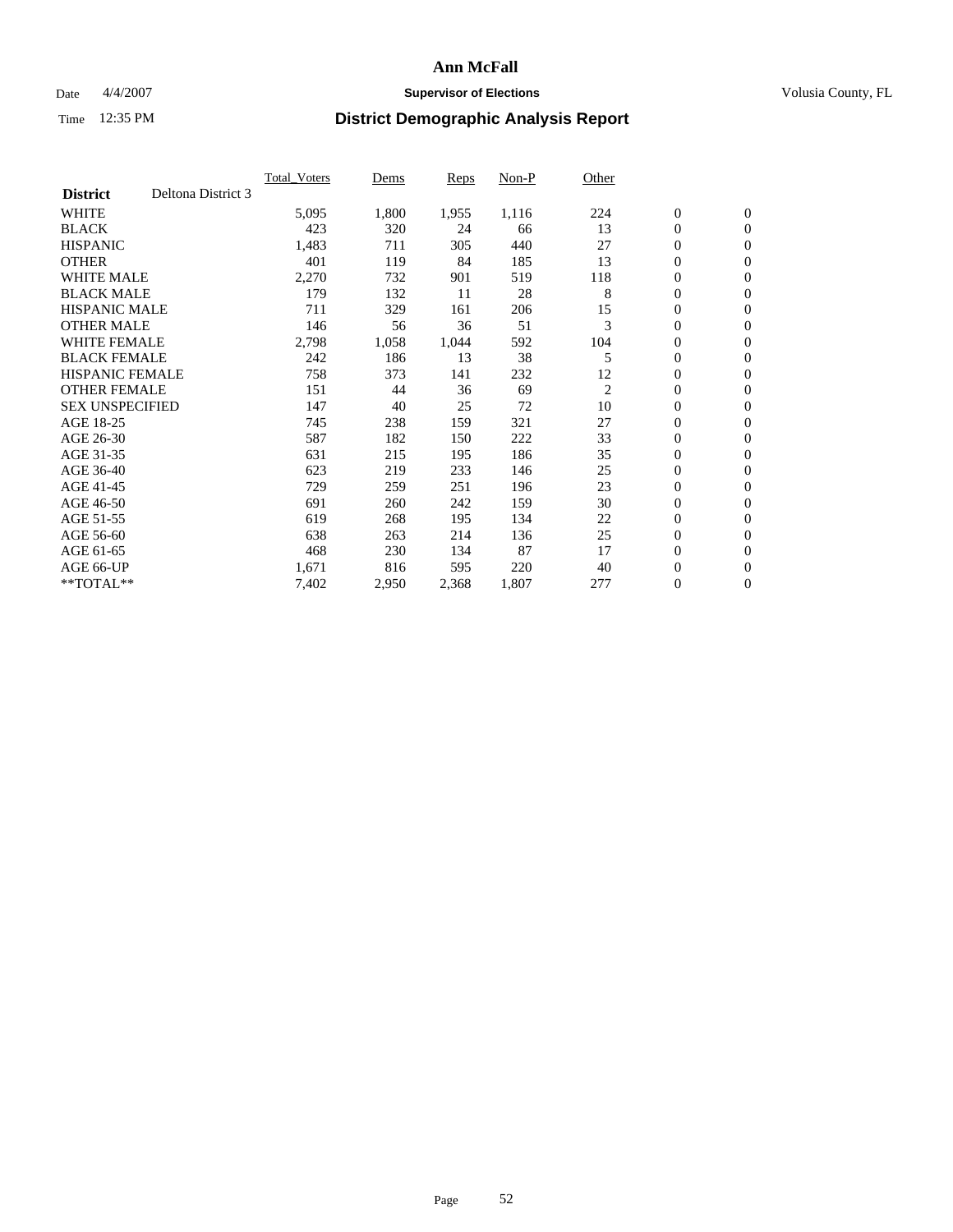# Ann McFall

Date 4/4/2007 **Supervisor of Elections** Volusia County, FL

Time 12:35 PM **District Demographic Analysis Report**

| | Total_Voters | Dems | Reps | Non-P | Other | | |
|---|---|---|---|---|---|---|---|
| **District** Deltona District 3 | | | | | | | |
| WHITE | 5,095 | 1,800 | 1,955 | 1,116 | 224 | 0 | 0 |
| BLACK | 423 | 320 | 24 | 66 | 13 | 0 | 0 |
| HISPANIC | 1,483 | 711 | 305 | 440 | 27 | 0 | 0 |
| OTHER | 401 | 119 | 84 | 185 | 13 | 0 | 0 |
| WHITE MALE | 2,270 | 732 | 901 | 519 | 118 | 0 | 0 |
| BLACK MALE | 179 | 132 | 11 | 28 | 8 | 0 | 0 |
| HISPANIC MALE | 711 | 329 | 161 | 206 | 15 | 0 | 0 |
| OTHER MALE | 146 | 56 | 36 | 51 | 3 | 0 | 0 |
| WHITE FEMALE | 2,798 | 1,058 | 1,044 | 592 | 104 | 0 | 0 |
| BLACK FEMALE | 242 | 186 | 13 | 38 | 5 | 0 | 0 |
| HISPANIC FEMALE | 758 | 373 | 141 | 232 | 12 | 0 | 0 |
| OTHER FEMALE | 151 | 44 | 36 | 69 | 2 | 0 | 0 |
| SEX UNSPECIFIED | 147 | 40 | 25 | 72 | 10 | 0 | 0 |
| AGE 18-25 | 745 | 238 | 159 | 321 | 27 | 0 | 0 |
| AGE 26-30 | 587 | 182 | 150 | 222 | 33 | 0 | 0 |
| AGE 31-35 | 631 | 215 | 195 | 186 | 35 | 0 | 0 |
| AGE 36-40 | 623 | 219 | 233 | 146 | 25 | 0 | 0 |
| AGE 41-45 | 729 | 259 | 251 | 196 | 23 | 0 | 0 |
| AGE 46-50 | 691 | 260 | 242 | 159 | 30 | 0 | 0 |
| AGE 51-55 | 619 | 268 | 195 | 134 | 22 | 0 | 0 |
| AGE 56-60 | 638 | 263 | 214 | 136 | 25 | 0 | 0 |
| AGE 61-65 | 468 | 230 | 134 | 87 | 17 | 0 | 0 |
| AGE 66-UP | 1,671 | 816 | 595 | 220 | 40 | 0 | 0 |
| **TOTAL** | 7,402 | 2,950 | 2,368 | 1,807 | 277 | 0 | 0 |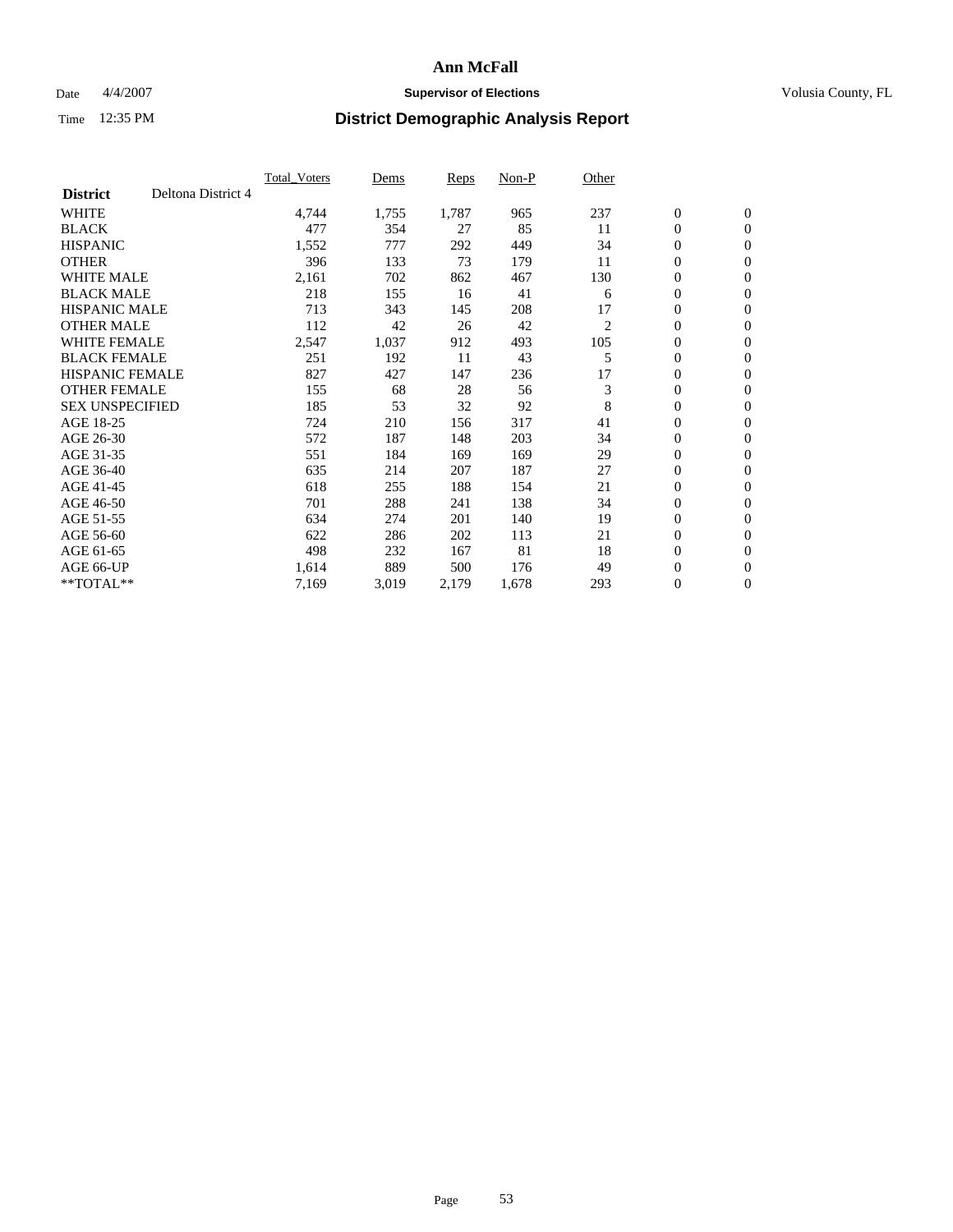# Ann McFall

Date 4/4/2007 **Supervisor of Elections** Volusia County, FL

Time 12:35 PM **District Demographic Analysis Report**

| | Total_Voters | Dems | Reps | Non-P | Other | | |
|---|---|---|---|---|---|---|---|
| **District** Deltona District 4 | | | | | | | |
| WHITE | 4,744 | 1,755 | 1,787 | 965 | 237 | 0 | 0 |
| BLACK | 477 | 354 | 27 | 85 | 11 | 0 | 0 |
| HISPANIC | 1,552 | 777 | 292 | 449 | 34 | 0 | 0 |
| OTHER | 396 | 133 | 73 | 179 | 11 | 0 | 0 |
| WHITE MALE | 2,161 | 702 | 862 | 467 | 130 | 0 | 0 |
| BLACK MALE | 218 | 155 | 16 | 41 | 6 | 0 | 0 |
| HISPANIC MALE | 713 | 343 | 145 | 208 | 17 | 0 | 0 |
| OTHER MALE | 112 | 42 | 26 | 42 | 2 | 0 | 0 |
| WHITE FEMALE | 2,547 | 1,037 | 912 | 493 | 105 | 0 | 0 |
| BLACK FEMALE | 251 | 192 | 11 | 43 | 5 | 0 | 0 |
| HISPANIC FEMALE | 827 | 427 | 147 | 236 | 17 | 0 | 0 |
| OTHER FEMALE | 155 | 68 | 28 | 56 | 3 | 0 | 0 |
| SEX UNSPECIFIED | 185 | 53 | 32 | 92 | 8 | 0 | 0 |
| AGE 18-25 | 724 | 210 | 156 | 317 | 41 | 0 | 0 |
| AGE 26-30 | 572 | 187 | 148 | 203 | 34 | 0 | 0 |
| AGE 31-35 | 551 | 184 | 169 | 169 | 29 | 0 | 0 |
| AGE 36-40 | 635 | 214 | 207 | 187 | 27 | 0 | 0 |
| AGE 41-45 | 618 | 255 | 188 | 154 | 21 | 0 | 0 |
| AGE 46-50 | 701 | 288 | 241 | 138 | 34 | 0 | 0 |
| AGE 51-55 | 634 | 274 | 201 | 140 | 19 | 0 | 0 |
| AGE 56-60 | 622 | 286 | 202 | 113 | 21 | 0 | 0 |
| AGE 61-65 | 498 | 232 | 167 | 81 | 18 | 0 | 0 |
| AGE 66-UP | 1,614 | 889 | 500 | 176 | 49 | 0 | 0 |
| **TOTAL** | 7,169 | 3,019 | 2,179 | 1,678 | 293 | 0 | 0 |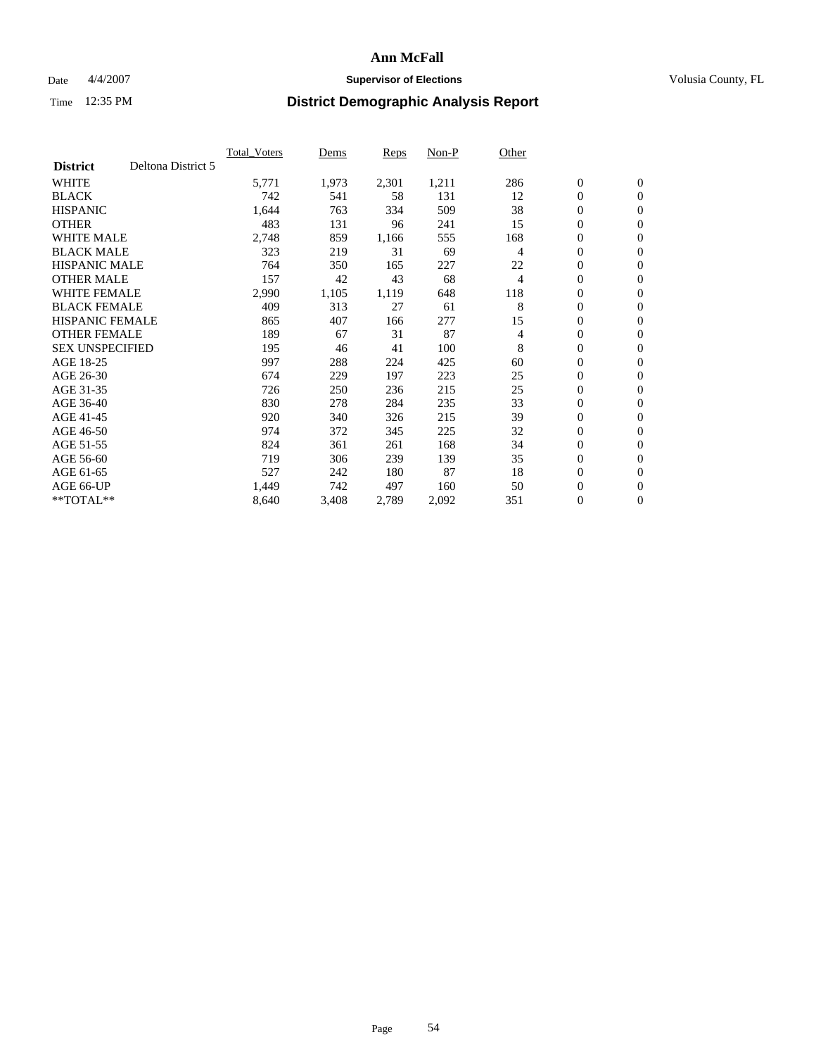# Ann McFall

Date 4/4/2007 **Supervisor of Elections** Volusia County, FL

Time 12:35 PM **District Demographic Analysis Report**

| | Total_Voters | Dems | Reps | Non-P | Other | | |
|---|---|---|---|---|---|---|---|
| **District** Deltona District 5 | | | | | | | |
| WHITE | 5,771 | 1,973 | 2,301 | 1,211 | 286 | 0 | 0 |
| BLACK | 742 | 541 | 58 | 131 | 12 | 0 | 0 |
| HISPANIC | 1,644 | 763 | 334 | 509 | 38 | 0 | 0 |
| OTHER | 483 | 131 | 96 | 241 | 15 | 0 | 0 |
| WHITE MALE | 2,748 | 859 | 1,166 | 555 | 168 | 0 | 0 |
| BLACK MALE | 323 | 219 | 31 | 69 | 4 | 0 | 0 |
| HISPANIC MALE | 764 | 350 | 165 | 227 | 22 | 0 | 0 |
| OTHER MALE | 157 | 42 | 43 | 68 | 4 | 0 | 0 |
| WHITE FEMALE | 2,990 | 1,105 | 1,119 | 648 | 118 | 0 | 0 |
| BLACK FEMALE | 409 | 313 | 27 | 61 | 8 | 0 | 0 |
| HISPANIC FEMALE | 865 | 407 | 166 | 277 | 15 | 0 | 0 |
| OTHER FEMALE | 189 | 67 | 31 | 87 | 4 | 0 | 0 |
| SEX UNSPECIFIED | 195 | 46 | 41 | 100 | 8 | 0 | 0 |
| AGE 18-25 | 997 | 288 | 224 | 425 | 60 | 0 | 0 |
| AGE 26-30 | 674 | 229 | 197 | 223 | 25 | 0 | 0 |
| AGE 31-35 | 726 | 250 | 236 | 215 | 25 | 0 | 0 |
| AGE 36-40 | 830 | 278 | 284 | 235 | 33 | 0 | 0 |
| AGE 41-45 | 920 | 340 | 326 | 215 | 39 | 0 | 0 |
| AGE 46-50 | 974 | 372 | 345 | 225 | 32 | 0 | 0 |
| AGE 51-55 | 824 | 361 | 261 | 168 | 34 | 0 | 0 |
| AGE 56-60 | 719 | 306 | 239 | 139 | 35 | 0 | 0 |
| AGE 61-65 | 527 | 242 | 180 | 87 | 18 | 0 | 0 |
| AGE 66-UP | 1,449 | 742 | 497 | 160 | 50 | 0 | 0 |
| **TOTAL** | 8,640 | 3,408 | 2,789 | 2,092 | 351 | 0 | 0 |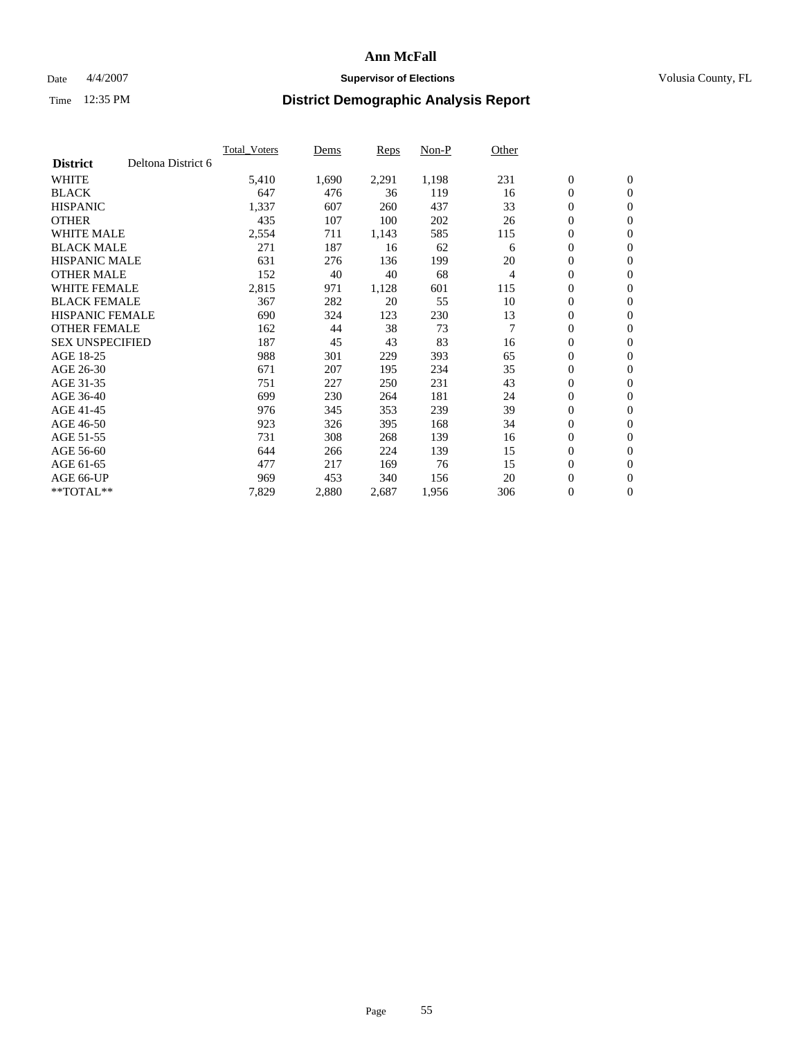# Ann McFall

Date 4/4/2007 **Supervisor of Elections** Volusia County, FL

Time 12:35 PM **District Demographic Analysis Report**

| | Total_Voters | Dems | Reps | Non-P | Other | | |
|---|---|---|---|---|---|---|---|
| **District** Deltona District 6 | | | | | | | |
| WHITE | 5,410 | 1,690 | 2,291 | 1,198 | 231 | 0 | 0 |
| BLACK | 647 | 476 | 36 | 119 | 16 | 0 | 0 |
| HISPANIC | 1,337 | 607 | 260 | 437 | 33 | 0 | 0 |
| OTHER | 435 | 107 | 100 | 202 | 26 | 0 | 0 |
| WHITE MALE | 2,554 | 711 | 1,143 | 585 | 115 | 0 | 0 |
| BLACK MALE | 271 | 187 | 16 | 62 | 6 | 0 | 0 |
| HISPANIC MALE | 631 | 276 | 136 | 199 | 20 | 0 | 0 |
| OTHER MALE | 152 | 40 | 40 | 68 | 4 | 0 | 0 |
| WHITE FEMALE | 2,815 | 971 | 1,128 | 601 | 115 | 0 | 0 |
| BLACK FEMALE | 367 | 282 | 20 | 55 | 10 | 0 | 0 |
| HISPANIC FEMALE | 690 | 324 | 123 | 230 | 13 | 0 | 0 |
| OTHER FEMALE | 162 | 44 | 38 | 73 | 7 | 0 | 0 |
| SEX UNSPECIFIED | 187 | 45 | 43 | 83 | 16 | 0 | 0 |
| AGE 18-25 | 988 | 301 | 229 | 393 | 65 | 0 | 0 |
| AGE 26-30 | 671 | 207 | 195 | 234 | 35 | 0 | 0 |
| AGE 31-35 | 751 | 227 | 250 | 231 | 43 | 0 | 0 |
| AGE 36-40 | 699 | 230 | 264 | 181 | 24 | 0 | 0 |
| AGE 41-45 | 976 | 345 | 353 | 239 | 39 | 0 | 0 |
| AGE 46-50 | 923 | 326 | 395 | 168 | 34 | 0 | 0 |
| AGE 51-55 | 731 | 308 | 268 | 139 | 16 | 0 | 0 |
| AGE 56-60 | 644 | 266 | 224 | 139 | 15 | 0 | 0 |
| AGE 61-65 | 477 | 217 | 169 | 76 | 15 | 0 | 0 |
| AGE 66-UP | 969 | 453 | 340 | 156 | 20 | 0 | 0 |
| **TOTAL** | 7,829 | 2,880 | 2,687 | 1,956 | 306 | 0 | 0 |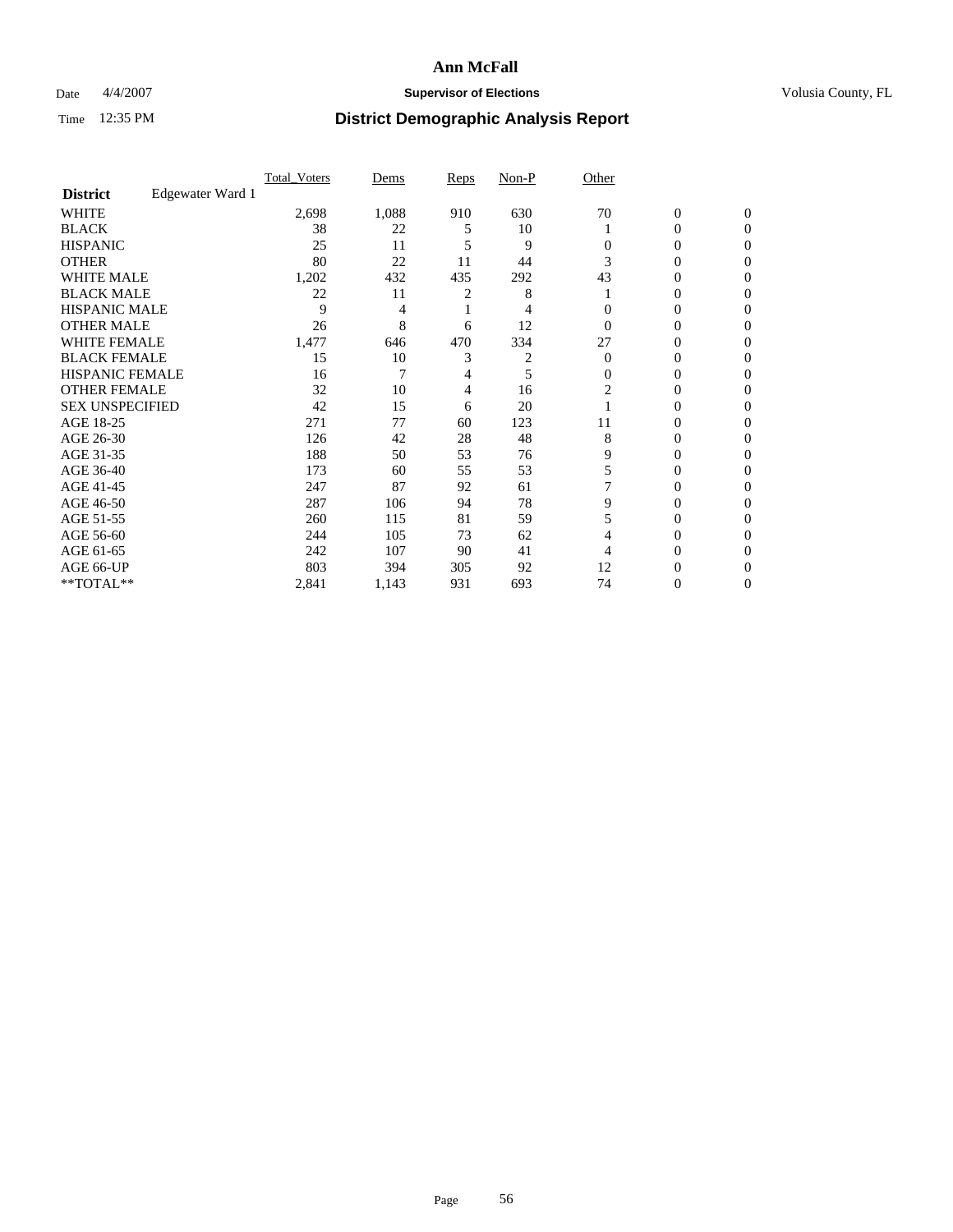# Ann McFall

Date 4/4/2007 **Supervisor of Elections** Volusia County, FL

Time 12:35 PM **District Demographic Analysis Report**

| | Total_Voters | Dems | Reps | Non-P | Other | | |
|---|---|---|---|---|---|---|---|
| **District** Edgewater Ward 1 | | | | | | | |
| WHITE | 2,698 | 1,088 | 910 | 630 | 70 | 0 | 0 |
| BLACK | 38 | 22 | 5 | 10 | 1 | 0 | 0 |
| HISPANIC | 25 | 11 | 5 | 9 | 0 | 0 | 0 |
| OTHER | 80 | 22 | 11 | 44 | 3 | 0 | 0 |
| WHITE MALE | 1,202 | 432 | 435 | 292 | 43 | 0 | 0 |
| BLACK MALE | 22 | 11 | 2 | 8 | 1 | 0 | 0 |
| HISPANIC MALE | 9 | 4 | 1 | 4 | 0 | 0 | 0 |
| OTHER MALE | 26 | 8 | 6 | 12 | 0 | 0 | 0 |
| WHITE FEMALE | 1,477 | 646 | 470 | 334 | 27 | 0 | 0 |
| BLACK FEMALE | 15 | 10 | 3 | 2 | 0 | 0 | 0 |
| HISPANIC FEMALE | 16 | 7 | 4 | 5 | 0 | 0 | 0 |
| OTHER FEMALE | 32 | 10 | 4 | 16 | 2 | 0 | 0 |
| SEX UNSPECIFIED | 42 | 15 | 6 | 20 | 1 | 0 | 0 |
| AGE 18-25 | 271 | 77 | 60 | 123 | 11 | 0 | 0 |
| AGE 26-30 | 126 | 42 | 28 | 48 | 8 | 0 | 0 |
| AGE 31-35 | 188 | 50 | 53 | 76 | 9 | 0 | 0 |
| AGE 36-40 | 173 | 60 | 55 | 53 | 5 | 0 | 0 |
| AGE 41-45 | 247 | 87 | 92 | 61 | 7 | 0 | 0 |
| AGE 46-50 | 287 | 106 | 94 | 78 | 9 | 0 | 0 |
| AGE 51-55 | 260 | 115 | 81 | 59 | 5 | 0 | 0 |
| AGE 56-60 | 244 | 105 | 73 | 62 | 4 | 0 | 0 |
| AGE 61-65 | 242 | 107 | 90 | 41 | 4 | 0 | 0 |
| AGE 66-UP | 803 | 394 | 305 | 92 | 12 | 0 | 0 |
| **TOTAL** | 2,841 | 1,143 | 931 | 693 | 74 | 0 | 0 |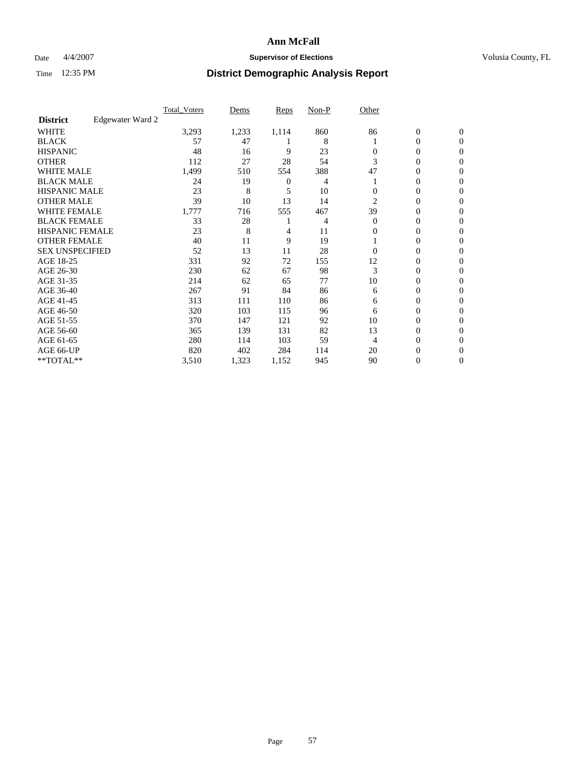# Ann McFall

Date 4/4/2007 **Supervisor of Elections** Volusia County, FL

Time 12:35 PM **District Demographic Analysis Report**

| | Total_Voters | Dems | Reps | Non-P | Other | | |
|---|---|---|---|---|---|---|---|
| **District** Edgewater Ward 2 | | | | | | | |
| WHITE | 3,293 | 1,233 | 1,114 | 860 | 86 | 0 | 0 |
| BLACK | 57 | 47 | 1 | 8 | 1 | 0 | 0 |
| HISPANIC | 48 | 16 | 9 | 23 | 0 | 0 | 0 |
| OTHER | 112 | 27 | 28 | 54 | 3 | 0 | 0 |
| WHITE MALE | 1,499 | 510 | 554 | 388 | 47 | 0 | 0 |
| BLACK MALE | 24 | 19 | 0 | 4 | 1 | 0 | 0 |
| HISPANIC MALE | 23 | 8 | 5 | 10 | 0 | 0 | 0 |
| OTHER MALE | 39 | 10 | 13 | 14 | 2 | 0 | 0 |
| WHITE FEMALE | 1,777 | 716 | 555 | 467 | 39 | 0 | 0 |
| BLACK FEMALE | 33 | 28 | 1 | 4 | 0 | 0 | 0 |
| HISPANIC FEMALE | 23 | 8 | 4 | 11 | 0 | 0 | 0 |
| OTHER FEMALE | 40 | 11 | 9 | 19 | 1 | 0 | 0 |
| SEX UNSPECIFIED | 52 | 13 | 11 | 28 | 0 | 0 | 0 |
| AGE 18-25 | 331 | 92 | 72 | 155 | 12 | 0 | 0 |
| AGE 26-30 | 230 | 62 | 67 | 98 | 3 | 0 | 0 |
| AGE 31-35 | 214 | 62 | 65 | 77 | 10 | 0 | 0 |
| AGE 36-40 | 267 | 91 | 84 | 86 | 6 | 0 | 0 |
| AGE 41-45 | 313 | 111 | 110 | 86 | 6 | 0 | 0 |
| AGE 46-50 | 320 | 103 | 115 | 96 | 6 | 0 | 0 |
| AGE 51-55 | 370 | 147 | 121 | 92 | 10 | 0 | 0 |
| AGE 56-60 | 365 | 139 | 131 | 82 | 13 | 0 | 0 |
| AGE 61-65 | 280 | 114 | 103 | 59 | 4 | 0 | 0 |
| AGE 66-UP | 820 | 402 | 284 | 114 | 20 | 0 | 0 |
| **TOTAL** | 3,510 | 1,323 | 1,152 | 945 | 90 | 0 | 0 |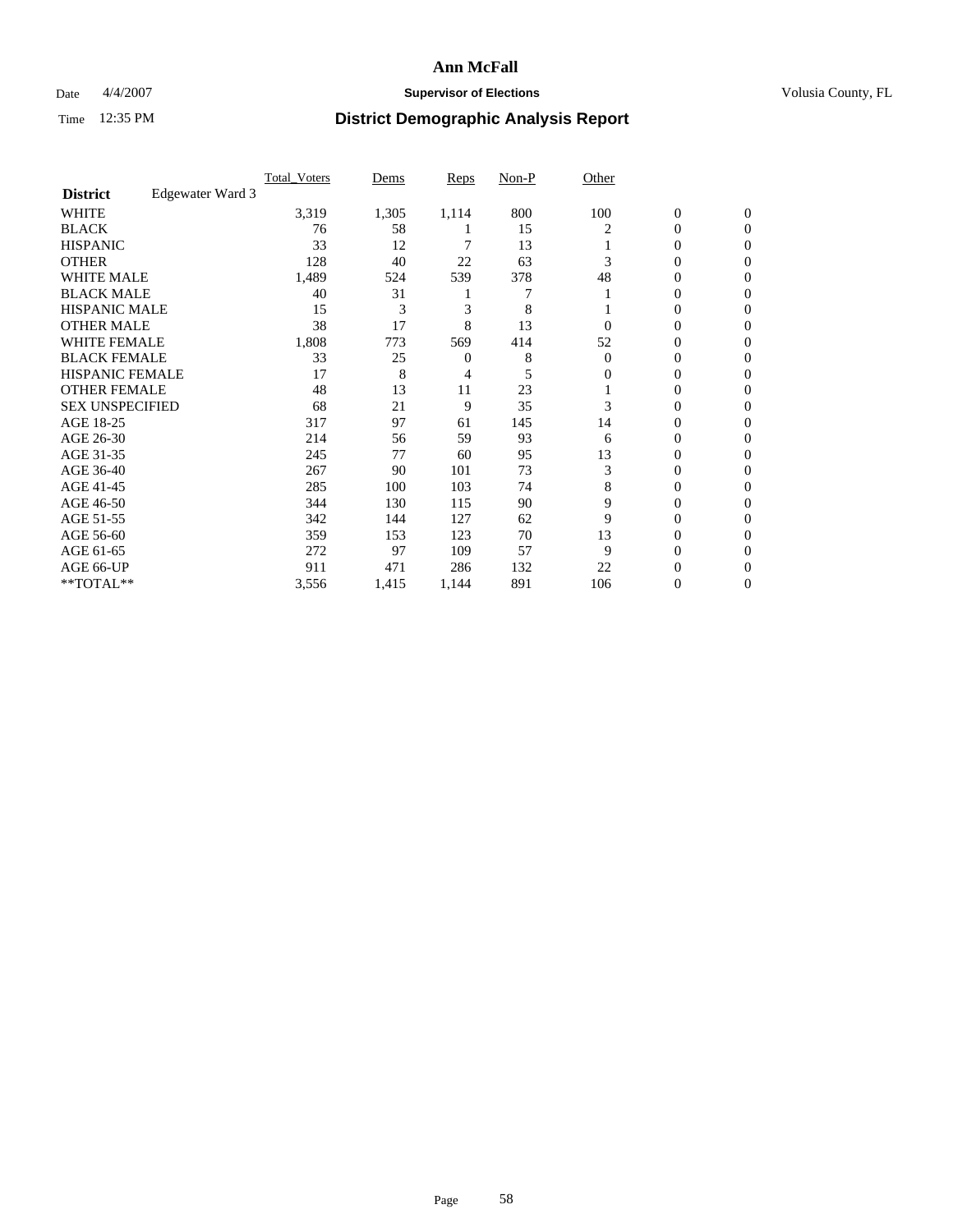# Ann McFall

Date 4/4/2007 **Supervisor of Elections** Volusia County, FL

Time 12:35 PM **District Demographic Analysis Report**

| | Total_Voters | Dems | Reps | Non-P | Other | | |
|---|---|---|---|---|---|---|---|
| **District** Edgewater Ward 3 | | | | | | | |
| WHITE | 3,319 | 1,305 | 1,114 | 800 | 100 | 0 | 0 |
| BLACK | 76 | 58 | 1 | 15 | 2 | 0 | 0 |
| HISPANIC | 33 | 12 | 7 | 13 | 1 | 0 | 0 |
| OTHER | 128 | 40 | 22 | 63 | 3 | 0 | 0 |
| WHITE MALE | 1,489 | 524 | 539 | 378 | 48 | 0 | 0 |
| BLACK MALE | 40 | 31 | 1 | 7 | 1 | 0 | 0 |
| HISPANIC MALE | 15 | 3 | 3 | 8 | 1 | 0 | 0 |
| OTHER MALE | 38 | 17 | 8 | 13 | 0 | 0 | 0 |
| WHITE FEMALE | 1,808 | 773 | 569 | 414 | 52 | 0 | 0 |
| BLACK FEMALE | 33 | 25 | 0 | 8 | 0 | 0 | 0 |
| HISPANIC FEMALE | 17 | 8 | 4 | 5 | 0 | 0 | 0 |
| OTHER FEMALE | 48 | 13 | 11 | 23 | 1 | 0 | 0 |
| SEX UNSPECIFIED | 68 | 21 | 9 | 35 | 3 | 0 | 0 |
| AGE 18-25 | 317 | 97 | 61 | 145 | 14 | 0 | 0 |
| AGE 26-30 | 214 | 56 | 59 | 93 | 6 | 0 | 0 |
| AGE 31-35 | 245 | 77 | 60 | 95 | 13 | 0 | 0 |
| AGE 36-40 | 267 | 90 | 101 | 73 | 3 | 0 | 0 |
| AGE 41-45 | 285 | 100 | 103 | 74 | 8 | 0 | 0 |
| AGE 46-50 | 344 | 130 | 115 | 90 | 9 | 0 | 0 |
| AGE 51-55 | 342 | 144 | 127 | 62 | 9 | 0 | 0 |
| AGE 56-60 | 359 | 153 | 123 | 70 | 13 | 0 | 0 |
| AGE 61-65 | 272 | 97 | 109 | 57 | 9 | 0 | 0 |
| AGE 66-UP | 911 | 471 | 286 | 132 | 22 | 0 | 0 |
| **TOTAL** | 3,556 | 1,415 | 1,144 | 891 | 106 | 0 | 0 |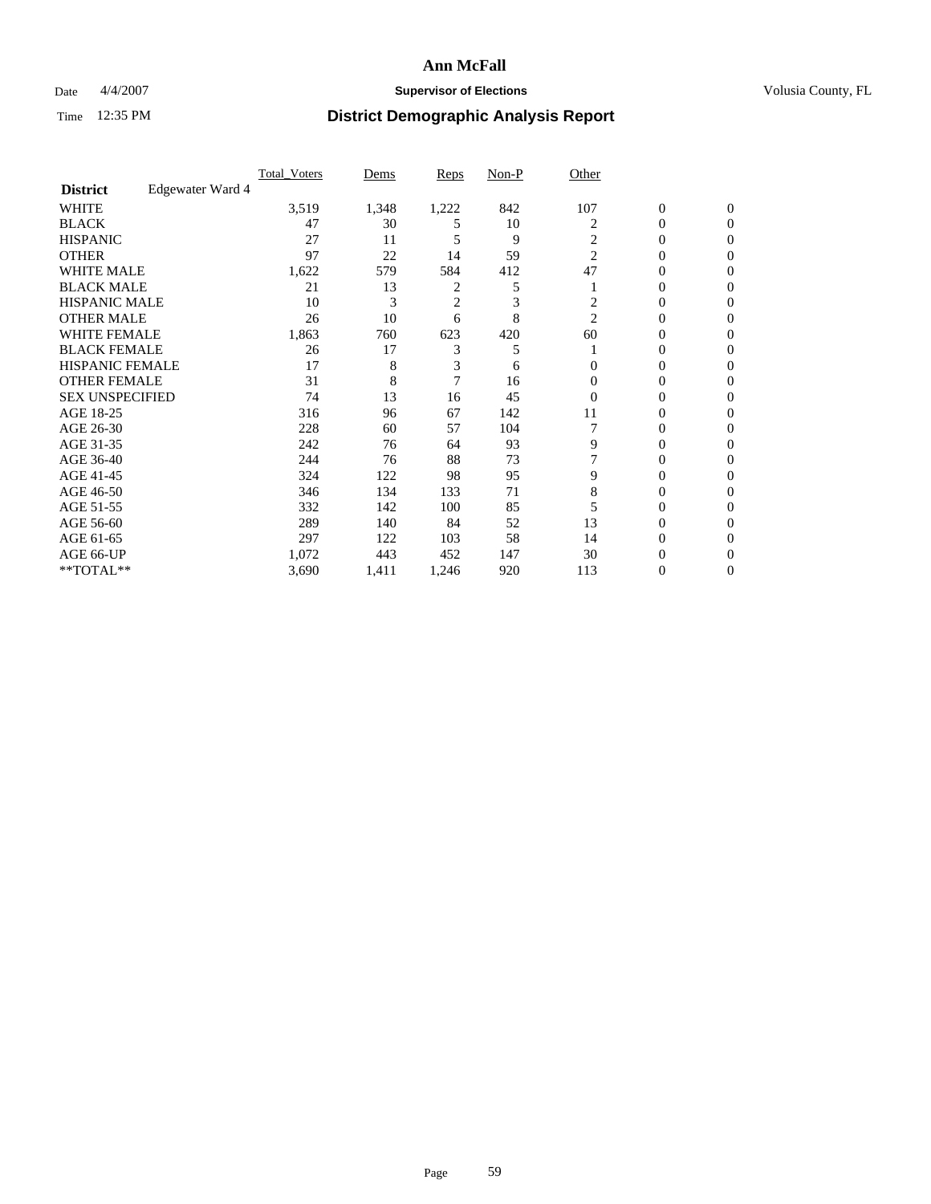# Ann McFall

Date 4/4/2007 **Supervisor of Elections** Volusia County, FL

Time 12:35 PM **District Demographic Analysis Report**

| | Total_Voters | Dems | Reps | Non-P | Other | | |
|---|---|---|---|---|---|---|---|
| **District** Edgewater Ward 4 | | | | | | | |
| WHITE | 3,519 | 1,348 | 1,222 | 842 | 107 | 0 | 0 |
| BLACK | 47 | 30 | 5 | 10 | 2 | 0 | 0 |
| HISPANIC | 27 | 11 | 5 | 9 | 2 | 0 | 0 |
| OTHER | 97 | 22 | 14 | 59 | 2 | 0 | 0 |
| WHITE MALE | 1,622 | 579 | 584 | 412 | 47 | 0 | 0 |
| BLACK MALE | 21 | 13 | 2 | 5 | 1 | 0 | 0 |
| HISPANIC MALE | 10 | 3 | 2 | 3 | 2 | 0 | 0 |
| OTHER MALE | 26 | 10 | 6 | 8 | 2 | 0 | 0 |
| WHITE FEMALE | 1,863 | 760 | 623 | 420 | 60 | 0 | 0 |
| BLACK FEMALE | 26 | 17 | 3 | 5 | 1 | 0 | 0 |
| HISPANIC FEMALE | 17 | 8 | 3 | 6 | 0 | 0 | 0 |
| OTHER FEMALE | 31 | 8 | 7 | 16 | 0 | 0 | 0 |
| SEX UNSPECIFIED | 74 | 13 | 16 | 45 | 0 | 0 | 0 |
| AGE 18-25 | 316 | 96 | 67 | 142 | 11 | 0 | 0 |
| AGE 26-30 | 228 | 60 | 57 | 104 | 7 | 0 | 0 |
| AGE 31-35 | 242 | 76 | 64 | 93 | 9 | 0 | 0 |
| AGE 36-40 | 244 | 76 | 88 | 73 | 7 | 0 | 0 |
| AGE 41-45 | 324 | 122 | 98 | 95 | 9 | 0 | 0 |
| AGE 46-50 | 346 | 134 | 133 | 71 | 8 | 0 | 0 |
| AGE 51-55 | 332 | 142 | 100 | 85 | 5 | 0 | 0 |
| AGE 56-60 | 289 | 140 | 84 | 52 | 13 | 0 | 0 |
| AGE 61-65 | 297 | 122 | 103 | 58 | 14 | 0 | 0 |
| AGE 66-UP | 1,072 | 443 | 452 | 147 | 30 | 0 | 0 |
| **TOTAL** | 3,690 | 1,411 | 1,246 | 920 | 113 | 0 | 0 |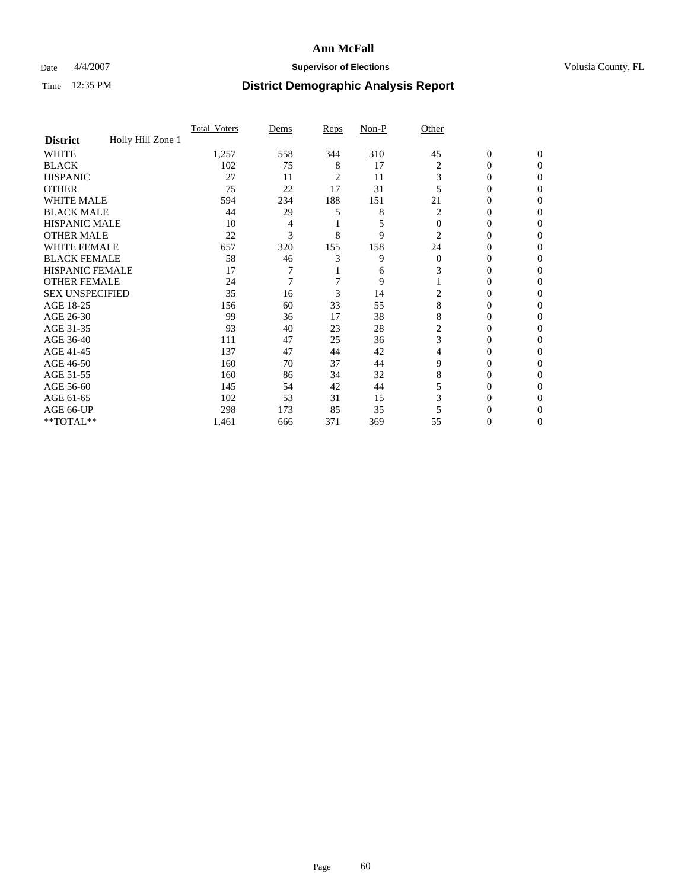# Ann McFall

Date 4/4/2007 **Supervisor of Elections** Volusia County, FL

Time 12:35 PM **District Demographic Analysis Report**

| | Total_Voters | Dems | Reps | Non-P | Other | | |
|---|---|---|---|---|---|---|---|
| **District** Holly Hill Zone 1 | | | | | | | |
| WHITE | 1,257 | 558 | 344 | 310 | 45 | 0 | 0 |
| BLACK | 102 | 75 | 8 | 17 | 2 | 0 | 0 |
| HISPANIC | 27 | 11 | 2 | 11 | 3 | 0 | 0 |
| OTHER | 75 | 22 | 17 | 31 | 5 | 0 | 0 |
| WHITE MALE | 594 | 234 | 188 | 151 | 21 | 0 | 0 |
| BLACK MALE | 44 | 29 | 5 | 8 | 2 | 0 | 0 |
| HISPANIC MALE | 10 | 4 | 1 | 5 | 0 | 0 | 0 |
| OTHER MALE | 22 | 3 | 8 | 9 | 2 | 0 | 0 |
| WHITE FEMALE | 657 | 320 | 155 | 158 | 24 | 0 | 0 |
| BLACK FEMALE | 58 | 46 | 3 | 9 | 0 | 0 | 0 |
| HISPANIC FEMALE | 17 | 7 | 1 | 6 | 3 | 0 | 0 |
| OTHER FEMALE | 24 | 7 | 7 | 9 | 1 | 0 | 0 |
| SEX UNSPECIFIED | 35 | 16 | 3 | 14 | 2 | 0 | 0 |
| AGE 18-25 | 156 | 60 | 33 | 55 | 8 | 0 | 0 |
| AGE 26-30 | 99 | 36 | 17 | 38 | 8 | 0 | 0 |
| AGE 31-35 | 93 | 40 | 23 | 28 | 2 | 0 | 0 |
| AGE 36-40 | 111 | 47 | 25 | 36 | 3 | 0 | 0 |
| AGE 41-45 | 137 | 47 | 44 | 42 | 4 | 0 | 0 |
| AGE 46-50 | 160 | 70 | 37 | 44 | 9 | 0 | 0 |
| AGE 51-55 | 160 | 86 | 34 | 32 | 8 | 0 | 0 |
| AGE 56-60 | 145 | 54 | 42 | 44 | 5 | 0 | 0 |
| AGE 61-65 | 102 | 53 | 31 | 15 | 3 | 0 | 0 |
| AGE 66-UP | 298 | 173 | 85 | 35 | 5 | 0 | 0 |
| **TOTAL** | 1,461 | 666 | 371 | 369 | 55 | 0 | 0 |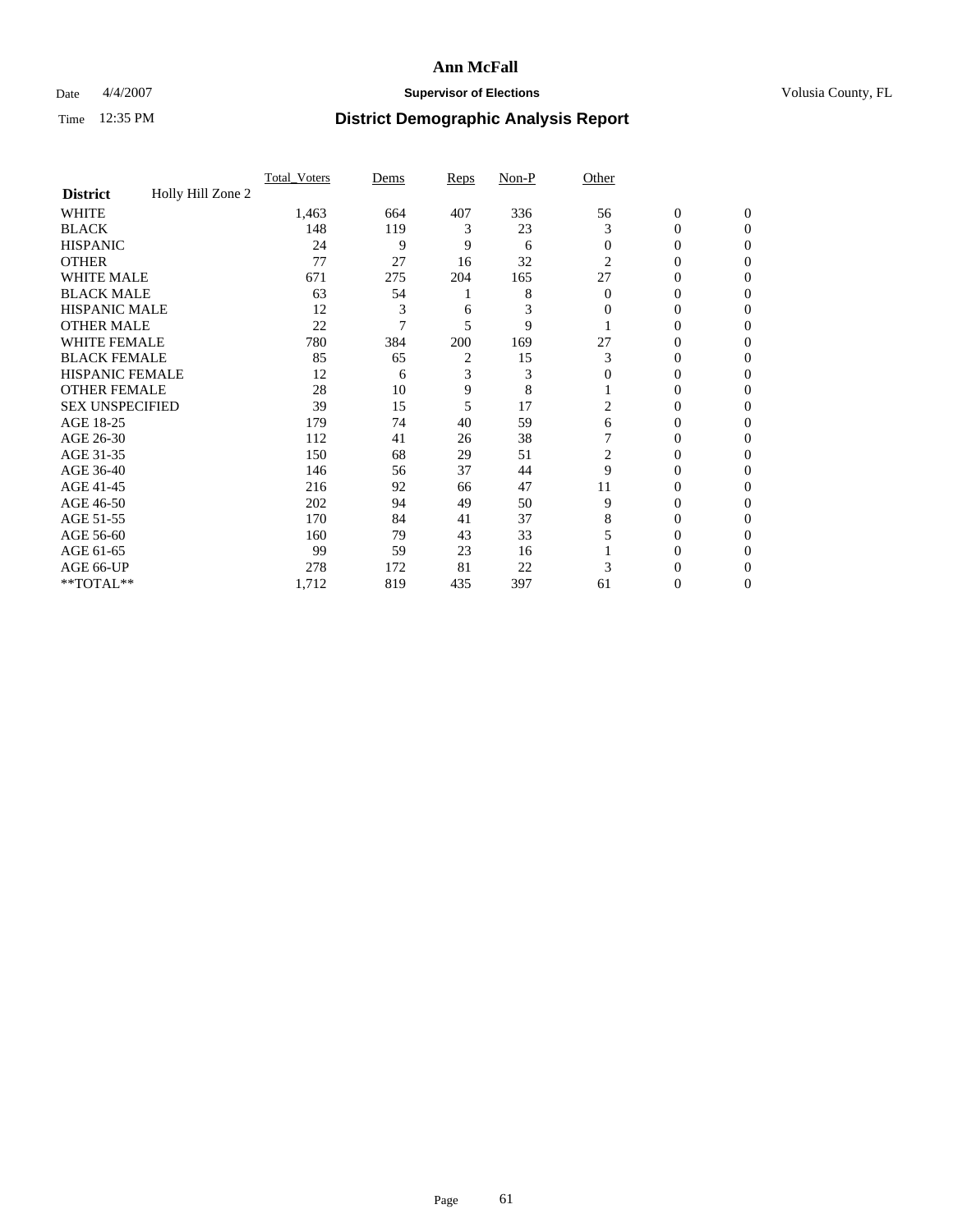# Ann McFall

Date 4/4/2007 **Supervisor of Elections** Volusia County, FL

Time 12:35 PM **District Demographic Analysis Report**

| | Total_Voters | Dems | Reps | Non-P | Other | | |
|---|---|---|---|---|---|---|---|
| **District** Holly Hill Zone 2 | | | | | | | |
| WHITE | 1,463 | 664 | 407 | 336 | 56 | 0 | 0 |
| BLACK | 148 | 119 | 3 | 23 | 3 | 0 | 0 |
| HISPANIC | 24 | 9 | 9 | 6 | 0 | 0 | 0 |
| OTHER | 77 | 27 | 16 | 32 | 2 | 0 | 0 |
| WHITE MALE | 671 | 275 | 204 | 165 | 27 | 0 | 0 |
| BLACK MALE | 63 | 54 | 1 | 8 | 0 | 0 | 0 |
| HISPANIC MALE | 12 | 3 | 6 | 3 | 0 | 0 | 0 |
| OTHER MALE | 22 | 7 | 5 | 9 | 1 | 0 | 0 |
| WHITE FEMALE | 780 | 384 | 200 | 169 | 27 | 0 | 0 |
| BLACK FEMALE | 85 | 65 | 2 | 15 | 3 | 0 | 0 |
| HISPANIC FEMALE | 12 | 6 | 3 | 3 | 0 | 0 | 0 |
| OTHER FEMALE | 28 | 10 | 9 | 8 | 1 | 0 | 0 |
| SEX UNSPECIFIED | 39 | 15 | 5 | 17 | 2 | 0 | 0 |
| AGE 18-25 | 179 | 74 | 40 | 59 | 6 | 0 | 0 |
| AGE 26-30 | 112 | 41 | 26 | 38 | 7 | 0 | 0 |
| AGE 31-35 | 150 | 68 | 29 | 51 | 2 | 0 | 0 |
| AGE 36-40 | 146 | 56 | 37 | 44 | 9 | 0 | 0 |
| AGE 41-45 | 216 | 92 | 66 | 47 | 11 | 0 | 0 |
| AGE 46-50 | 202 | 94 | 49 | 50 | 9 | 0 | 0 |
| AGE 51-55 | 170 | 84 | 41 | 37 | 8 | 0 | 0 |
| AGE 56-60 | 160 | 79 | 43 | 33 | 5 | 0 | 0 |
| AGE 61-65 | 99 | 59 | 23 | 16 | 1 | 0 | 0 |
| AGE 66-UP | 278 | 172 | 81 | 22 | 3 | 0 | 0 |
| **TOTAL** | 1,712 | 819 | 435 | 397 | 61 | 0 | 0 |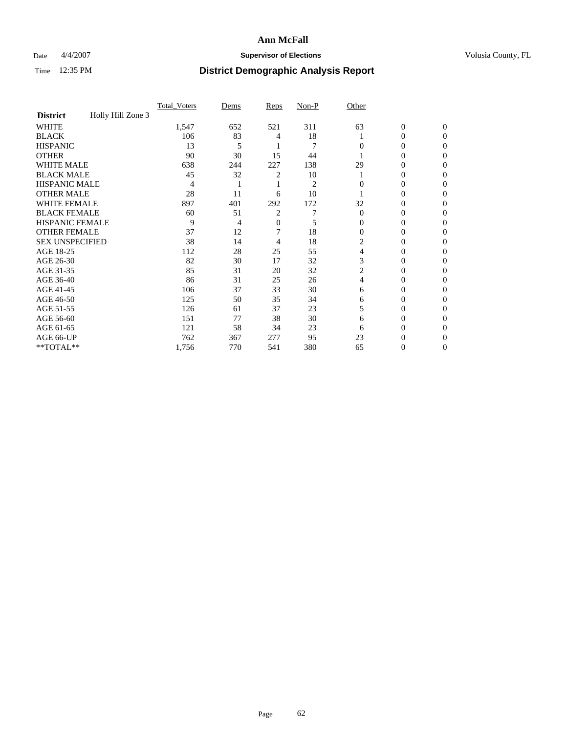# Ann McFall

Date 4/4/2007 **Supervisor of Elections** Volusia County, FL

Time 12:35 PM **District Demographic Analysis Report**

| | Total_Voters | Dems | Reps | Non-P | Other | | |
|---|---|---|---|---|---|---|---|
| **District** Holly Hill Zone 3 | | | | | | | |
| WHITE | 1,547 | 652 | 521 | 311 | 63 | 0 | 0 |
| BLACK | 106 | 83 | 4 | 18 | 1 | 0 | 0 |
| HISPANIC | 13 | 5 | 1 | 7 | 0 | 0 | 0 |
| OTHER | 90 | 30 | 15 | 44 | 1 | 0 | 0 |
| WHITE MALE | 638 | 244 | 227 | 138 | 29 | 0 | 0 |
| BLACK MALE | 45 | 32 | 2 | 10 | 1 | 0 | 0 |
| HISPANIC MALE | 4 | 1 | 1 | 2 | 0 | 0 | 0 |
| OTHER MALE | 28 | 11 | 6 | 10 | 1 | 0 | 0 |
| WHITE FEMALE | 897 | 401 | 292 | 172 | 32 | 0 | 0 |
| BLACK FEMALE | 60 | 51 | 2 | 7 | 0 | 0 | 0 |
| HISPANIC FEMALE | 9 | 4 | 0 | 5 | 0 | 0 | 0 |
| OTHER FEMALE | 37 | 12 | 7 | 18 | 0 | 0 | 0 |
| SEX UNSPECIFIED | 38 | 14 | 4 | 18 | 2 | 0 | 0 |
| AGE 18-25 | 112 | 28 | 25 | 55 | 4 | 0 | 0 |
| AGE 26-30 | 82 | 30 | 17 | 32 | 3 | 0 | 0 |
| AGE 31-35 | 85 | 31 | 20 | 32 | 2 | 0 | 0 |
| AGE 36-40 | 86 | 31 | 25 | 26 | 4 | 0 | 0 |
| AGE 41-45 | 106 | 37 | 33 | 30 | 6 | 0 | 0 |
| AGE 46-50 | 125 | 50 | 35 | 34 | 6 | 0 | 0 |
| AGE 51-55 | 126 | 61 | 37 | 23 | 5 | 0 | 0 |
| AGE 56-60 | 151 | 77 | 38 | 30 | 6 | 0 | 0 |
| AGE 61-65 | 121 | 58 | 34 | 23 | 6 | 0 | 0 |
| AGE 66-UP | 762 | 367 | 277 | 95 | 23 | 0 | 0 |
| **TOTAL** | 1,756 | 770 | 541 | 380 | 65 | 0 | 0 |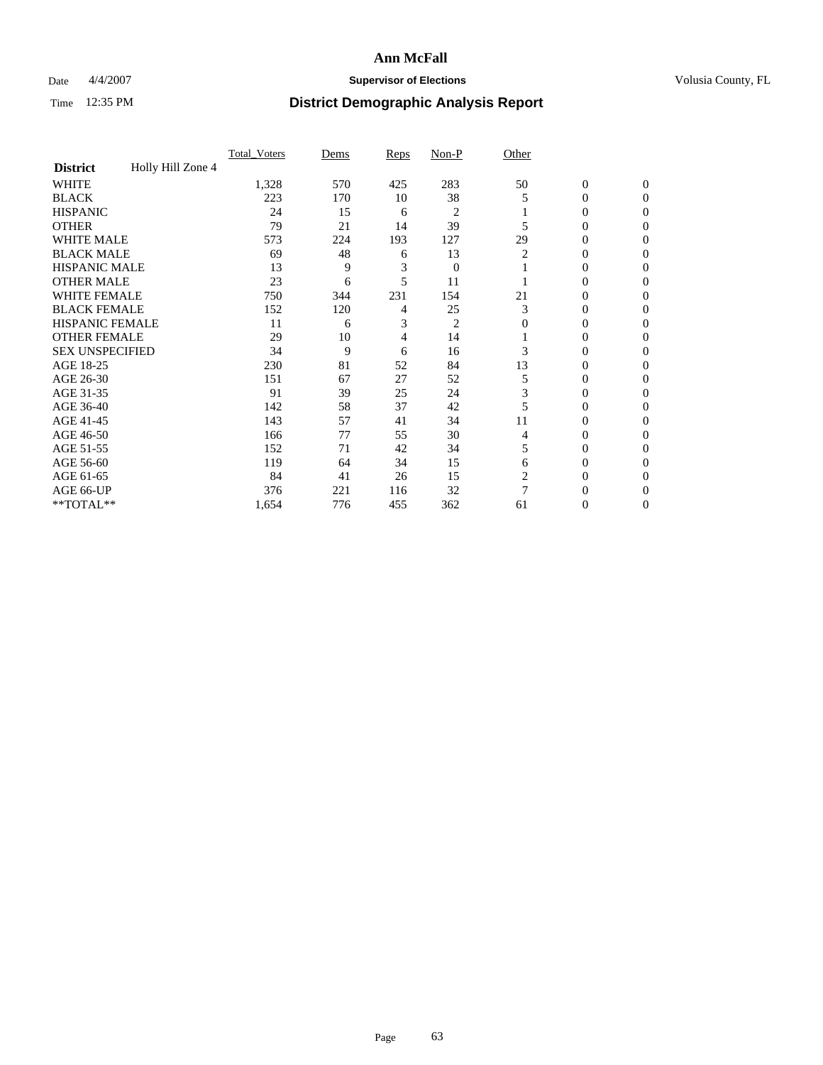# Ann McFall

Date 4/4/2007 **Supervisor of Elections** Volusia County, FL

Time 12:35 PM **District Demographic Analysis Report**

| | Total_Voters | Dems | Reps | Non-P | Other | | |
|---|---|---|---|---|---|---|---|
| **District** Holly Hill Zone 4 | | | | | | | |
| WHITE | 1,328 | 570 | 425 | 283 | 50 | 0 | 0 |
| BLACK | 223 | 170 | 10 | 38 | 5 | 0 | 0 |
| HISPANIC | 24 | 15 | 6 | 2 | 1 | 0 | 0 |
| OTHER | 79 | 21 | 14 | 39 | 5 | 0 | 0 |
| WHITE MALE | 573 | 224 | 193 | 127 | 29 | 0 | 0 |
| BLACK MALE | 69 | 48 | 6 | 13 | 2 | 0 | 0 |
| HISPANIC MALE | 13 | 9 | 3 | 0 | 1 | 0 | 0 |
| OTHER MALE | 23 | 6 | 5 | 11 | 1 | 0 | 0 |
| WHITE FEMALE | 750 | 344 | 231 | 154 | 21 | 0 | 0 |
| BLACK FEMALE | 152 | 120 | 4 | 25 | 3 | 0 | 0 |
| HISPANIC FEMALE | 11 | 6 | 3 | 2 | 0 | 0 | 0 |
| OTHER FEMALE | 29 | 10 | 4 | 14 | 1 | 0 | 0 |
| SEX UNSPECIFIED | 34 | 9 | 6 | 16 | 3 | 0 | 0 |
| AGE 18-25 | 230 | 81 | 52 | 84 | 13 | 0 | 0 |
| AGE 26-30 | 151 | 67 | 27 | 52 | 5 | 0 | 0 |
| AGE 31-35 | 91 | 39 | 25 | 24 | 3 | 0 | 0 |
| AGE 36-40 | 142 | 58 | 37 | 42 | 5 | 0 | 0 |
| AGE 41-45 | 143 | 57 | 41 | 34 | 11 | 0 | 0 |
| AGE 46-50 | 166 | 77 | 55 | 30 | 4 | 0 | 0 |
| AGE 51-55 | 152 | 71 | 42 | 34 | 5 | 0 | 0 |
| AGE 56-60 | 119 | 64 | 34 | 15 | 6 | 0 | 0 |
| AGE 61-65 | 84 | 41 | 26 | 15 | 2 | 0 | 0 |
| AGE 66-UP | 376 | 221 | 116 | 32 | 7 | 0 | 0 |
| **TOTAL** | 1,654 | 776 | 455 | 362 | 61 | 0 | 0 |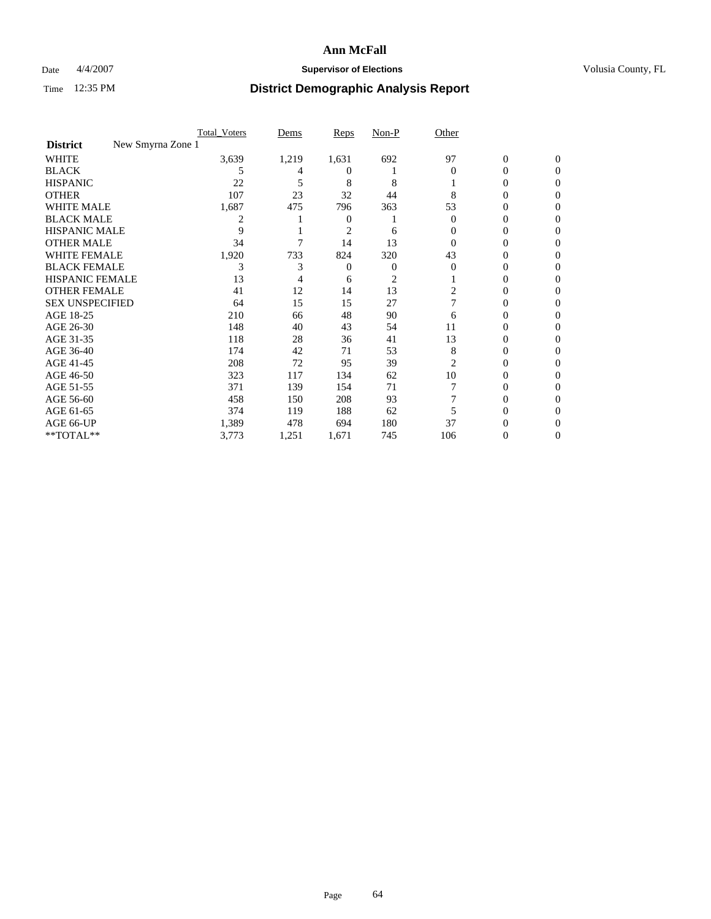# Ann McFall

Date 4/4/2007 **Supervisor of Elections** Volusia County, FL

Time 12:35 PM **District Demographic Analysis Report**

| | Total_Voters | Dems | Reps | Non-P | Other | | |
|---|---|---|---|---|---|---|---|
| **District** New Smyrna Zone 1 | | | | | | | |
| WHITE | 3,639 | 1,219 | 1,631 | 692 | 97 | 0 | 0 |
| BLACK | 5 | 4 | 0 | 1 | 0 | 0 | 0 |
| HISPANIC | 22 | 5 | 8 | 8 | 1 | 0 | 0 |
| OTHER | 107 | 23 | 32 | 44 | 8 | 0 | 0 |
| WHITE MALE | 1,687 | 475 | 796 | 363 | 53 | 0 | 0 |
| BLACK MALE | 2 | 1 | 0 | 1 | 0 | 0 | 0 |
| HISPANIC MALE | 9 | 1 | 2 | 6 | 0 | 0 | 0 |
| OTHER MALE | 34 | 7 | 14 | 13 | 0 | 0 | 0 |
| WHITE FEMALE | 1,920 | 733 | 824 | 320 | 43 | 0 | 0 |
| BLACK FEMALE | 3 | 3 | 0 | 0 | 0 | 0 | 0 |
| HISPANIC FEMALE | 13 | 4 | 6 | 2 | 1 | 0 | 0 |
| OTHER FEMALE | 41 | 12 | 14 | 13 | 2 | 0 | 0 |
| SEX UNSPECIFIED | 64 | 15 | 15 | 27 | 7 | 0 | 0 |
| AGE 18-25 | 210 | 66 | 48 | 90 | 6 | 0 | 0 |
| AGE 26-30 | 148 | 40 | 43 | 54 | 11 | 0 | 0 |
| AGE 31-35 | 118 | 28 | 36 | 41 | 13 | 0 | 0 |
| AGE 36-40 | 174 | 42 | 71 | 53 | 8 | 0 | 0 |
| AGE 41-45 | 208 | 72 | 95 | 39 | 2 | 0 | 0 |
| AGE 46-50 | 323 | 117 | 134 | 62 | 10 | 0 | 0 |
| AGE 51-55 | 371 | 139 | 154 | 71 | 7 | 0 | 0 |
| AGE 56-60 | 458 | 150 | 208 | 93 | 7 | 0 | 0 |
| AGE 61-65 | 374 | 119 | 188 | 62 | 5 | 0 | 0 |
| AGE 66-UP | 1,389 | 478 | 694 | 180 | 37 | 0 | 0 |
| **TOTAL** | 3,773 | 1,251 | 1,671 | 745 | 106 | 0 | 0 |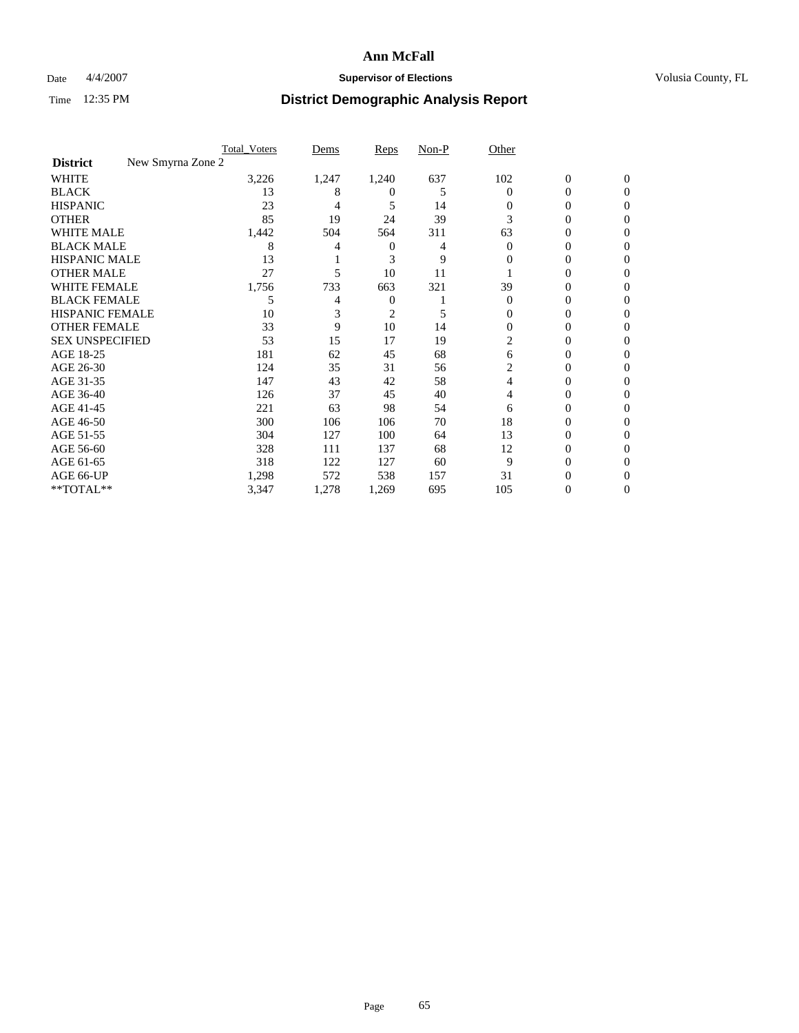# Ann McFall

Date 4/4/2007 **Supervisor of Elections** Volusia County, FL

Time 12:35 PM **District Demographic Analysis Report**

| | Total_Voters | Dems | Reps | Non-P | Other | | |
|---|---|---|---|---|---|---|---|
| **District** New Smyrna Zone 2 | | | | | | | |
| WHITE | 3,226 | 1,247 | 1,240 | 637 | 102 | 0 | 0 |
| BLACK | 13 | 8 | 0 | 5 | 0 | 0 | 0 |
| HISPANIC | 23 | 4 | 5 | 14 | 0 | 0 | 0 |
| OTHER | 85 | 19 | 24 | 39 | 3 | 0 | 0 |
| WHITE MALE | 1,442 | 504 | 564 | 311 | 63 | 0 | 0 |
| BLACK MALE | 8 | 4 | 0 | 4 | 0 | 0 | 0 |
| HISPANIC MALE | 13 | 1 | 3 | 9 | 0 | 0 | 0 |
| OTHER MALE | 27 | 5 | 10 | 11 | 1 | 0 | 0 |
| WHITE FEMALE | 1,756 | 733 | 663 | 321 | 39 | 0 | 0 |
| BLACK FEMALE | 5 | 4 | 0 | 1 | 0 | 0 | 0 |
| HISPANIC FEMALE | 10 | 3 | 2 | 5 | 0 | 0 | 0 |
| OTHER FEMALE | 33 | 9 | 10 | 14 | 0 | 0 | 0 |
| SEX UNSPECIFIED | 53 | 15 | 17 | 19 | 2 | 0 | 0 |
| AGE 18-25 | 181 | 62 | 45 | 68 | 6 | 0 | 0 |
| AGE 26-30 | 124 | 35 | 31 | 56 | 2 | 0 | 0 |
| AGE 31-35 | 147 | 43 | 42 | 58 | 4 | 0 | 0 |
| AGE 36-40 | 126 | 37 | 45 | 40 | 4 | 0 | 0 |
| AGE 41-45 | 221 | 63 | 98 | 54 | 6 | 0 | 0 |
| AGE 46-50 | 300 | 106 | 106 | 70 | 18 | 0 | 0 |
| AGE 51-55 | 304 | 127 | 100 | 64 | 13 | 0 | 0 |
| AGE 56-60 | 328 | 111 | 137 | 68 | 12 | 0 | 0 |
| AGE 61-65 | 318 | 122 | 127 | 60 | 9 | 0 | 0 |
| AGE 66-UP | 1,298 | 572 | 538 | 157 | 31 | 0 | 0 |
| **TOTAL** | 3,347 | 1,278 | 1,269 | 695 | 105 | 0 | 0 |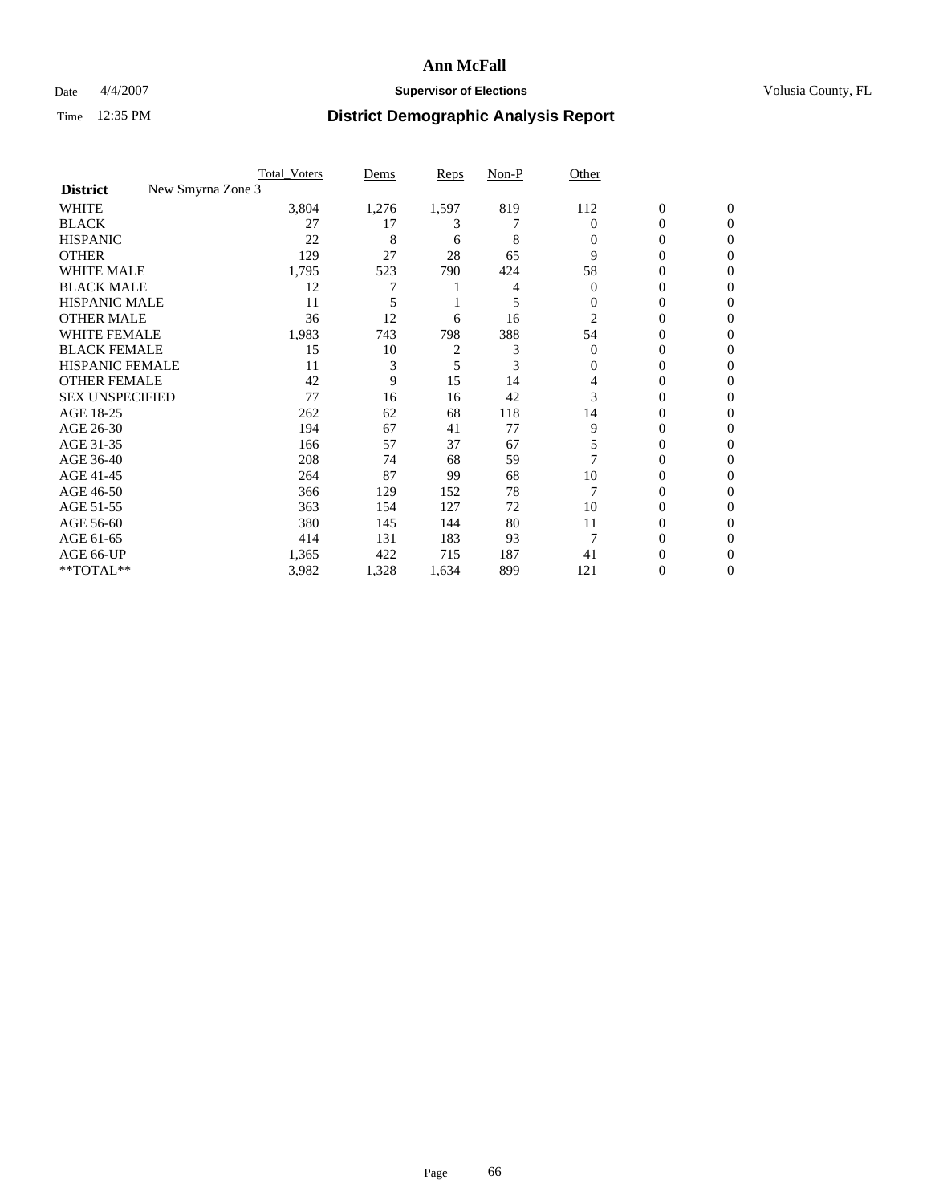# Ann McFall

Date 4/4/2007 **Supervisor of Elections** Volusia County, FL

Time 12:35 PM **District Demographic Analysis Report**

| | Total_Voters | Dems | Reps | Non-P | Other | | |
|---|---|---|---|---|---|---|---|
| **District** New Smyrna Zone 3 | | | | | | | |
| WHITE | 3,804 | 1,276 | 1,597 | 819 | 112 | 0 | 0 |
| BLACK | 27 | 17 | 3 | 7 | 0 | 0 | 0 |
| HISPANIC | 22 | 8 | 6 | 8 | 0 | 0 | 0 |
| OTHER | 129 | 27 | 28 | 65 | 9 | 0 | 0 |
| WHITE MALE | 1,795 | 523 | 790 | 424 | 58 | 0 | 0 |
| BLACK MALE | 12 | 7 | 1 | 4 | 0 | 0 | 0 |
| HISPANIC MALE | 11 | 5 | 1 | 5 | 0 | 0 | 0 |
| OTHER MALE | 36 | 12 | 6 | 16 | 2 | 0 | 0 |
| WHITE FEMALE | 1,983 | 743 | 798 | 388 | 54 | 0 | 0 |
| BLACK FEMALE | 15 | 10 | 2 | 3 | 0 | 0 | 0 |
| HISPANIC FEMALE | 11 | 3 | 5 | 3 | 0 | 0 | 0 |
| OTHER FEMALE | 42 | 9 | 15 | 14 | 4 | 0 | 0 |
| SEX UNSPECIFIED | 77 | 16 | 16 | 42 | 3 | 0 | 0 |
| AGE 18-25 | 262 | 62 | 68 | 118 | 14 | 0 | 0 |
| AGE 26-30 | 194 | 67 | 41 | 77 | 9 | 0 | 0 |
| AGE 31-35 | 166 | 57 | 37 | 67 | 5 | 0 | 0 |
| AGE 36-40 | 208 | 74 | 68 | 59 | 7 | 0 | 0 |
| AGE 41-45 | 264 | 87 | 99 | 68 | 10 | 0 | 0 |
| AGE 46-50 | 366 | 129 | 152 | 78 | 7 | 0 | 0 |
| AGE 51-55 | 363 | 154 | 127 | 72 | 10 | 0 | 0 |
| AGE 56-60 | 380 | 145 | 144 | 80 | 11 | 0 | 0 |
| AGE 61-65 | 414 | 131 | 183 | 93 | 7 | 0 | 0 |
| AGE 66-UP | 1,365 | 422 | 715 | 187 | 41 | 0 | 0 |
| **TOTAL** | 3,982 | 1,328 | 1,634 | 899 | 121 | 0 | 0 |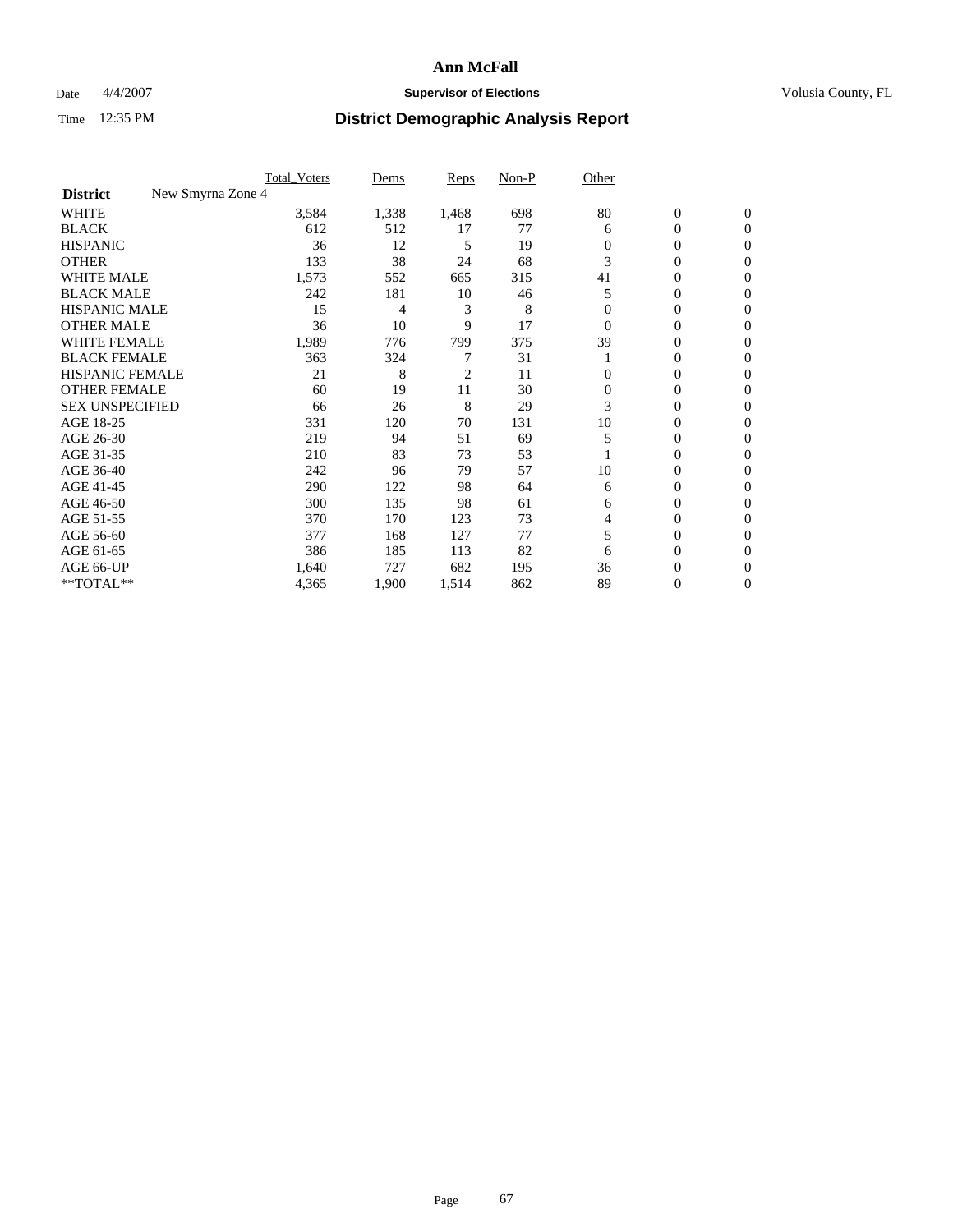# Ann McFall

Date 4/4/2007 **Supervisor of Elections** Volusia County, FL

Time 12:35 PM **District Demographic Analysis Report**

| | Total_Voters | Dems | Reps | Non-P | Other | | |
|---|---|---|---|---|---|---|---|
| **District** New Smyrna Zone 4 | | | | | | | |
| WHITE | 3,584 | 1,338 | 1,468 | 698 | 80 | 0 | 0 |
| BLACK | 612 | 512 | 17 | 77 | 6 | 0 | 0 |
| HISPANIC | 36 | 12 | 5 | 19 | 0 | 0 | 0 |
| OTHER | 133 | 38 | 24 | 68 | 3 | 0 | 0 |
| WHITE MALE | 1,573 | 552 | 665 | 315 | 41 | 0 | 0 |
| BLACK MALE | 242 | 181 | 10 | 46 | 5 | 0 | 0 |
| HISPANIC MALE | 15 | 4 | 3 | 8 | 0 | 0 | 0 |
| OTHER MALE | 36 | 10 | 9 | 17 | 0 | 0 | 0 |
| WHITE FEMALE | 1,989 | 776 | 799 | 375 | 39 | 0 | 0 |
| BLACK FEMALE | 363 | 324 | 7 | 31 | 1 | 0 | 0 |
| HISPANIC FEMALE | 21 | 8 | 2 | 11 | 0 | 0 | 0 |
| OTHER FEMALE | 60 | 19 | 11 | 30 | 0 | 0 | 0 |
| SEX UNSPECIFIED | 66 | 26 | 8 | 29 | 3 | 0 | 0 |
| AGE 18-25 | 331 | 120 | 70 | 131 | 10 | 0 | 0 |
| AGE 26-30 | 219 | 94 | 51 | 69 | 5 | 0 | 0 |
| AGE 31-35 | 210 | 83 | 73 | 53 | 1 | 0 | 0 |
| AGE 36-40 | 242 | 96 | 79 | 57 | 10 | 0 | 0 |
| AGE 41-45 | 290 | 122 | 98 | 64 | 6 | 0 | 0 |
| AGE 46-50 | 300 | 135 | 98 | 61 | 6 | 0 | 0 |
| AGE 51-55 | 370 | 170 | 123 | 73 | 4 | 0 | 0 |
| AGE 56-60 | 377 | 168 | 127 | 77 | 5 | 0 | 0 |
| AGE 61-65 | 386 | 185 | 113 | 82 | 6 | 0 | 0 |
| AGE 66-UP | 1,640 | 727 | 682 | 195 | 36 | 0 | 0 |
| **TOTAL** | 4,365 | 1,900 | 1,514 | 862 | 89 | 0 | 0 |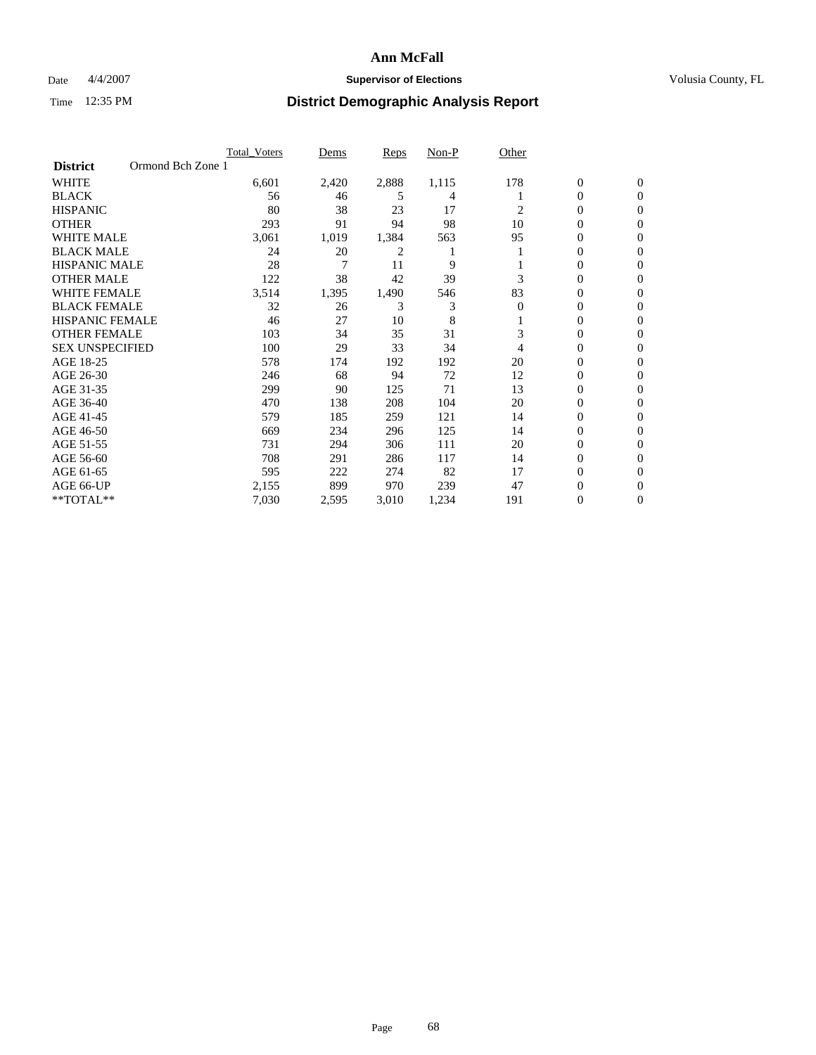# Ann McFall

Date 4/4/2007 **Supervisor of Elections** Volusia County, FL

Time 12:35 PM **District Demographic Analysis Report**

| | Total_Voters | Dems | Reps | Non-P | Other | | |
|---|---|---|---|---|---|---|---|
| **District** Ormond Bch Zone 1 | | | | | | | |
| WHITE | 6,601 | 2,420 | 2,888 | 1,115 | 178 | 0 | 0 |
| BLACK | 56 | 46 | 5 | 4 | 1 | 0 | 0 |
| HISPANIC | 80 | 38 | 23 | 17 | 2 | 0 | 0 |
| OTHER | 293 | 91 | 94 | 98 | 10 | 0 | 0 |
| WHITE MALE | 3,061 | 1,019 | 1,384 | 563 | 95 | 0 | 0 |
| BLACK MALE | 24 | 20 | 2 | 1 | 1 | 0 | 0 |
| HISPANIC MALE | 28 | 7 | 11 | 9 | 1 | 0 | 0 |
| OTHER MALE | 122 | 38 | 42 | 39 | 3 | 0 | 0 |
| WHITE FEMALE | 3,514 | 1,395 | 1,490 | 546 | 83 | 0 | 0 |
| BLACK FEMALE | 32 | 26 | 3 | 3 | 0 | 0 | 0 |
| HISPANIC FEMALE | 46 | 27 | 10 | 8 | 1 | 0 | 0 |
| OTHER FEMALE | 103 | 34 | 35 | 31 | 3 | 0 | 0 |
| SEX UNSPECIFIED | 100 | 29 | 33 | 34 | 4 | 0 | 0 |
| AGE 18-25 | 578 | 174 | 192 | 192 | 20 | 0 | 0 |
| AGE 26-30 | 246 | 68 | 94 | 72 | 12 | 0 | 0 |
| AGE 31-35 | 299 | 90 | 125 | 71 | 13 | 0 | 0 |
| AGE 36-40 | 470 | 138 | 208 | 104 | 20 | 0 | 0 |
| AGE 41-45 | 579 | 185 | 259 | 121 | 14 | 0 | 0 |
| AGE 46-50 | 669 | 234 | 296 | 125 | 14 | 0 | 0 |
| AGE 51-55 | 731 | 294 | 306 | 111 | 20 | 0 | 0 |
| AGE 56-60 | 708 | 291 | 286 | 117 | 14 | 0 | 0 |
| AGE 61-65 | 595 | 222 | 274 | 82 | 17 | 0 | 0 |
| AGE 66-UP | 2,155 | 899 | 970 | 239 | 47 | 0 | 0 |
| **TOTAL** | 7,030 | 2,595 | 3,010 | 1,234 | 191 | 0 | 0 |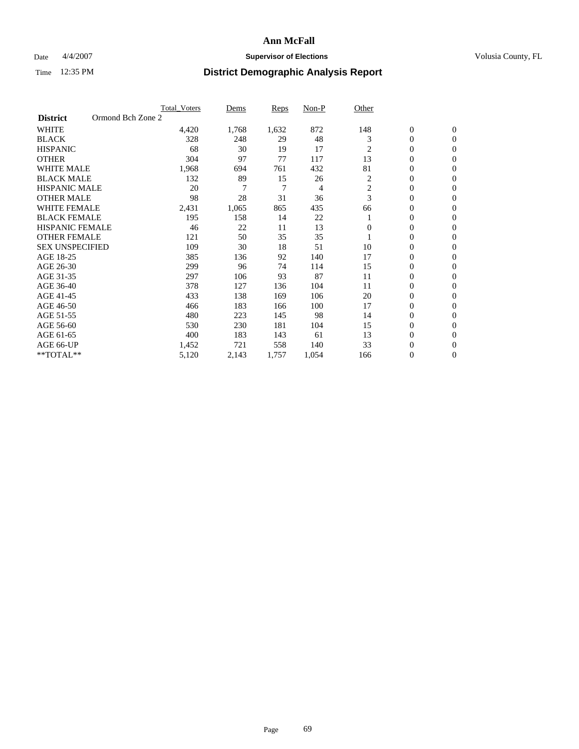# Ann McFall

Date 4/4/2007 **Supervisor of Elections** Volusia County, FL

Time 12:35 PM **District Demographic Analysis Report**

| | Total_Voters | Dems | Reps | Non-P | Other | | |
|---|---|---|---|---|---|---|---|
| **District** Ormond Bch Zone 2 | | | | | | | |
| WHITE | 4,420 | 1,768 | 1,632 | 872 | 148 | 0 | 0 |
| BLACK | 328 | 248 | 29 | 48 | 3 | 0 | 0 |
| HISPANIC | 68 | 30 | 19 | 17 | 2 | 0 | 0 |
| OTHER | 304 | 97 | 77 | 117 | 13 | 0 | 0 |
| WHITE MALE | 1,968 | 694 | 761 | 432 | 81 | 0 | 0 |
| BLACK MALE | 132 | 89 | 15 | 26 | 2 | 0 | 0 |
| HISPANIC MALE | 20 | 7 | 7 | 4 | 2 | 0 | 0 |
| OTHER MALE | 98 | 28 | 31 | 36 | 3 | 0 | 0 |
| WHITE FEMALE | 2,431 | 1,065 | 865 | 435 | 66 | 0 | 0 |
| BLACK FEMALE | 195 | 158 | 14 | 22 | 1 | 0 | 0 |
| HISPANIC FEMALE | 46 | 22 | 11 | 13 | 0 | 0 | 0 |
| OTHER FEMALE | 121 | 50 | 35 | 35 | 1 | 0 | 0 |
| SEX UNSPECIFIED | 109 | 30 | 18 | 51 | 10 | 0 | 0 |
| AGE 18-25 | 385 | 136 | 92 | 140 | 17 | 0 | 0 |
| AGE 26-30 | 299 | 96 | 74 | 114 | 15 | 0 | 0 |
| AGE 31-35 | 297 | 106 | 93 | 87 | 11 | 0 | 0 |
| AGE 36-40 | 378 | 127 | 136 | 104 | 11 | 0 | 0 |
| AGE 41-45 | 433 | 138 | 169 | 106 | 20 | 0 | 0 |
| AGE 46-50 | 466 | 183 | 166 | 100 | 17 | 0 | 0 |
| AGE 51-55 | 480 | 223 | 145 | 98 | 14 | 0 | 0 |
| AGE 56-60 | 530 | 230 | 181 | 104 | 15 | 0 | 0 |
| AGE 61-65 | 400 | 183 | 143 | 61 | 13 | 0 | 0 |
| AGE 66-UP | 1,452 | 721 | 558 | 140 | 33 | 0 | 0 |
| **TOTAL** | 5,120 | 2,143 | 1,757 | 1,054 | 166 | 0 | 0 |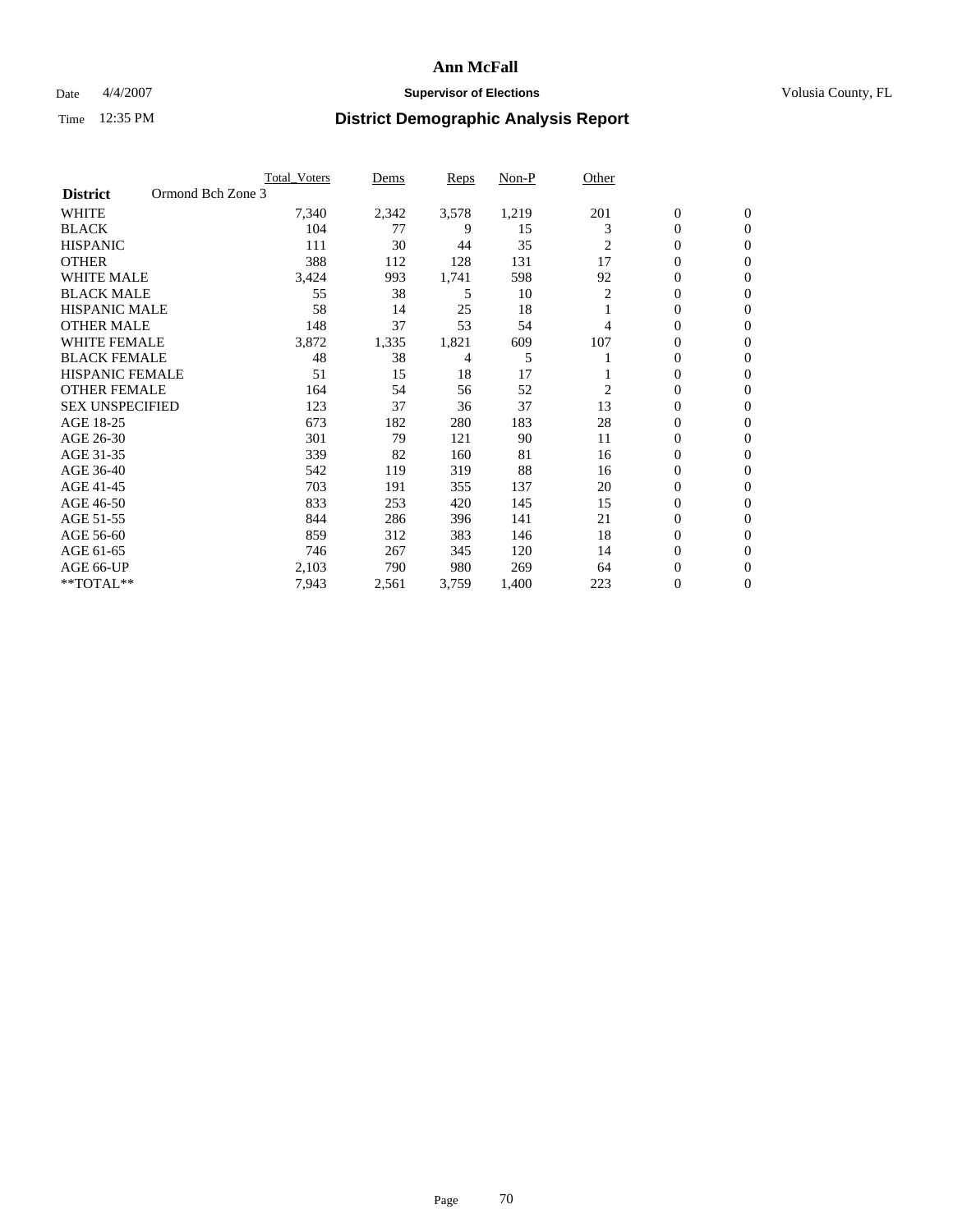# Ann McFall

Date 4/4/2007 **Supervisor of Elections** Volusia County, FL

Time 12:35 PM **District Demographic Analysis Report**

| | Total_Voters | Dems | Reps | Non-P | Other | | |
|---|---|---|---|---|---|---|---|
| **District** Ormond Bch Zone 3 | | | | | | | |
| WHITE | 7,340 | 2,342 | 3,578 | 1,219 | 201 | 0 | 0 |
| BLACK | 104 | 77 | 9 | 15 | 3 | 0 | 0 |
| HISPANIC | 111 | 30 | 44 | 35 | 2 | 0 | 0 |
| OTHER | 388 | 112 | 128 | 131 | 17 | 0 | 0 |
| WHITE MALE | 3,424 | 993 | 1,741 | 598 | 92 | 0 | 0 |
| BLACK MALE | 55 | 38 | 5 | 10 | 2 | 0 | 0 |
| HISPANIC MALE | 58 | 14 | 25 | 18 | 1 | 0 | 0 |
| OTHER MALE | 148 | 37 | 53 | 54 | 4 | 0 | 0 |
| WHITE FEMALE | 3,872 | 1,335 | 1,821 | 609 | 107 | 0 | 0 |
| BLACK FEMALE | 48 | 38 | 4 | 5 | 1 | 0 | 0 |
| HISPANIC FEMALE | 51 | 15 | 18 | 17 | 1 | 0 | 0 |
| OTHER FEMALE | 164 | 54 | 56 | 52 | 2 | 0 | 0 |
| SEX UNSPECIFIED | 123 | 37 | 36 | 37 | 13 | 0 | 0 |
| AGE 18-25 | 673 | 182 | 280 | 183 | 28 | 0 | 0 |
| AGE 26-30 | 301 | 79 | 121 | 90 | 11 | 0 | 0 |
| AGE 31-35 | 339 | 82 | 160 | 81 | 16 | 0 | 0 |
| AGE 36-40 | 542 | 119 | 319 | 88 | 16 | 0 | 0 |
| AGE 41-45 | 703 | 191 | 355 | 137 | 20 | 0 | 0 |
| AGE 46-50 | 833 | 253 | 420 | 145 | 15 | 0 | 0 |
| AGE 51-55 | 844 | 286 | 396 | 141 | 21 | 0 | 0 |
| AGE 56-60 | 859 | 312 | 383 | 146 | 18 | 0 | 0 |
| AGE 61-65 | 746 | 267 | 345 | 120 | 14 | 0 | 0 |
| AGE 66-UP | 2,103 | 790 | 980 | 269 | 64 | 0 | 0 |
| **TOTAL** | 7,943 | 2,561 | 3,759 | 1,400 | 223 | 0 | 0 |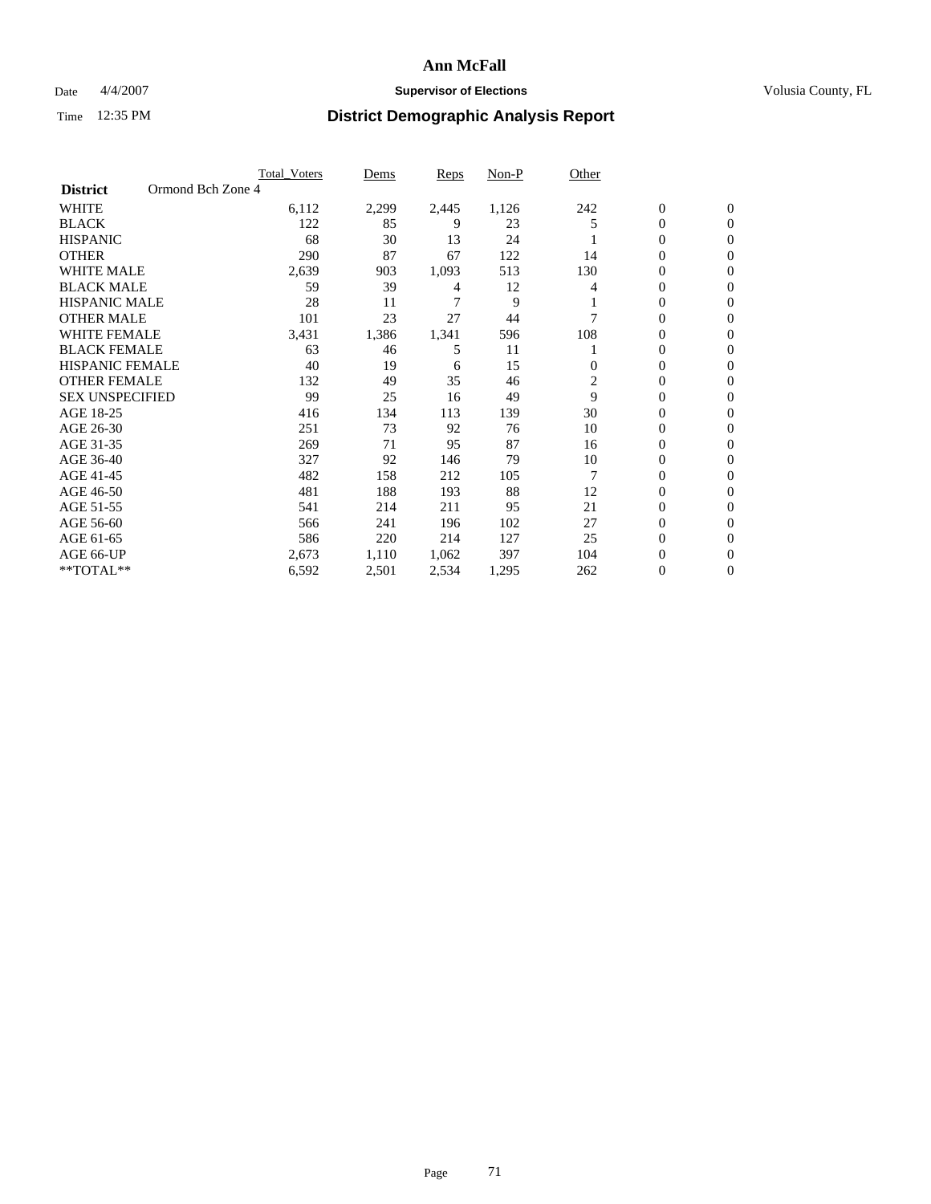# Ann McFall

Date 4/4/2007 **Supervisor of Elections** Volusia County, FL

Time 12:35 PM **District Demographic Analysis Report**

| | Total_Voters | Dems | Reps | Non-P | Other | | |
|---|---|---|---|---|---|---|---|
| **District** Ormond Bch Zone 4 | | | | | | | |
| WHITE | 6,112 | 2,299 | 2,445 | 1,126 | 242 | 0 | 0 |
| BLACK | 122 | 85 | 9 | 23 | 5 | 0 | 0 |
| HISPANIC | 68 | 30 | 13 | 24 | 1 | 0 | 0 |
| OTHER | 290 | 87 | 67 | 122 | 14 | 0 | 0 |
| WHITE MALE | 2,639 | 903 | 1,093 | 513 | 130 | 0 | 0 |
| BLACK MALE | 59 | 39 | 4 | 12 | 4 | 0 | 0 |
| HISPANIC MALE | 28 | 11 | 7 | 9 | 1 | 0 | 0 |
| OTHER MALE | 101 | 23 | 27 | 44 | 7 | 0 | 0 |
| WHITE FEMALE | 3,431 | 1,386 | 1,341 | 596 | 108 | 0 | 0 |
| BLACK FEMALE | 63 | 46 | 5 | 11 | 1 | 0 | 0 |
| HISPANIC FEMALE | 40 | 19 | 6 | 15 | 0 | 0 | 0 |
| OTHER FEMALE | 132 | 49 | 35 | 46 | 2 | 0 | 0 |
| SEX UNSPECIFIED | 99 | 25 | 16 | 49 | 9 | 0 | 0 |
| AGE 18-25 | 416 | 134 | 113 | 139 | 30 | 0 | 0 |
| AGE 26-30 | 251 | 73 | 92 | 76 | 10 | 0 | 0 |
| AGE 31-35 | 269 | 71 | 95 | 87 | 16 | 0 | 0 |
| AGE 36-40 | 327 | 92 | 146 | 79 | 10 | 0 | 0 |
| AGE 41-45 | 482 | 158 | 212 | 105 | 7 | 0 | 0 |
| AGE 46-50 | 481 | 188 | 193 | 88 | 12 | 0 | 0 |
| AGE 51-55 | 541 | 214 | 211 | 95 | 21 | 0 | 0 |
| AGE 56-60 | 566 | 241 | 196 | 102 | 27 | 0 | 0 |
| AGE 61-65 | 586 | 220 | 214 | 127 | 25 | 0 | 0 |
| AGE 66-UP | 2,673 | 1,110 | 1,062 | 397 | 104 | 0 | 0 |
| **TOTAL** | 6,592 | 2,501 | 2,534 | 1,295 | 262 | 0 | 0 |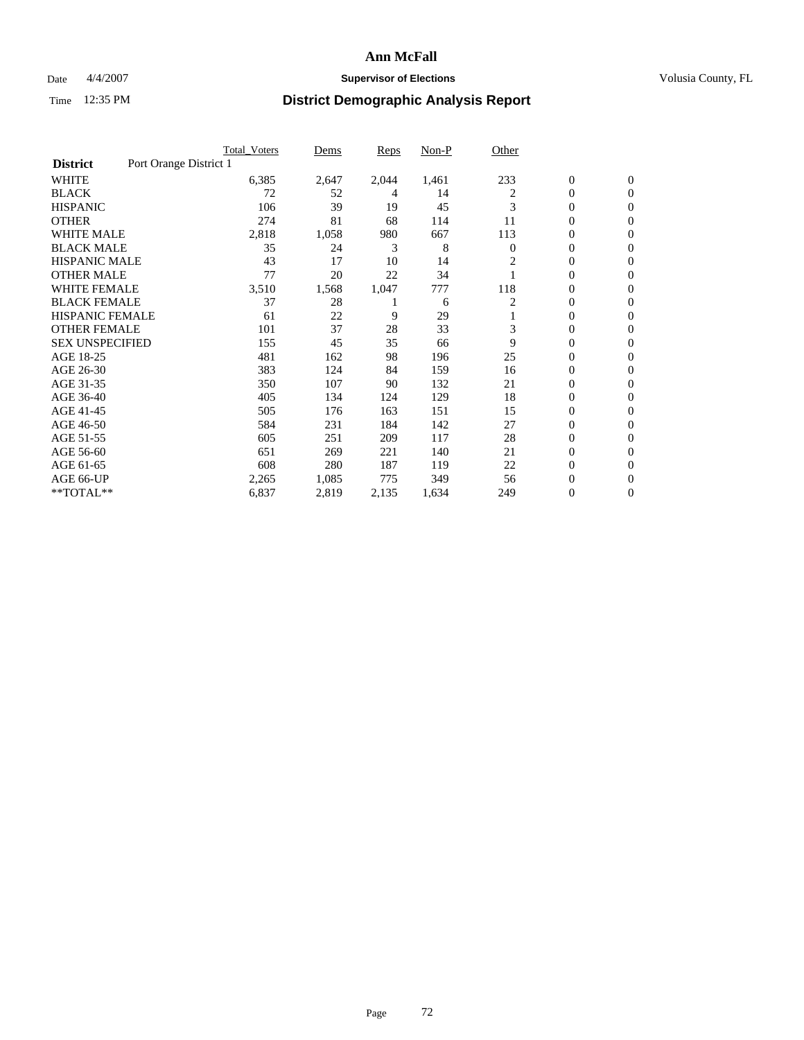# Ann McFall

Date 4/4/2007 **Supervisor of Elections** Volusia County, FL

Time 12:35 PM **District Demographic Analysis Report**

| | Total_Voters | Dems | Reps | Non-P | Other | | |
|---|---|---|---|---|---|---|---|
| **District** Port Orange District 1 | | | | | | | |
| WHITE | 6,385 | 2,647 | 2,044 | 1,461 | 233 | 0 | 0 |
| BLACK | 72 | 52 | 4 | 14 | 2 | 0 | 0 |
| HISPANIC | 106 | 39 | 19 | 45 | 3 | 0 | 0 |
| OTHER | 274 | 81 | 68 | 114 | 11 | 0 | 0 |
| WHITE MALE | 2,818 | 1,058 | 980 | 667 | 113 | 0 | 0 |
| BLACK MALE | 35 | 24 | 3 | 8 | 0 | 0 | 0 |
| HISPANIC MALE | 43 | 17 | 10 | 14 | 2 | 0 | 0 |
| OTHER MALE | 77 | 20 | 22 | 34 | 1 | 0 | 0 |
| WHITE FEMALE | 3,510 | 1,568 | 1,047 | 777 | 118 | 0 | 0 |
| BLACK FEMALE | 37 | 28 | 1 | 6 | 2 | 0 | 0 |
| HISPANIC FEMALE | 61 | 22 | 9 | 29 | 1 | 0 | 0 |
| OTHER FEMALE | 101 | 37 | 28 | 33 | 3 | 0 | 0 |
| SEX UNSPECIFIED | 155 | 45 | 35 | 66 | 9 | 0 | 0 |
| AGE 18-25 | 481 | 162 | 98 | 196 | 25 | 0 | 0 |
| AGE 26-30 | 383 | 124 | 84 | 159 | 16 | 0 | 0 |
| AGE 31-35 | 350 | 107 | 90 | 132 | 21 | 0 | 0 |
| AGE 36-40 | 405 | 134 | 124 | 129 | 18 | 0 | 0 |
| AGE 41-45 | 505 | 176 | 163 | 151 | 15 | 0 | 0 |
| AGE 46-50 | 584 | 231 | 184 | 142 | 27 | 0 | 0 |
| AGE 51-55 | 605 | 251 | 209 | 117 | 28 | 0 | 0 |
| AGE 56-60 | 651 | 269 | 221 | 140 | 21 | 0 | 0 |
| AGE 61-65 | 608 | 280 | 187 | 119 | 22 | 0 | 0 |
| AGE 66-UP | 2,265 | 1,085 | 775 | 349 | 56 | 0 | 0 |
| **TOTAL** | 6,837 | 2,819 | 2,135 | 1,634 | 249 | 0 | 0 |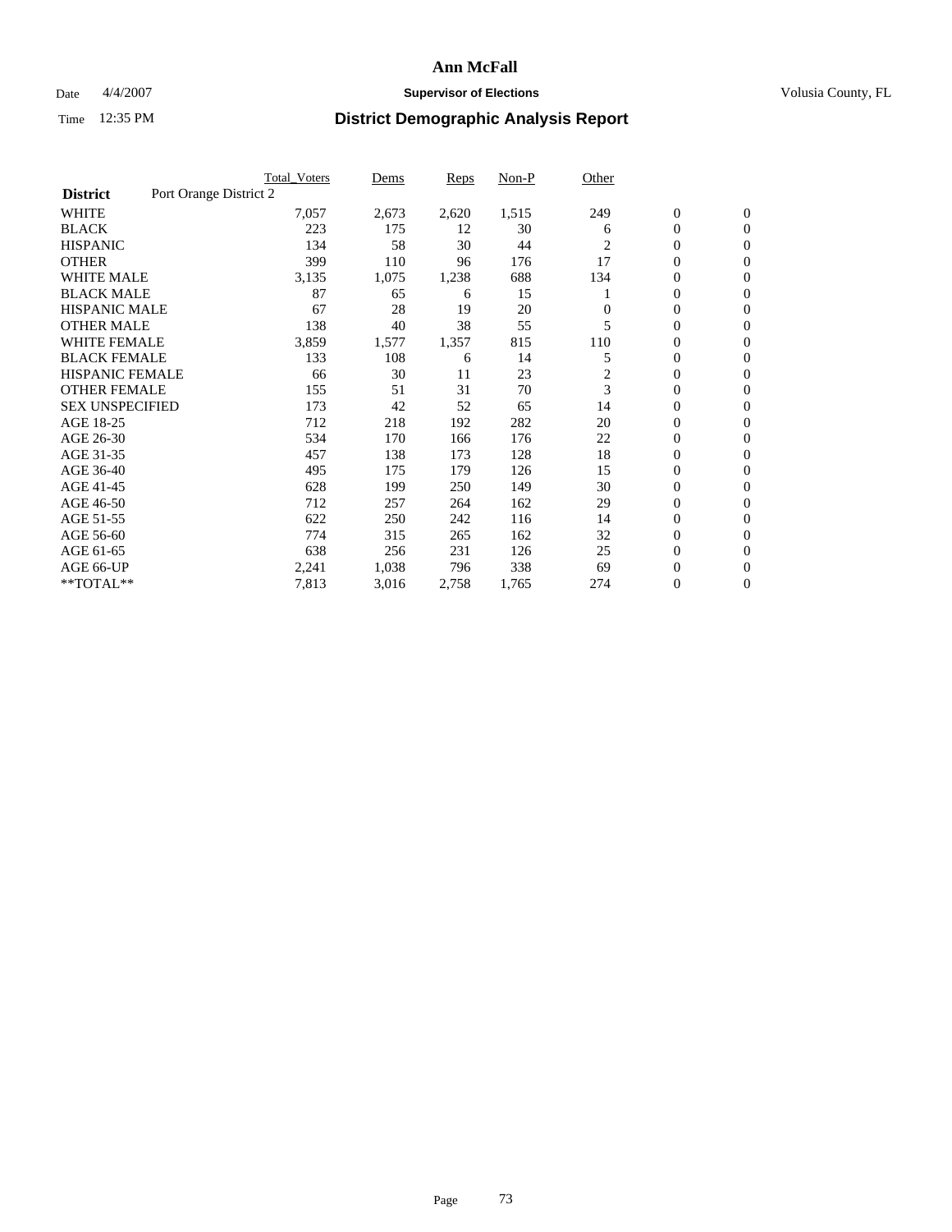# Ann McFall

Date 4/4/2007 **Supervisor of Elections** Volusia County, FL

Time 12:35 PM **District Demographic Analysis Report**

| | Total_Voters | Dems | Reps | Non-P | Other | | |
|---|---|---|---|---|---|---|---|
| **District** Port Orange District 2 | | | | | | | |
| WHITE | 7,057 | 2,673 | 2,620 | 1,515 | 249 | 0 | 0 |
| BLACK | 223 | 175 | 12 | 30 | 6 | 0 | 0 |
| HISPANIC | 134 | 58 | 30 | 44 | 2 | 0 | 0 |
| OTHER | 399 | 110 | 96 | 176 | 17 | 0 | 0 |
| WHITE MALE | 3,135 | 1,075 | 1,238 | 688 | 134 | 0 | 0 |
| BLACK MALE | 87 | 65 | 6 | 15 | 1 | 0 | 0 |
| HISPANIC MALE | 67 | 28 | 19 | 20 | 0 | 0 | 0 |
| OTHER MALE | 138 | 40 | 38 | 55 | 5 | 0 | 0 |
| WHITE FEMALE | 3,859 | 1,577 | 1,357 | 815 | 110 | 0 | 0 |
| BLACK FEMALE | 133 | 108 | 6 | 14 | 5 | 0 | 0 |
| HISPANIC FEMALE | 66 | 30 | 11 | 23 | 2 | 0 | 0 |
| OTHER FEMALE | 155 | 51 | 31 | 70 | 3 | 0 | 0 |
| SEX UNSPECIFIED | 173 | 42 | 52 | 65 | 14 | 0 | 0 |
| AGE 18-25 | 712 | 218 | 192 | 282 | 20 | 0 | 0 |
| AGE 26-30 | 534 | 170 | 166 | 176 | 22 | 0 | 0 |
| AGE 31-35 | 457 | 138 | 173 | 128 | 18 | 0 | 0 |
| AGE 36-40 | 495 | 175 | 179 | 126 | 15 | 0 | 0 |
| AGE 41-45 | 628 | 199 | 250 | 149 | 30 | 0 | 0 |
| AGE 46-50 | 712 | 257 | 264 | 162 | 29 | 0 | 0 |
| AGE 51-55 | 622 | 250 | 242 | 116 | 14 | 0 | 0 |
| AGE 56-60 | 774 | 315 | 265 | 162 | 32 | 0 | 0 |
| AGE 61-65 | 638 | 256 | 231 | 126 | 25 | 0 | 0 |
| AGE 66-UP | 2,241 | 1,038 | 796 | 338 | 69 | 0 | 0 |
| **TOTAL** | 7,813 | 3,016 | 2,758 | 1,765 | 274 | 0 | 0 |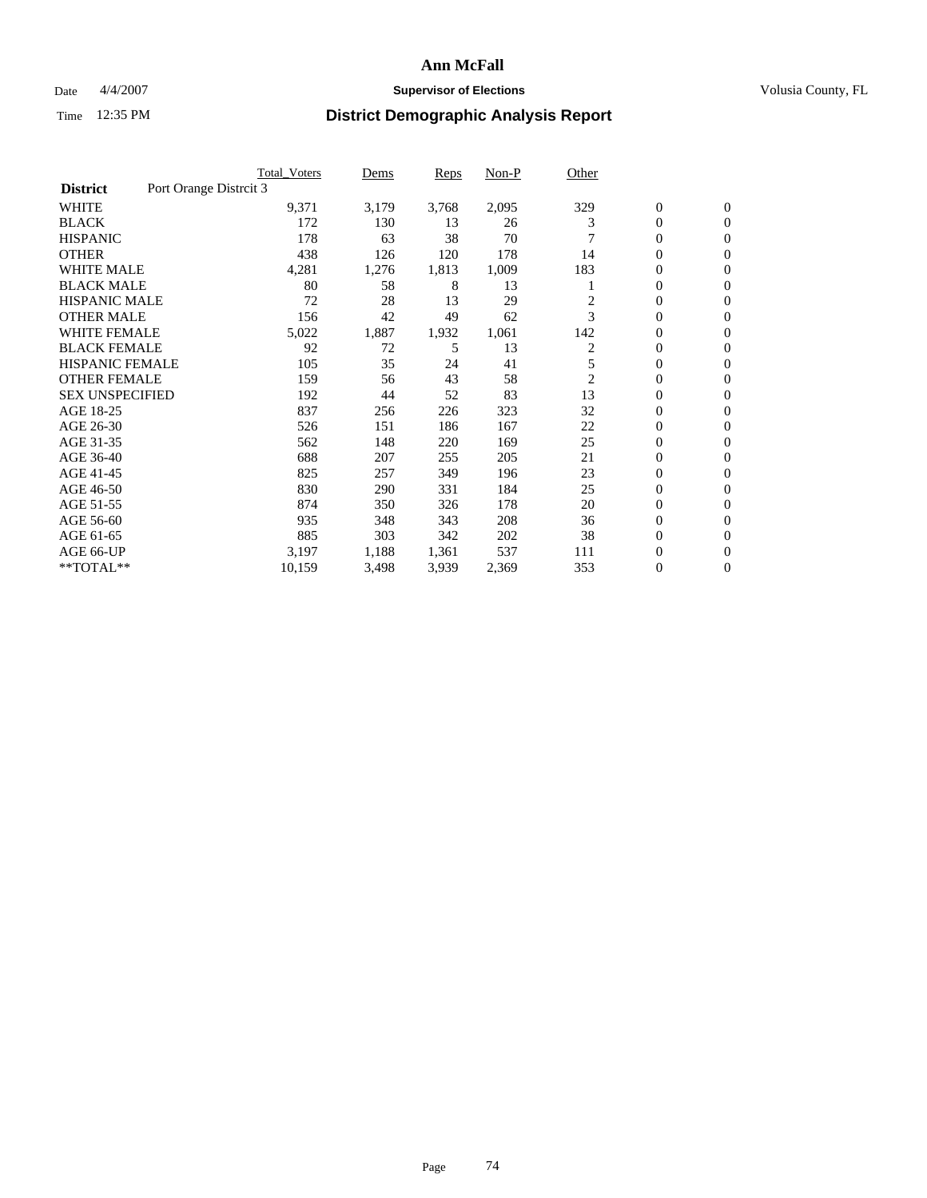# Ann McFall

Date 4/4/2007 **Supervisor of Elections** Volusia County, FL

Time 12:35 PM **District Demographic Analysis Report**

| | Total_Voters | Dems | Reps | Non-P | Other | | |
|---|---|---|---|---|---|---|---|
| **District** Port Orange Distrcit 3 | | | | | | | |
| WHITE | 9,371 | 3,179 | 3,768 | 2,095 | 329 | 0 | 0 |
| BLACK | 172 | 130 | 13 | 26 | 3 | 0 | 0 |
| HISPANIC | 178 | 63 | 38 | 70 | 7 | 0 | 0 |
| OTHER | 438 | 126 | 120 | 178 | 14 | 0 | 0 |
| WHITE MALE | 4,281 | 1,276 | 1,813 | 1,009 | 183 | 0 | 0 |
| BLACK MALE | 80 | 58 | 8 | 13 | 1 | 0 | 0 |
| HISPANIC MALE | 72 | 28 | 13 | 29 | 2 | 0 | 0 |
| OTHER MALE | 156 | 42 | 49 | 62 | 3 | 0 | 0 |
| WHITE FEMALE | 5,022 | 1,887 | 1,932 | 1,061 | 142 | 0 | 0 |
| BLACK FEMALE | 92 | 72 | 5 | 13 | 2 | 0 | 0 |
| HISPANIC FEMALE | 105 | 35 | 24 | 41 | 5 | 0 | 0 |
| OTHER FEMALE | 159 | 56 | 43 | 58 | 2 | 0 | 0 |
| SEX UNSPECIFIED | 192 | 44 | 52 | 83 | 13 | 0 | 0 |
| AGE 18-25 | 837 | 256 | 226 | 323 | 32 | 0 | 0 |
| AGE 26-30 | 526 | 151 | 186 | 167 | 22 | 0 | 0 |
| AGE 31-35 | 562 | 148 | 220 | 169 | 25 | 0 | 0 |
| AGE 36-40 | 688 | 207 | 255 | 205 | 21 | 0 | 0 |
| AGE 41-45 | 825 | 257 | 349 | 196 | 23 | 0 | 0 |
| AGE 46-50 | 830 | 290 | 331 | 184 | 25 | 0 | 0 |
| AGE 51-55 | 874 | 350 | 326 | 178 | 20 | 0 | 0 |
| AGE 56-60 | 935 | 348 | 343 | 208 | 36 | 0 | 0 |
| AGE 61-65 | 885 | 303 | 342 | 202 | 38 | 0 | 0 |
| AGE 66-UP | 3,197 | 1,188 | 1,361 | 537 | 111 | 0 | 0 |
| **TOTAL** | 10,159 | 3,498 | 3,939 | 2,369 | 353 | 0 | 0 |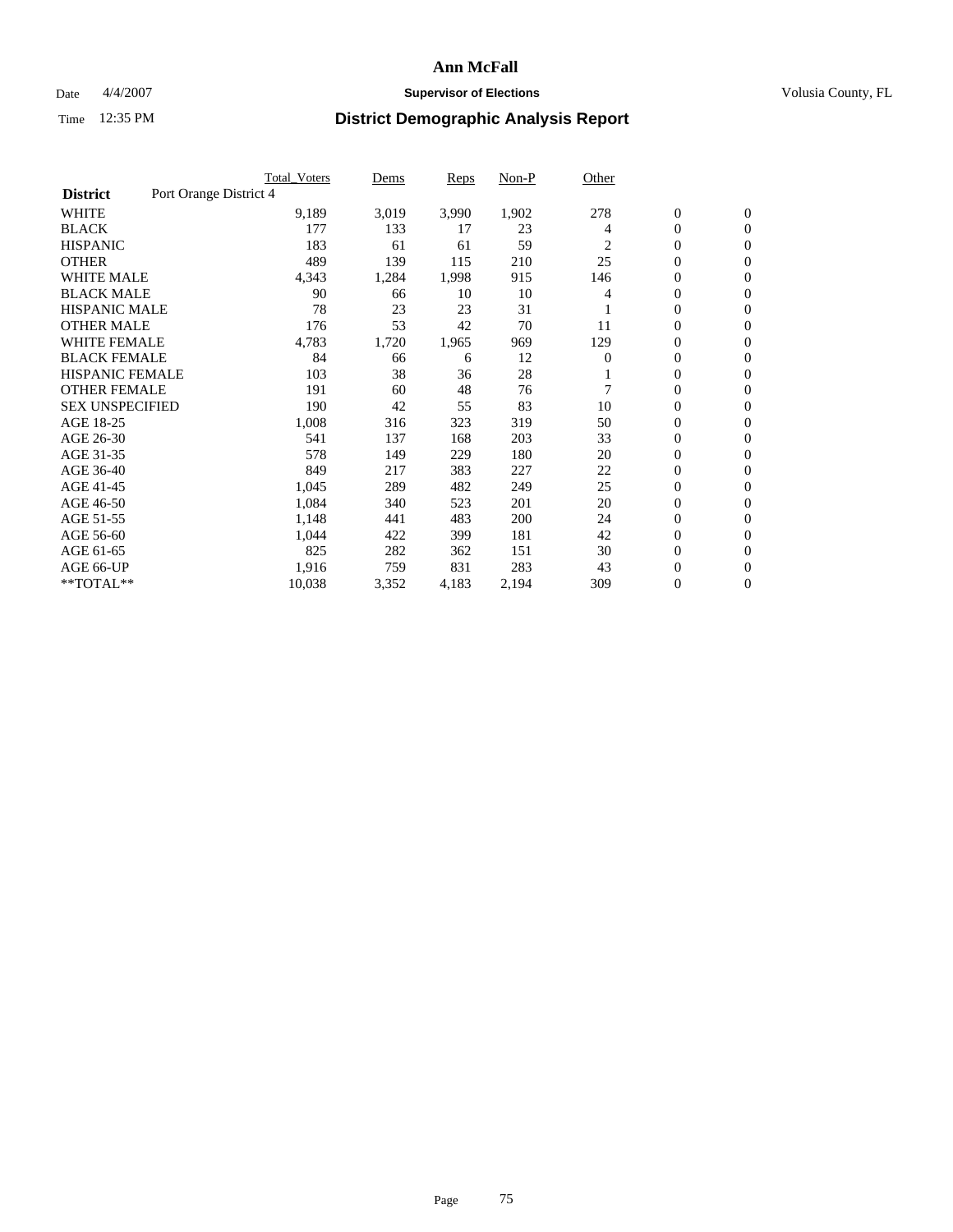# Ann McFall

Date 4/4/2007 **Supervisor of Elections** Volusia County, FL

Time 12:35 PM **District Demographic Analysis Report**

| **District** | Port Orange District 4 | Total_Voters | Dems | Reps | Non-P | Other | | |
|---|---|---|---|---|---|---|---|---|
| WHITE | | 9,189 | 3,019 | 3,990 | 1,902 | 278 | 0 | 0 |
| BLACK | | 177 | 133 | 17 | 23 | 4 | 0 | 0 |
| HISPANIC | | 183 | 61 | 61 | 59 | 2 | 0 | 0 |
| OTHER | | 489 | 139 | 115 | 210 | 25 | 0 | 0 |
| WHITE MALE | | 4,343 | 1,284 | 1,998 | 915 | 146 | 0 | 0 |
| BLACK MALE | | 90 | 66 | 10 | 10 | 4 | 0 | 0 |
| HISPANIC MALE | | 78 | 23 | 23 | 31 | 1 | 0 | 0 |
| OTHER MALE | | 176 | 53 | 42 | 70 | 11 | 0 | 0 |
| WHITE FEMALE | | 4,783 | 1,720 | 1,965 | 969 | 129 | 0 | 0 |
| BLACK FEMALE | | 84 | 66 | 6 | 12 | 0 | 0 | 0 |
| HISPANIC FEMALE | | 103 | 38 | 36 | 28 | 1 | 0 | 0 |
| OTHER FEMALE | | 191 | 60 | 48 | 76 | 7 | 0 | 0 |
| SEX UNSPECIFIED | | 190 | 42 | 55 | 83 | 10 | 0 | 0 |
| AGE 18-25 | | 1,008 | 316 | 323 | 319 | 50 | 0 | 0 |
| AGE 26-30 | | 541 | 137 | 168 | 203 | 33 | 0 | 0 |
| AGE 31-35 | | 578 | 149 | 229 | 180 | 20 | 0 | 0 |
| AGE 36-40 | | 849 | 217 | 383 | 227 | 22 | 0 | 0 |
| AGE 41-45 | | 1,045 | 289 | 482 | 249 | 25 | 0 | 0 |
| AGE 46-50 | | 1,084 | 340 | 523 | 201 | 20 | 0 | 0 |
| AGE 51-55 | | 1,148 | 441 | 483 | 200 | 24 | 0 | 0 |
| AGE 56-60 | | 1,044 | 422 | 399 | 181 | 42 | 0 | 0 |
| AGE 61-65 | | 825 | 282 | 362 | 151 | 30 | 0 | 0 |
| AGE 66-UP | | 1,916 | 759 | 831 | 283 | 43 | 0 | 0 |
| **TOTAL** | | 10,038 | 3,352 | 4,183 | 2,194 | 309 | 0 | 0 |